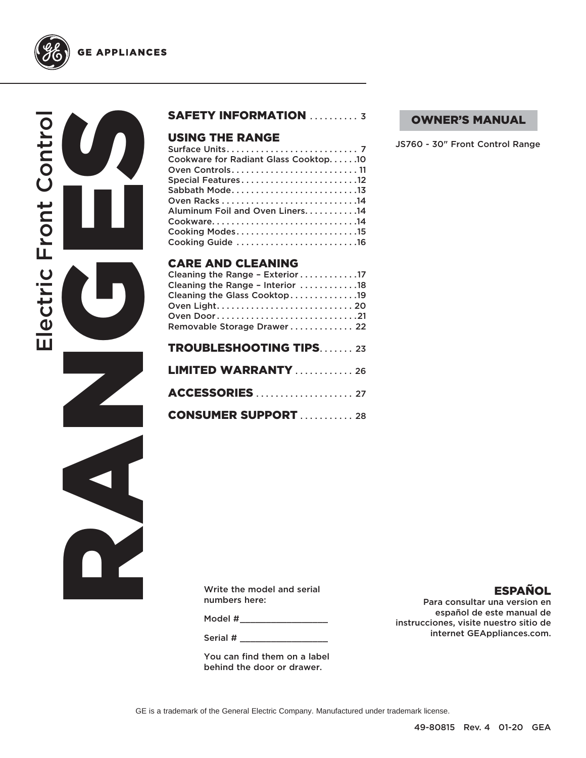GE APPLIANCES

# Electric Front Control RANGES

**OWNER'S MANUAL**

JS760 - 30" Front Control Range

## SAFETY INFORMATION .......... 3

## USING THE RANGE

- Surface Units .......................... 7
- Cookware for Radiant Glass Cooktop ...... 10
- Oven Controls .......................... 11
- Special Features ........................ 12
- Sabbath Mode .......................... 13
- Oven Racks ........................... 14
- Aluminum Foil and Oven Liners ........... 14
- Cookware ............................. 14
- Cooking Modes ......................... 15
- Cooking Guide ......................... 16

## CARE AND CLEANING

- Cleaning the Range – Exterior ............ 17
- Cleaning the Range – Interior ............ 18
- Cleaning the Glass Cooktop .............. 19
- Oven Light ............................ 20
- Oven Door ............................ 21
- Removable Storage Drawer ............. 22

## TROUBLESHOOTING TIPS ....... 23

## LIMITED WARRANTY ............ 26

## ACCESSORIES .................... 27

## CONSUMER SUPPORT ........... 28

Write the model and serial numbers here:

Model #_________________

Serial # _________________

You can find them on a label behind the door or drawer.

## ESPAÑOL

Para consultar una version en español de este manual de instrucciones, visite nuestro sitio de internet GEAppliances.com.

GE is a trademark of the General Electric Company. Manufactured under trademark license.

49-80815 Rev. 4 01-20 GEA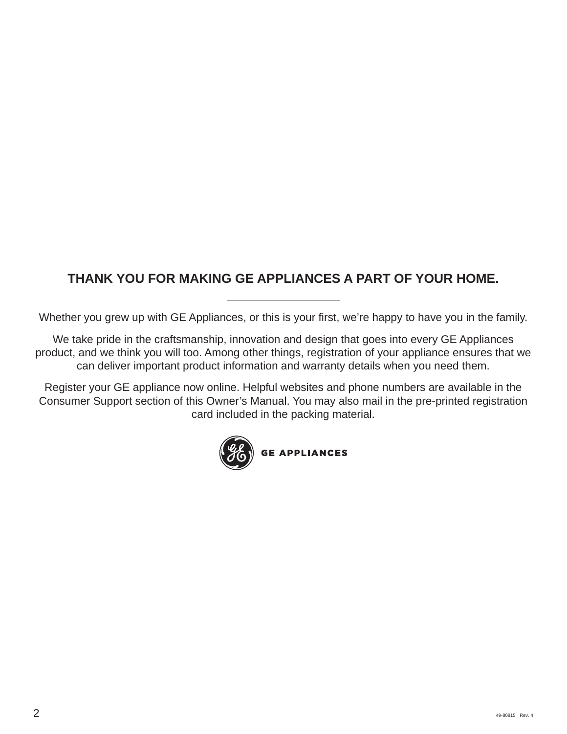## THANK YOU FOR MAKING GE APPLIANCES A PART OF YOUR HOME.

---

Whether you grew up with GE Appliances, or this is your first, we're happy to have you in the family.

We take pride in the craftsmanship, innovation and design that goes into every GE Appliances product, and we think you will too. Among other things, registration of your appliance ensures that we can deliver important product information and warranty details when you need them.

Register your GE appliance now online. Helpful websites and phone numbers are available in the Consumer Support section of this Owner's Manual. You may also mail in the pre-printed registration card included in the packing material.

GE APPLIANCES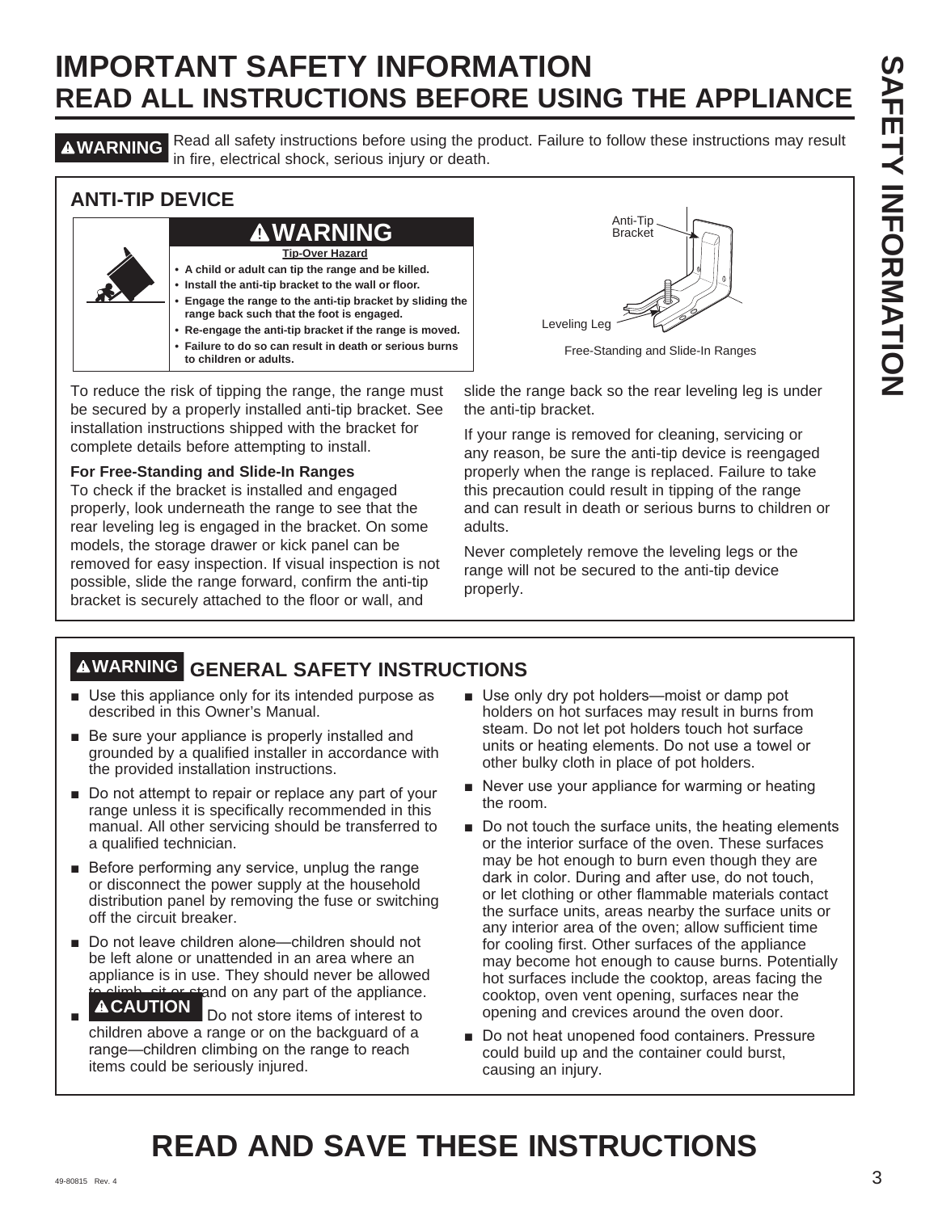# IMPORTANT SAFETY INFORMATION
## READ ALL INSTRUCTIONS BEFORE USING THE APPLIANCE

**⚠WARNING** Read all safety instructions before using the product. Failure to follow these instructions may result in fire, electrical shock, serious injury or death.

### ANTI-TIP DEVICE

**⚠WARNING**

**Tip-Over Hazard**

- **A child or adult can tip the range and be killed.**
- **Install the anti-tip bracket to the wall or floor.**
- **Engage the range to the anti-tip bracket by sliding the range back such that the foot is engaged.**
- **Re-engage the anti-tip bracket if the range is moved.**
- **Failure to do so can result in death or serious burns to children or adults.**

Anti-Tip Bracket

Leveling Leg

Free-Standing and Slide-In Ranges

To reduce the risk of tipping the range, the range must be secured by a properly installed anti-tip bracket. See installation instructions shipped with the bracket for complete details before attempting to install.

**For Free-Standing and Slide-In Ranges**

To check if the bracket is installed and engaged properly, look underneath the range to see that the rear leveling leg is engaged in the bracket. On some models, the storage drawer or kick panel can be removed for easy inspection. If visual inspection is not possible, slide the range forward, confirm the anti-tip bracket is securely attached to the floor or wall, and slide the range back so the rear leveling leg is under the anti-tip bracket.

If your range is removed for cleaning, servicing or any reason, be sure the anti-tip device is reengaged properly when the range is replaced. Failure to take this precaution could result in tipping of the range and can result in death or serious burns to children or adults.

Never completely remove the leveling legs or the range will not be secured to the anti-tip device properly.

### ⚠WARNING GENERAL SAFETY INSTRUCTIONS

- Use this appliance only for its intended purpose as described in this Owner's Manual.
- Be sure your appliance is properly installed and grounded by a qualified installer in accordance with the provided installation instructions.
- Do not attempt to repair or replace any part of your range unless it is specifically recommended in this manual. All other servicing should be transferred to a qualified technician.
- Before performing any service, unplug the range or disconnect the power supply at the household distribution panel by removing the fuse or switching off the circuit breaker.
- Do not leave children alone—children should not be left alone or unattended in an area where an appliance is in use. They should never be allowed to climb, sit or stand on any part of the appliance.
- **⚠CAUTION** Do not store items of interest to children above a range or on the backguard of a range—children climbing on the range to reach items could be seriously injured.
- Use only dry pot holders—moist or damp pot holders on hot surfaces may result in burns from steam. Do not let pot holders touch hot surface units or heating elements. Do not use a towel or other bulky cloth in place of pot holders.
- Never use your appliance for warming or heating the room.
- Do not touch the surface units, the heating elements or the interior surface of the oven. These surfaces may be hot enough to burn even though they are dark in color. During and after use, do not touch, or let clothing or other flammable materials contact the surface units, areas nearby the surface units or any interior area of the oven; allow sufficient time for cooling first. Other surfaces of the appliance may become hot enough to cause burns. Potentially hot surfaces include the cooktop, areas facing the cooktop, oven vent opening, surfaces near the opening and crevices around the oven door.
- Do not heat unopened food containers. Pressure could build up and the container could burst, causing an injury.

## READ AND SAVE THESE INSTRUCTIONS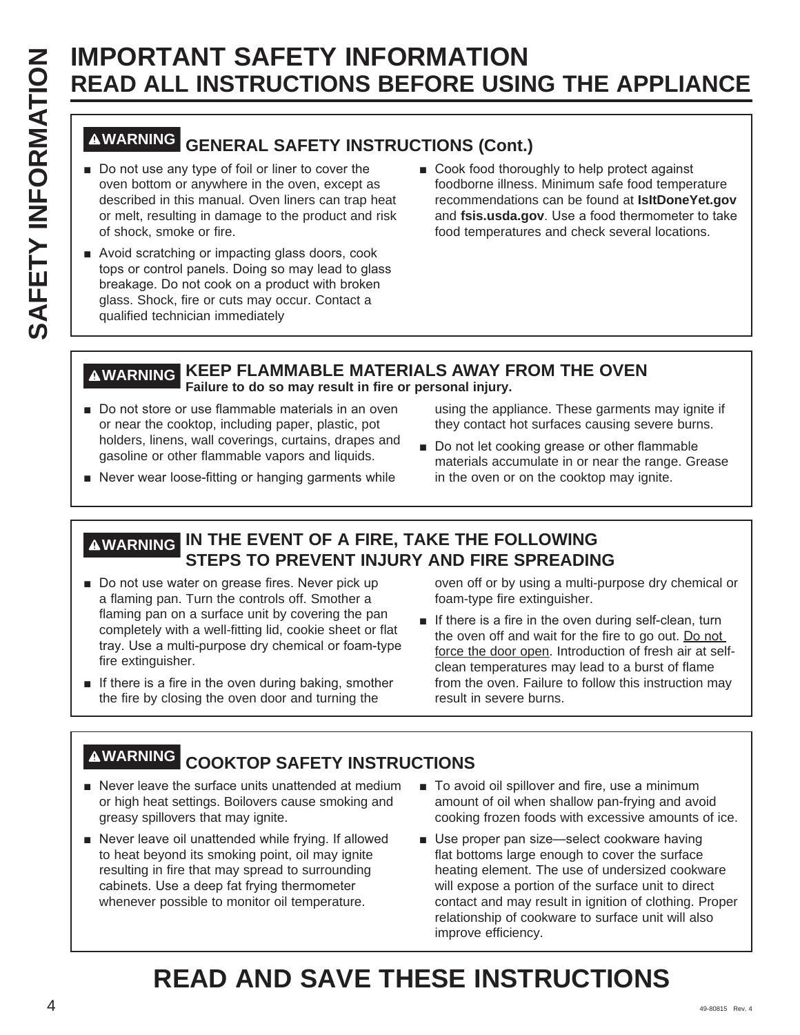# IMPORTANT SAFETY INFORMATION
# READ ALL INSTRUCTIONS BEFORE USING THE APPLIANCE

## ⚠WARNING GENERAL SAFETY INSTRUCTIONS (Cont.)

- Do not use any type of foil or liner to cover the oven bottom or anywhere in the oven, except as described in this manual. Oven liners can trap heat or melt, resulting in damage to the product and risk of shock, smoke or fire.
- Avoid scratching or impacting glass doors, cook tops or control panels. Doing so may lead to glass breakage. Do not cook on a product with broken glass. Shock, fire or cuts may occur. Contact a qualified technician immediately
- Cook food thoroughly to help protect against foodborne illness. Minimum safe food temperature recommendations can be found at **IsItDoneYet.gov** and **fsis.usda.gov**. Use a food thermometer to take food temperatures and check several locations.

## ⚠WARNING KEEP FLAMMABLE MATERIALS AWAY FROM THE OVEN

**Failure to do so may result in fire or personal injury.**

- Do not store or use flammable materials in an oven or near the cooktop, including paper, plastic, pot holders, linens, wall coverings, curtains, drapes and gasoline or other flammable vapors and liquids.
- Never wear loose-fitting or hanging garments while using the appliance. These garments may ignite if they contact hot surfaces causing severe burns.
- Do not let cooking grease or other flammable materials accumulate in or near the range. Grease in the oven or on the cooktop may ignite.

## ⚠WARNING IN THE EVENT OF A FIRE, TAKE THE FOLLOWING STEPS TO PREVENT INJURY AND FIRE SPREADING

- Do not use water on grease fires. Never pick up a flaming pan. Turn the controls off. Smother a flaming pan on a surface unit by covering the pan completely with a well-fitting lid, cookie sheet or flat tray. Use a multi-purpose dry chemical or foam-type fire extinguisher.
- If there is a fire in the oven during baking, smother the fire by closing the oven door and turning the oven off or by using a multi-purpose dry chemical or foam-type fire extinguisher.
- If there is a fire in the oven during self-clean, turn the oven off and wait for the fire to go out. Do not force the door open. Introduction of fresh air at self-clean temperatures may lead to a burst of flame from the oven. Failure to follow this instruction may result in severe burns.

## ⚠WARNING COOKTOP SAFETY INSTRUCTIONS

- Never leave the surface units unattended at medium or high heat settings. Boilovers cause smoking and greasy spillovers that may ignite.
- Never leave oil unattended while frying. If allowed to heat beyond its smoking point, oil may ignite resulting in fire that may spread to surrounding cabinets. Use a deep fat frying thermometer whenever possible to monitor oil temperature.
- To avoid oil spillover and fire, use a minimum amount of oil when shallow pan-frying and avoid cooking frozen foods with excessive amounts of ice.
- Use proper pan size—select cookware having flat bottoms large enough to cover the surface heating element. The use of undersized cookware will expose a portion of the surface unit to direct contact and may result in ignition of clothing. Proper relationship of cookware to surface unit will also improve efficiency.

# READ AND SAVE THESE INSTRUCTIONS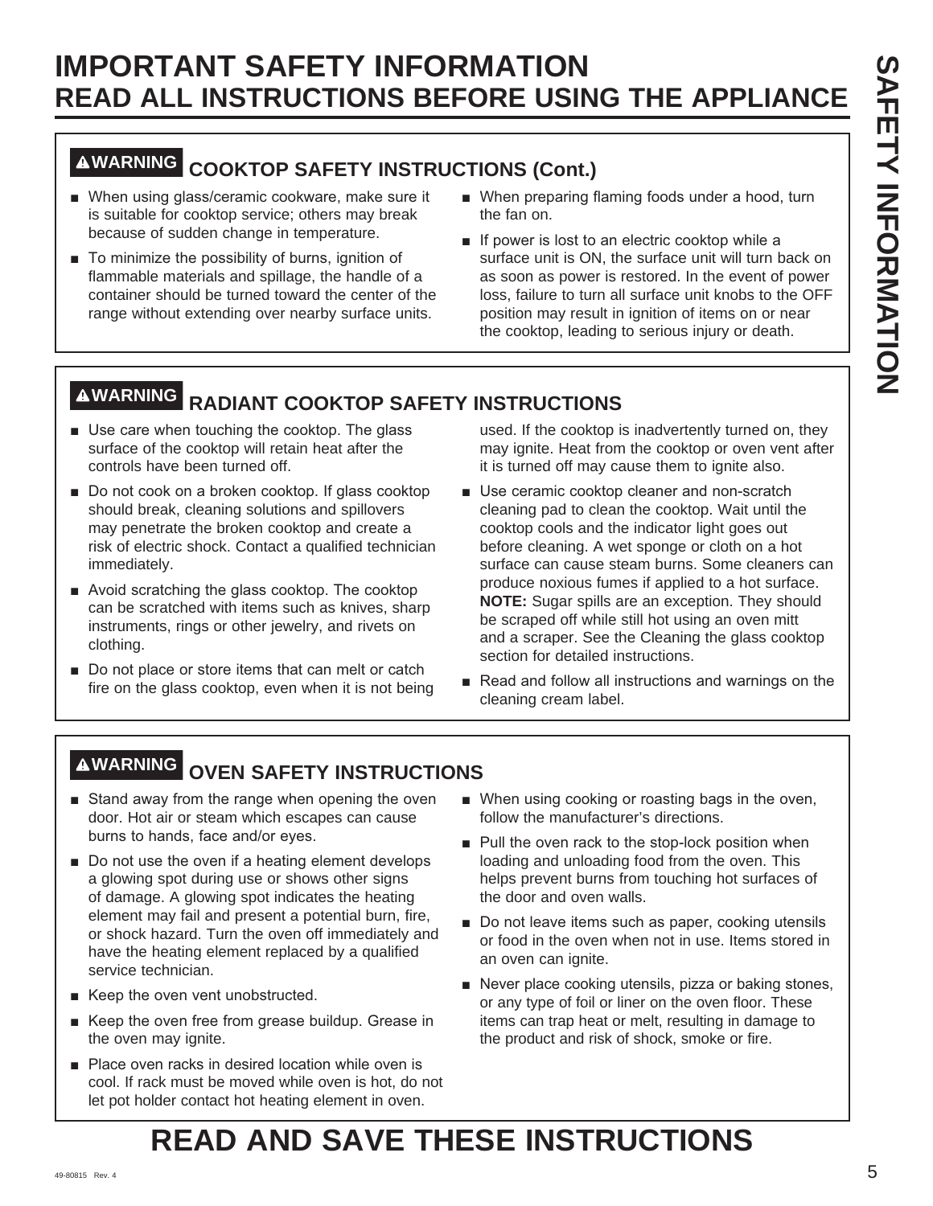# IMPORTANT SAFETY INFORMATION
## READ ALL INSTRUCTIONS BEFORE USING THE APPLIANCE

### ⚠WARNING COOKTOP SAFETY INSTRUCTIONS (Cont.)

- When using glass/ceramic cookware, make sure it is suitable for cooktop service; others may break because of sudden change in temperature.
- To minimize the possibility of burns, ignition of flammable materials and spillage, the handle of a container should be turned toward the center of the range without extending over nearby surface units.
- When preparing flaming foods under a hood, turn the fan on.
- If power is lost to an electric cooktop while a surface unit is ON, the surface unit will turn back on as soon as power is restored. In the event of power loss, failure to turn all surface unit knobs to the OFF position may result in ignition of items on or near the cooktop, leading to serious injury or death.

### ⚠WARNING RADIANT COOKTOP SAFETY INSTRUCTIONS

- Use care when touching the cooktop. The glass surface of the cooktop will retain heat after the controls have been turned off.
- Do not cook on a broken cooktop. If glass cooktop should break, cleaning solutions and spillovers may penetrate the broken cooktop and create a risk of electric shock. Contact a qualified technician immediately.
- Avoid scratching the glass cooktop. The cooktop can be scratched with items such as knives, sharp instruments, rings or other jewelry, and rivets on clothing.
- Do not place or store items that can melt or catch fire on the glass cooktop, even when it is not being used. If the cooktop is inadvertently turned on, they may ignite. Heat from the cooktop or oven vent after it is turned off may cause them to ignite also.
- Use ceramic cooktop cleaner and non-scratch cleaning pad to clean the cooktop. Wait until the cooktop cools and the indicator light goes out before cleaning. A wet sponge or cloth on a hot surface can cause steam burns. Some cleaners can produce noxious fumes if applied to a hot surface. **NOTE:** Sugar spills are an exception. They should be scraped off while still hot using an oven mitt and a scraper. See the Cleaning the glass cooktop section for detailed instructions.
- Read and follow all instructions and warnings on the cleaning cream label.

### ⚠WARNING OVEN SAFETY INSTRUCTIONS

- Stand away from the range when opening the oven door. Hot air or steam which escapes can cause burns to hands, face and/or eyes.
- Do not use the oven if a heating element develops a glowing spot during use or shows other signs of damage. A glowing spot indicates the heating element may fail and present a potential burn, fire, or shock hazard. Turn the oven off immediately and have the heating element replaced by a qualified service technician.
- Keep the oven vent unobstructed.
- Keep the oven free from grease buildup. Grease in the oven may ignite.
- Place oven racks in desired location while oven is cool. If rack must be moved while oven is hot, do not let pot holder contact hot heating element in oven.
- When using cooking or roasting bags in the oven, follow the manufacturer's directions.
- Pull the oven rack to the stop-lock position when loading and unloading food from the oven. This helps prevent burns from touching hot surfaces of the door and oven walls.
- Do not leave items such as paper, cooking utensils or food in the oven when not in use. Items stored in an oven can ignite.
- Never place cooking utensils, pizza or baking stones, or any type of foil or liner on the oven floor. These items can trap heat or melt, resulting in damage to the product and risk of shock, smoke or fire.

## READ AND SAVE THESE INSTRUCTIONS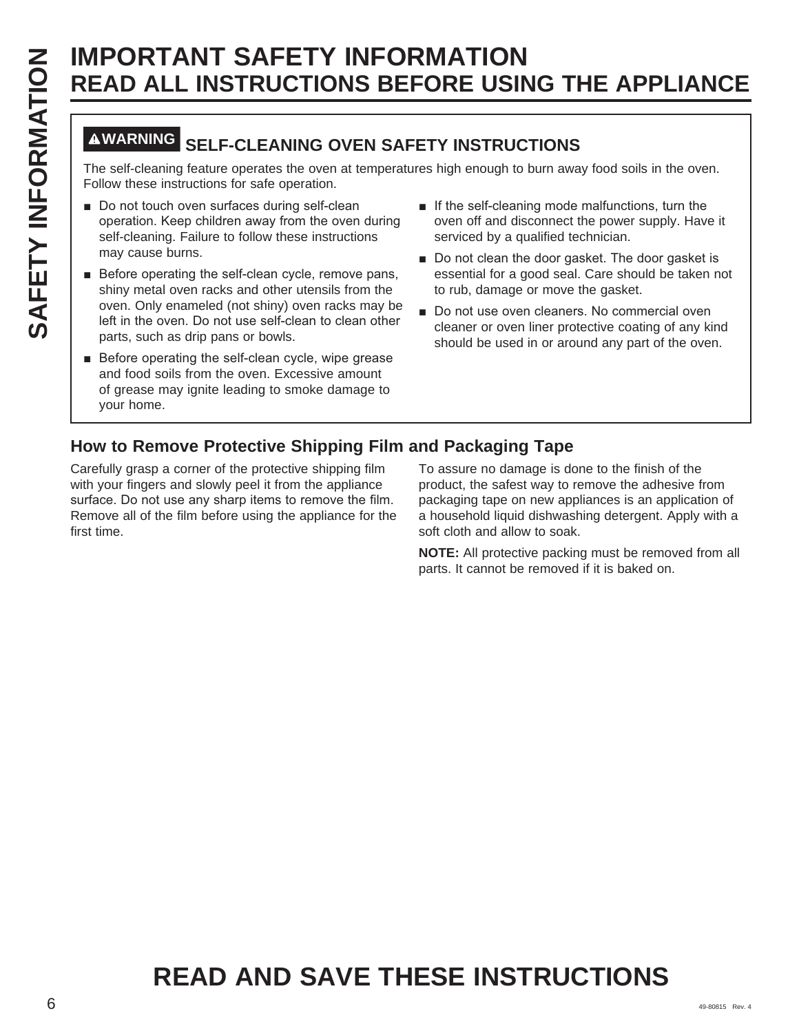# IMPORTANT SAFETY INFORMATION
## READ ALL INSTRUCTIONS BEFORE USING THE APPLIANCE

### ⚠WARNING SELF-CLEANING OVEN SAFETY INSTRUCTIONS

The self-cleaning feature operates the oven at temperatures high enough to burn away food soils in the oven. Follow these instructions for safe operation.

- Do not touch oven surfaces during self-clean operation. Keep children away from the oven during self-cleaning. Failure to follow these instructions may cause burns.
- Before operating the self-clean cycle, remove pans, shiny metal oven racks and other utensils from the oven. Only enameled (not shiny) oven racks may be left in the oven. Do not use self-clean to clean other parts, such as drip pans or bowls.
- Before operating the self-clean cycle, wipe grease and food soils from the oven. Excessive amount of grease may ignite leading to smoke damage to your home.
- If the self-cleaning mode malfunctions, turn the oven off and disconnect the power supply. Have it serviced by a qualified technician.
- Do not clean the door gasket. The door gasket is essential for a good seal. Care should be taken not to rub, damage or move the gasket.
- Do not use oven cleaners. No commercial oven cleaner or oven liner protective coating of any kind should be used in or around any part of the oven.

### How to Remove Protective Shipping Film and Packaging Tape

Carefully grasp a corner of the protective shipping film with your fingers and slowly peel it from the appliance surface. Do not use any sharp items to remove the film. Remove all of the film before using the appliance for the first time.

To assure no damage is done to the finish of the product, the safest way to remove the adhesive from packaging tape on new appliances is an application of a household liquid dishwashing detergent. Apply with a soft cloth and allow to soak.

**NOTE:** All protective packing must be removed from all parts. It cannot be removed if it is baked on.

## READ AND SAVE THESE INSTRUCTIONS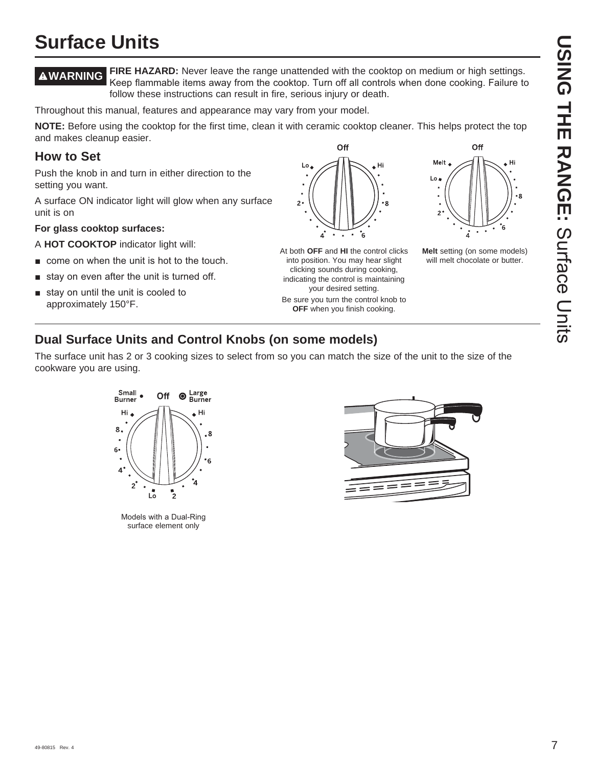# Surface Units

**⚠WARNING** **FIRE HAZARD:** Never leave the range unattended with the cooktop on medium or high settings. Keep flammable items away from the cooktop. Turn off all controls when done cooking. Failure to follow these instructions can result in fire, serious injury or death.

Throughout this manual, features and appearance may vary from your model.

**NOTE:** Before using the cooktop for the first time, clean it with ceramic cooktop cleaner. This helps protect the top and makes cleanup easier.

## How to Set

Push the knob in and turn in either direction to the setting you want.

A surface ON indicator light will glow when any surface unit is on

**For glass cooktop surfaces:**

A **HOT COOKTOP** indicator light will:

- come on when the unit is hot to the touch.
- stay on even after the unit is turned off.
- stay on until the unit is cooled to approximately 150°F.

At both **OFF** and **HI** the control clicks into position. You may hear slight clicking sounds during cooking, indicating the control is maintaining your desired setting.

Be sure you turn the control knob to **OFF** when you finish cooking.

**Melt** setting (on some models) will melt chocolate or butter.

## Dual Surface Units and Control Knobs (on some models)

The surface unit has 2 or 3 cooking sizes to select from so you can match the size of the unit to the size of the cookware you are using.

Models with a Dual-Ring surface element only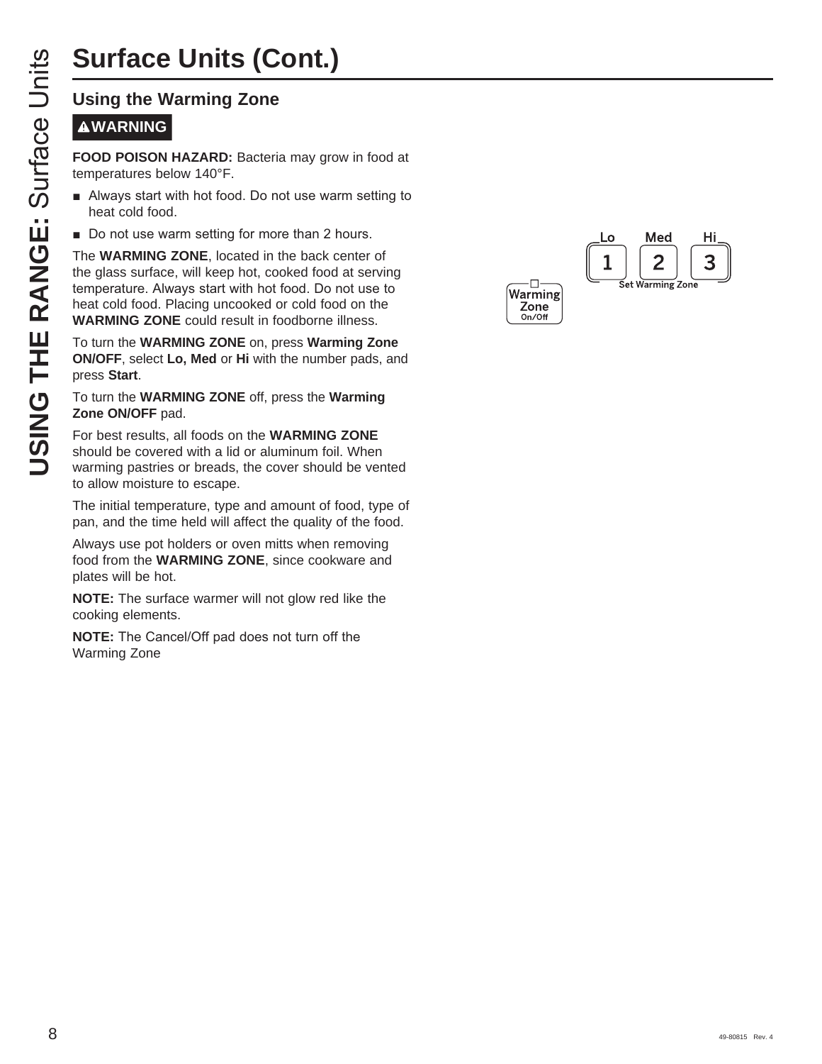# Surface Units (Cont.)

## Using the Warming Zone

**⚠WARNING**

**FOOD POISON HAZARD:** Bacteria may grow in food at temperatures below 140°F.

- Always start with hot food. Do not use warm setting to heat cold food.
- Do not use warm setting for more than 2 hours.

The **WARMING ZONE**, located in the back center of the glass surface, will keep hot, cooked food at serving temperature. Always start with hot food. Do not use to heat cold food. Placing uncooked or cold food on the **WARMING ZONE** could result in foodborne illness.

To turn the **WARMING ZONE** on, press **Warming Zone ON/OFF**, select **Lo, Med** or **Hi** with the number pads, and press **Start**.

To turn the **WARMING ZONE** off, press the **Warming Zone ON/OFF** pad.

For best results, all foods on the **WARMING ZONE** should be covered with a lid or aluminum foil. When warming pastries or breads, the cover should be vented to allow moisture to escape.

The initial temperature, type and amount of food, type of pan, and the time held will affect the quality of the food.

Always use pot holders or oven mitts when removing food from the **WARMING ZONE**, since cookware and plates will be hot.

**NOTE:** The surface warmer will not glow red like the cooking elements.

**NOTE:** The Cancel/Off pad does not turn off the Warming Zone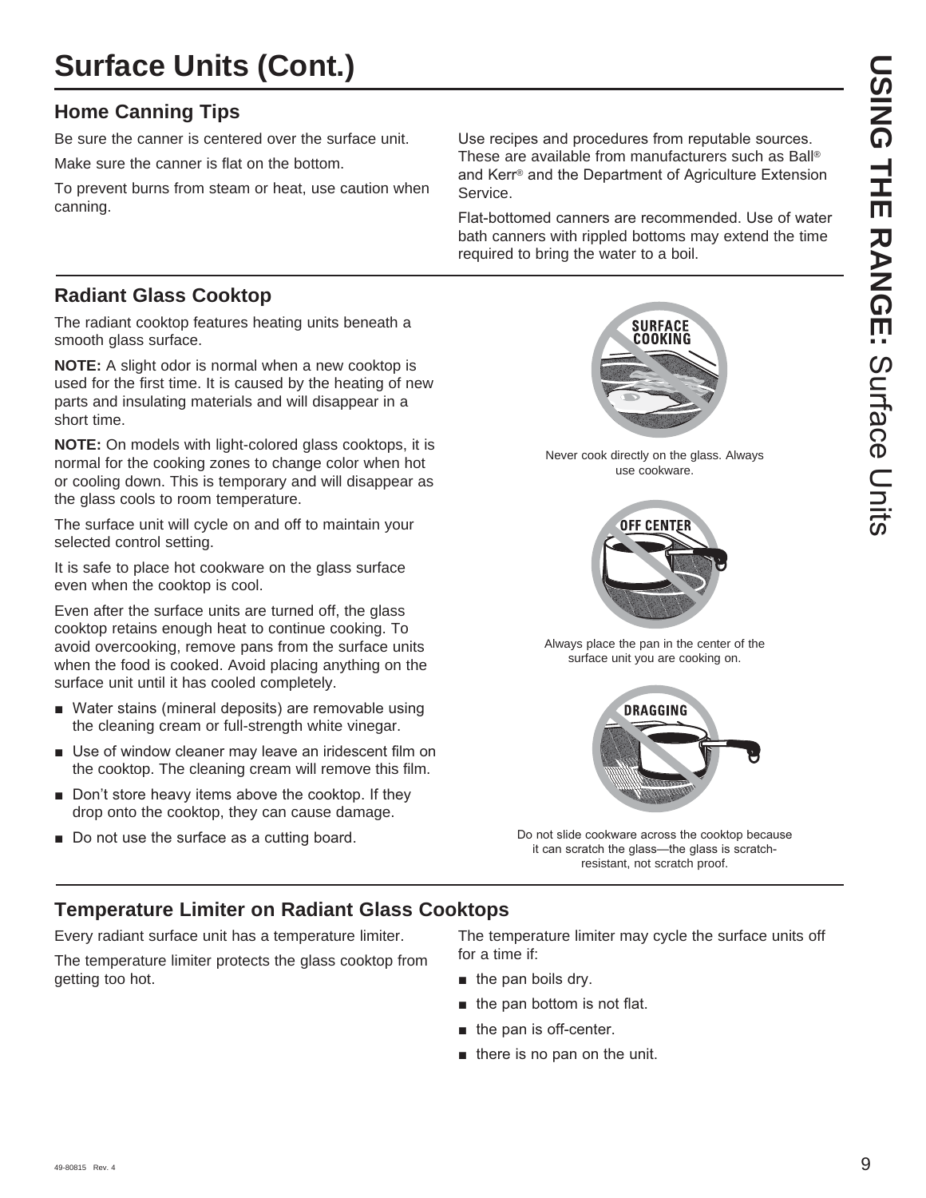# Surface Units (Cont.)

## Home Canning Tips

Be sure the canner is centered over the surface unit.

Make sure the canner is flat on the bottom.

To prevent burns from steam or heat, use caution when canning.

Use recipes and procedures from reputable sources. These are available from manufacturers such as Ball® and Kerr® and the Department of Agriculture Extension Service.

Flat-bottomed canners are recommended. Use of water bath canners with rippled bottoms may extend the time required to bring the water to a boil.

## Radiant Glass Cooktop

The radiant cooktop features heating units beneath a smooth glass surface.

**NOTE:** A slight odor is normal when a new cooktop is used for the first time. It is caused by the heating of new parts and insulating materials and will disappear in a short time.

**NOTE:** On models with light-colored glass cooktops, it is normal for the cooking zones to change color when hot or cooling down. This is temporary and will disappear as the glass cools to room temperature.

The surface unit will cycle on and off to maintain your selected control setting.

It is safe to place hot cookware on the glass surface even when the cooktop is cool.

Even after the surface units are turned off, the glass cooktop retains enough heat to continue cooking. To avoid overcooking, remove pans from the surface units when the food is cooked. Avoid placing anything on the surface unit until it has cooled completely.

- Water stains (mineral deposits) are removable using the cleaning cream or full-strength white vinegar.
- Use of window cleaner may leave an iridescent film on the cooktop. The cleaning cream will remove this film.
- Don't store heavy items above the cooktop. If they drop onto the cooktop, they can cause damage.
- Do not use the surface as a cutting board.

SURFACE COOKING

Never cook directly on the glass. Always use cookware.

OFF CENTER

Always place the pan in the center of the surface unit you are cooking on.

DRAGGING

Do not slide cookware across the cooktop because it can scratch the glass—the glass is scratch-resistant, not scratch proof.

## Temperature Limiter on Radiant Glass Cooktops

Every radiant surface unit has a temperature limiter.

The temperature limiter protects the glass cooktop from getting too hot.

The temperature limiter may cycle the surface units off for a time if:

- the pan boils dry.
- the pan bottom is not flat.
- the pan is off-center.
- there is no pan on the unit.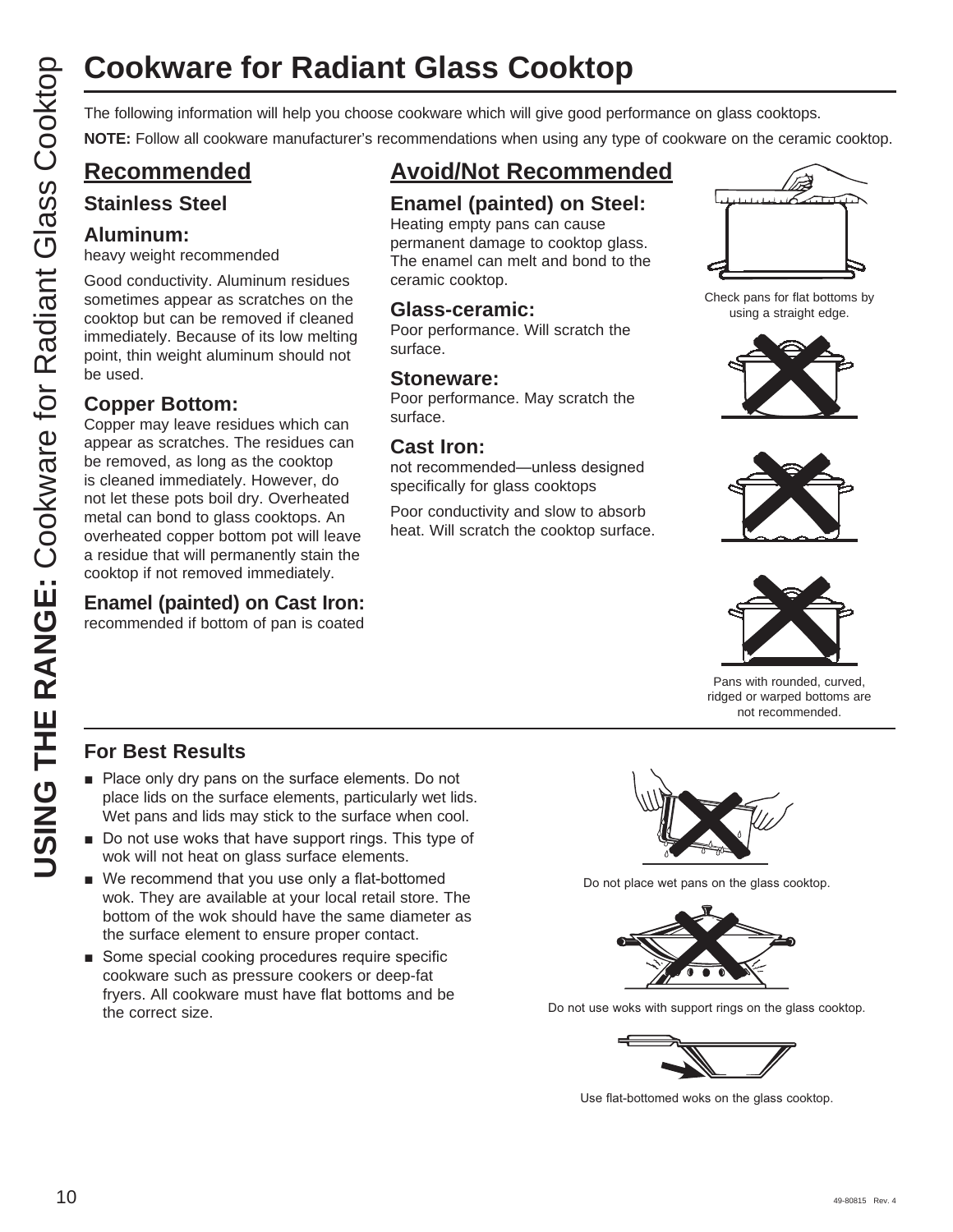# Cookware for Radiant Glass Cooktop

The following information will help you choose cookware which will give good performance on glass cooktops.

**NOTE:** Follow all cookware manufacturer's recommendations when using any type of cookware on the ceramic cooktop.

## Recommended

### Stainless Steel

### Aluminum:

heavy weight recommended

Good conductivity. Aluminum residues sometimes appear as scratches on the cooktop but can be removed if cleaned immediately. Because of its low melting point, thin weight aluminum should not be used.

### Copper Bottom:

Copper may leave residues which can appear as scratches. The residues can be removed, as long as the cooktop is cleaned immediately. However, do not let these pots boil dry. Overheated metal can bond to glass cooktops. An overheated copper bottom pot will leave a residue that will permanently stain the cooktop if not removed immediately.

### Enamel (painted) on Cast Iron:

recommended if bottom of pan is coated

## Avoid/Not Recommended

### Enamel (painted) on Steel:

Heating empty pans can cause permanent damage to cooktop glass. The enamel can melt and bond to the ceramic cooktop.

### Glass-ceramic:

Poor performance. Will scratch the surface.

### Stoneware:

Poor performance. May scratch the surface.

### Cast Iron:

not recommended—unless designed specifically for glass cooktops

Poor conductivity and slow to absorb heat. Will scratch the cooktop surface.

Check pans for flat bottoms by using a straight edge.

Pans with rounded, curved, ridged or warped bottoms are not recommended.

## For Best Results

- Place only dry pans on the surface elements. Do not place lids on the surface elements, particularly wet lids. Wet pans and lids may stick to the surface when cool.
- Do not use woks that have support rings. This type of wok will not heat on glass surface elements.
- We recommend that you use only a flat-bottomed wok. They are available at your local retail store. The bottom of the wok should have the same diameter as the surface element to ensure proper contact.
- Some special cooking procedures require specific cookware such as pressure cookers or deep-fat fryers. All cookware must have flat bottoms and be the correct size.

Do not place wet pans on the glass cooktop.

Do not use woks with support rings on the glass cooktop.

Use flat-bottomed woks on the glass cooktop.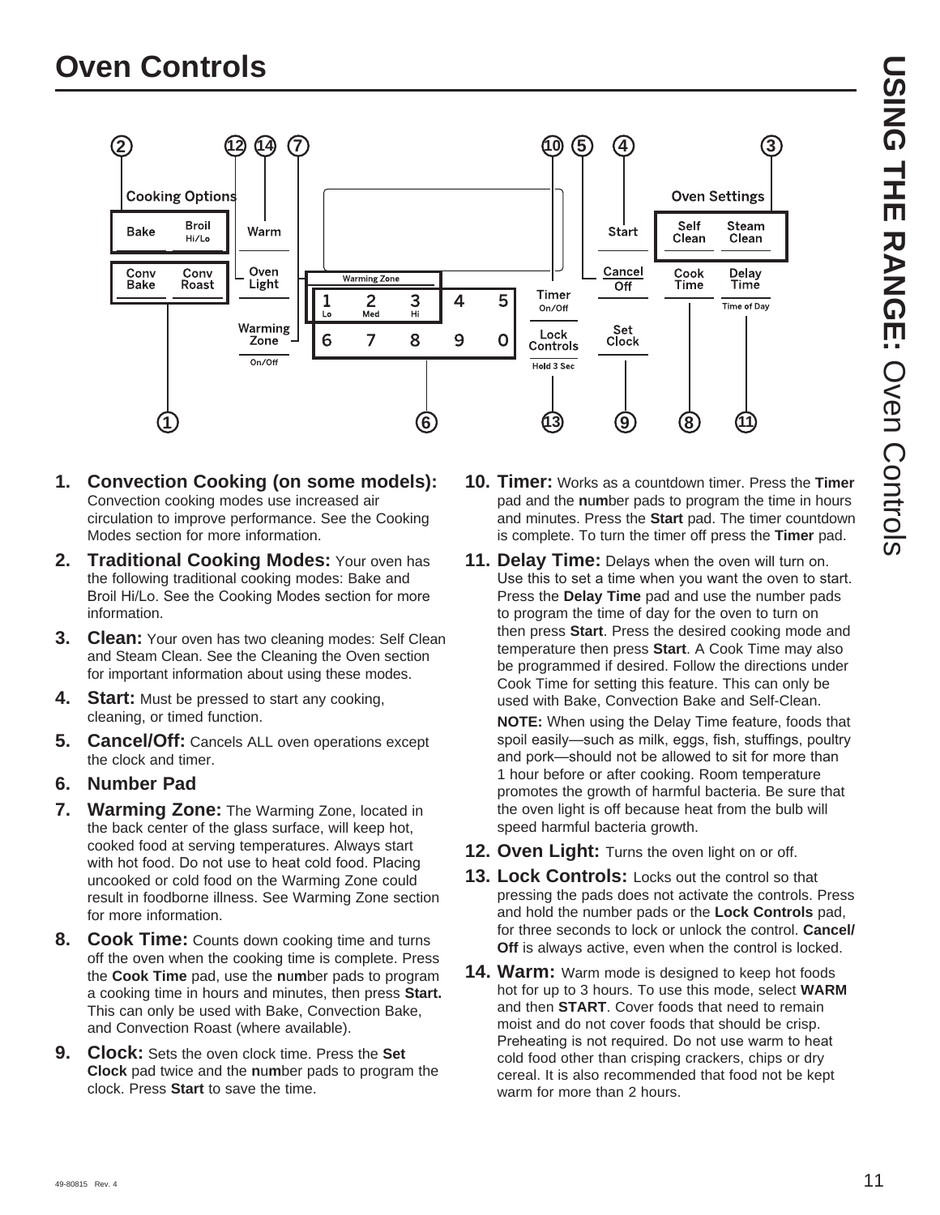# Oven Controls

1. **Convection Cooking (on some models):** Convection cooking modes use increased air circulation to improve performance. See the Cooking Modes section for more information.
2. **Traditional Cooking Modes:** Your oven has the following traditional cooking modes: Bake and Broil Hi/Lo. See the Cooking Modes section for more information.
3. **Clean:** Your oven has two cleaning modes: Self Clean and Steam Clean. See the Cleaning the Oven section for important information about using these modes.
4. **Start:** Must be pressed to start any cooking, cleaning, or timed function.
5. **Cancel/Off:** Cancels ALL oven operations except the clock and timer.
6. **Number Pad**
7. **Warming Zone:** The Warming Zone, located in the back center of the glass surface, will keep hot, cooked food at serving temperatures. Always start with hot food. Do not use to heat cold food. Placing uncooked or cold food on the Warming Zone could result in foodborne illness. See Warming Zone section for more information.
8. **Cook Time:** Counts down cooking time and turns off the oven when the cooking time is complete. Press the **Cook Time** pad, use the **number** pads to program a cooking time in hours and minutes, then press **Start.** This can only be used with Bake, Convection Bake, and Convection Roast (where available).
9. **Clock:** Sets the oven clock time. Press the **Set Clock** pad twice and the **number** pads to program the clock. Press **Start** to save the time.
10. **Timer:** Works as a countdown timer. Press the **Timer** pad and the **number** pads to program the time in hours and minutes. Press the **Start** pad. The timer countdown is complete. To turn the timer off press the **Timer** pad.
11. **Delay Time:** Delays when the oven will turn on. Use this to set a time when you want the oven to start. Press the **Delay Time** pad and use the number pads to program the time of day for the oven to turn on then press **Start**. Press the desired cooking mode and temperature then press **Start**. A Cook Time may also be programmed if desired. Follow the directions under Cook Time for setting this feature. This can only be used with Bake, Convection Bake and Self-Clean.

    **NOTE:** When using the Delay Time feature, foods that spoil easily—such as milk, eggs, fish, stuffings, poultry and pork—should not be allowed to sit for more than 1 hour before or after cooking. Room temperature promotes the growth of harmful bacteria. Be sure that the oven light is off because heat from the bulb will speed harmful bacteria growth.
12. **Oven Light:** Turns the oven light on or off.
13. **Lock Controls:** Locks out the control so that pressing the pads does not activate the controls. Press and hold the number pads or the **Lock Controls** pad, for three seconds to lock or unlock the control. **Cancel/Off** is always active, even when the control is locked.
14. **Warm:** Warm mode is designed to keep hot foods hot for up to 3 hours. To use this mode, select **WARM** and then **START**. Cover foods that need to remain moist and do not cover foods that should be crisp. Preheating is not required. Do not use warm to heat cold food other than crisping crackers, chips or dry cereal. It is also recommended that food not be kept warm for more than 2 hours.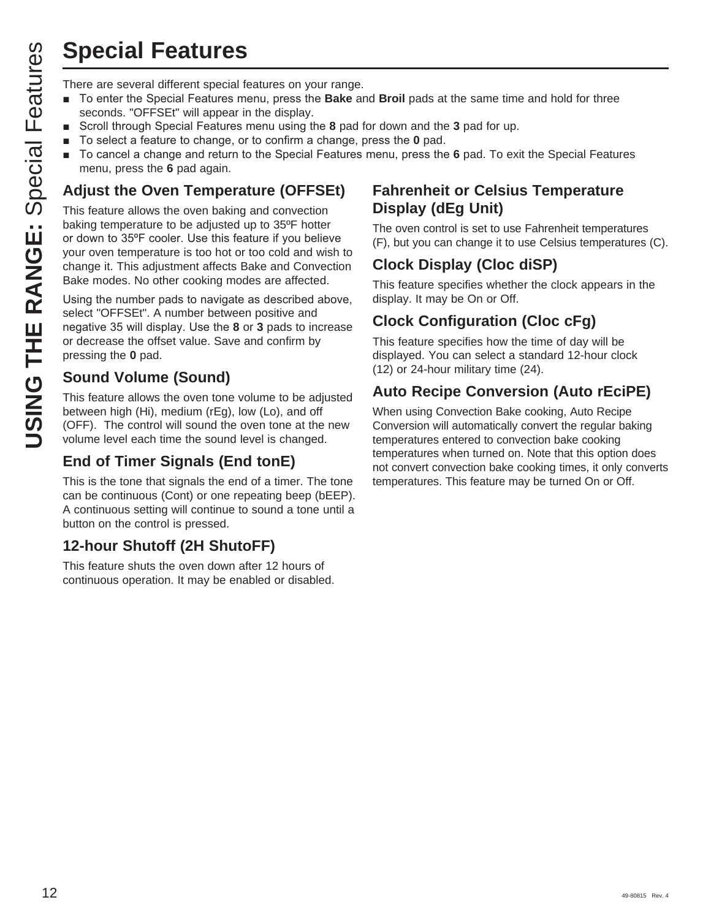# Special Features

There are several different special features on your range.

- To enter the Special Features menu, press the **Bake** and **Broil** pads at the same time and hold for three seconds. "OFFSEt" will appear in the display.
- Scroll through Special Features menu using the **8** pad for down and the **3** pad for up.
- To select a feature to change, or to confirm a change, press the **0** pad.
- To cancel a change and return to the Special Features menu, press the **6** pad. To exit the Special Features menu, press the **6** pad again.

## Adjust the Oven Temperature (OFFSEt)

This feature allows the oven baking and convection baking temperature to be adjusted up to 35ºF hotter or down to 35ºF cooler. Use this feature if you believe your oven temperature is too hot or too cold and wish to change it. This adjustment affects Bake and Convection Bake modes. No other cooking modes are affected.

Using the number pads to navigate as described above, select "OFFSEt". A number between positive and negative 35 will display. Use the **8** or **3** pads to increase or decrease the offset value. Save and confirm by pressing the **0** pad.

## Sound Volume (Sound)

This feature allows the oven tone volume to be adjusted between high (Hi), medium (rEg), low (Lo), and off (OFF). The control will sound the oven tone at the new volume level each time the sound level is changed.

## End of Timer Signals (End tonE)

This is the tone that signals the end of a timer. The tone can be continuous (Cont) or one repeating beep (bEEP). A continuous setting will continue to sound a tone until a button on the control is pressed.

## 12-hour Shutoff (2H ShutoFF)

This feature shuts the oven down after 12 hours of continuous operation. It may be enabled or disabled.

## Fahrenheit or Celsius Temperature Display (dEg Unit)

The oven control is set to use Fahrenheit temperatures (F), but you can change it to use Celsius temperatures (C).

## Clock Display (Cloc diSP)

This feature specifies whether the clock appears in the display. It may be On or Off.

## Clock Configuration (Cloc cFg)

This feature specifies how the time of day will be displayed. You can select a standard 12-hour clock (12) or 24-hour military time (24).

## Auto Recipe Conversion (Auto rEciPE)

When using Convection Bake cooking, Auto Recipe Conversion will automatically convert the regular baking temperatures entered to convection bake cooking temperatures when turned on. Note that this option does not convert convection bake cooking times, it only converts temperatures. This feature may be turned On or Off.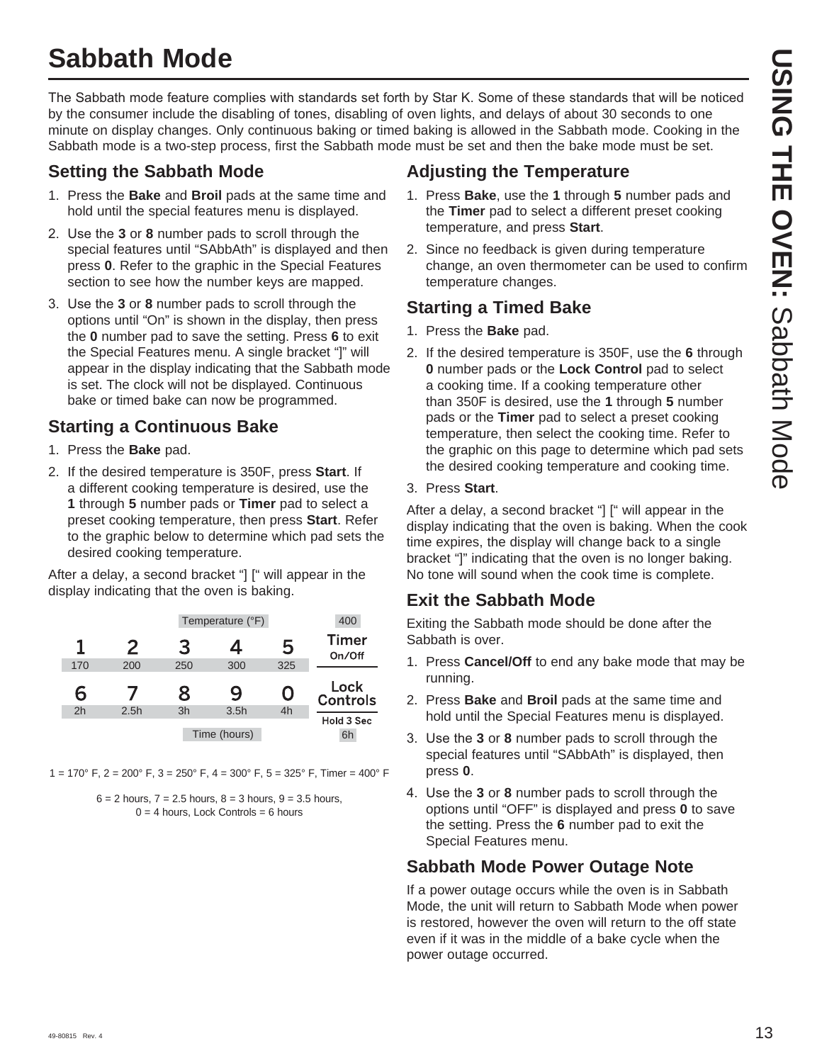# Sabbath Mode

The Sabbath mode feature complies with standards set forth by Star K. Some of these standards that will be noticed by the consumer include the disabling of tones, disabling of oven lights, and delays of about 30 seconds to one minute on display changes. Only continuous baking or timed baking is allowed in the Sabbath mode. Cooking in the Sabbath mode is a two-step process, first the Sabbath mode must be set and then the bake mode must be set.

## Setting the Sabbath Mode

1. Press the **Bake** and **Broil** pads at the same time and hold until the special features menu is displayed.
2. Use the **3** or **8** number pads to scroll through the special features until "SAbbAth" is displayed and then press **0**. Refer to the graphic in the Special Features section to see how the number keys are mapped.
3. Use the **3** or **8** number pads to scroll through the options until "On" is shown in the display, then press the **0** number pad to save the setting. Press **6** to exit the Special Features menu. A single bracket "]" will appear in the display indicating that the Sabbath mode is set. The clock will not be displayed. Continuous bake or timed bake can now be programmed.

## Starting a Continuous Bake

1. Press the **Bake** pad.
2. If the desired temperature is 350F, press **Start**. If a different cooking temperature is desired, use the **1** through **5** number pads or **Timer** pad to select a preset cooking temperature, then press **Start**. Refer to the graphic below to determine which pad sets the desired cooking temperature.

After a delay, a second bracket "] [" will appear in the display indicating that the oven is baking.

| Temperature (°F) | | | | | |
|---|---|---|---|---|---|
| 1 | 2 | 3 | 4 | 5 | Timer On/Off |
| 170 | 200 | 250 | 300 | 325 | 400 |
| 6 | 7 | 8 | 9 | 0 | Lock Controls (Hold 3 Sec) |
| 2h | 2.5h | 3h | 3.5h | 4h | 6h |
| Time (hours) | | | | | |

1 = 170° F, 2 = 200° F, 3 = 250° F, 4 = 300° F, 5 = 325° F, Timer = 400° F

6 = 2 hours, 7 = 2.5 hours, 8 = 3 hours, 9 = 3.5 hours, 0 = 4 hours, Lock Controls = 6 hours

## Adjusting the Temperature

1. Press **Bake**, use the **1** through **5** number pads and the **Timer** pad to select a different preset cooking temperature, and press **Start**.
2. Since no feedback is given during temperature change, an oven thermometer can be used to confirm temperature changes.

## Starting a Timed Bake

1. Press the **Bake** pad.
2. If the desired temperature is 350F, use the **6** through **0** number pads or the **Lock Control** pad to select a cooking time. If a cooking temperature other than 350F is desired, use the **1** through **5** number pads or the **Timer** pad to select a preset cooking temperature, then select the cooking time. Refer to the graphic on this page to determine which pad sets the desired cooking temperature and cooking time.
3. Press **Start**.

After a delay, a second bracket "] [" will appear in the display indicating that the oven is baking. When the cook time expires, the display will change back to a single bracket "]" indicating that the oven is no longer baking. No tone will sound when the cook time is complete.

## Exit the Sabbath Mode

Exiting the Sabbath mode should be done after the Sabbath is over.

1. Press **Cancel/Off** to end any bake mode that may be running.
2. Press **Bake** and **Broil** pads at the same time and hold until the Special Features menu is displayed.
3. Use the **3** or **8** number pads to scroll through the special features until "SAbbAth" is displayed, then press **0**.
4. Use the **3** or **8** number pads to scroll through the options until "OFF" is displayed and press **0** to save the setting. Press the **6** number pad to exit the Special Features menu.

## Sabbath Mode Power Outage Note

If a power outage occurs while the oven is in Sabbath Mode, the unit will return to Sabbath Mode when power is restored, however the oven will return to the off state even if it was in the middle of a bake cycle when the power outage occurred.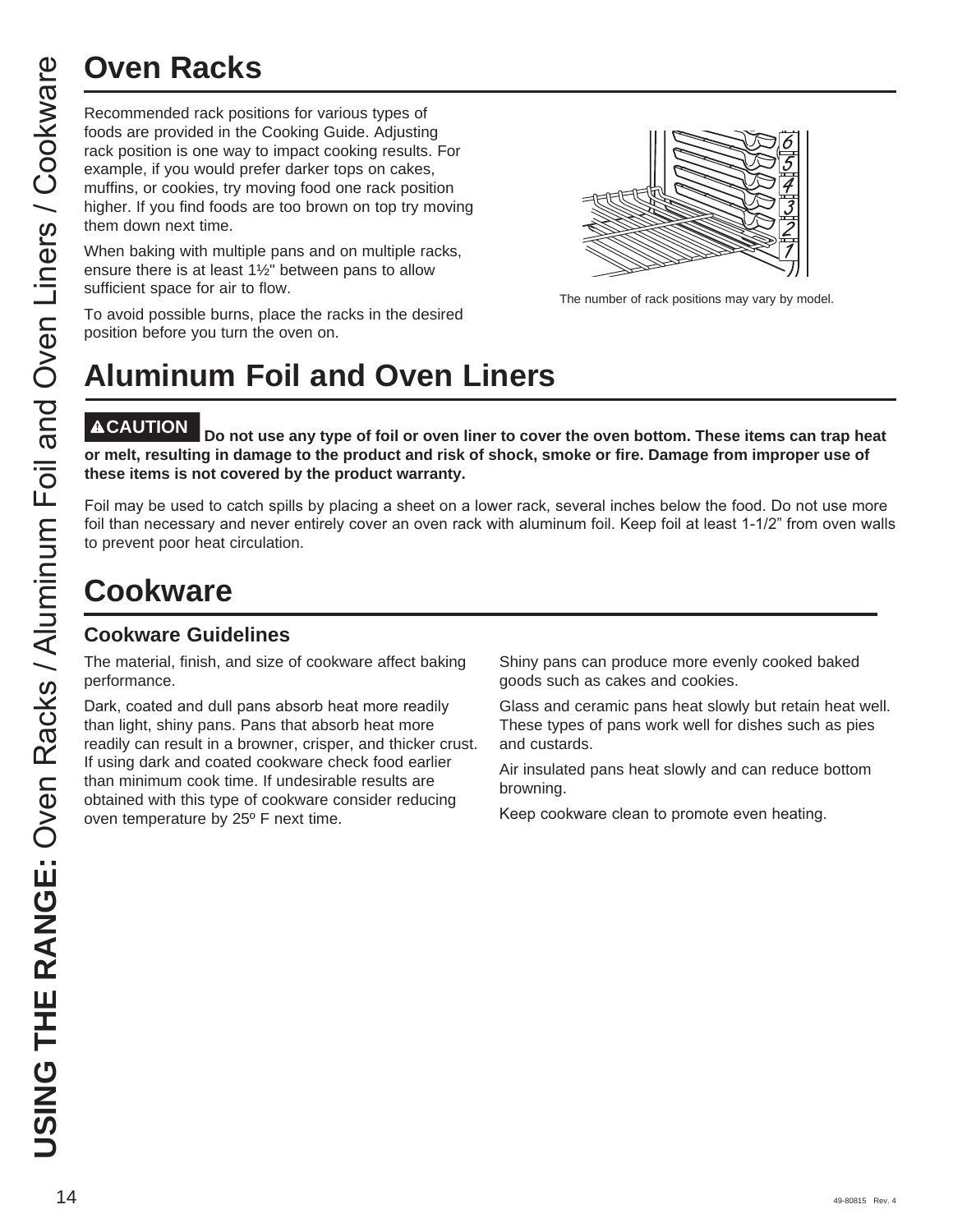# Oven Racks

Recommended rack positions for various types of foods are provided in the Cooking Guide. Adjusting rack position is one way to impact cooking results. For example, if you would prefer darker tops on cakes, muffins, or cookies, try moving food one rack position higher. If you find foods are too brown on top try moving them down next time.

When baking with multiple pans and on multiple racks, ensure there is at least 1½" between pans to allow sufficient space for air to flow.

To avoid possible burns, place the racks in the desired position before you turn the oven on.

The number of rack positions may vary by model.

# Aluminum Foil and Oven Liners

**⚠CAUTION Do not use any type of foil or oven liner to cover the oven bottom. These items can trap heat or melt, resulting in damage to the product and risk of shock, smoke or fire. Damage from improper use of these items is not covered by the product warranty.**

Foil may be used to catch spills by placing a sheet on a lower rack, several inches below the food. Do not use more foil than necessary and never entirely cover an oven rack with aluminum foil. Keep foil at least 1-1/2" from oven walls to prevent poor heat circulation.

# Cookware

## Cookware Guidelines

The material, finish, and size of cookware affect baking performance.

Dark, coated and dull pans absorb heat more readily than light, shiny pans. Pans that absorb heat more readily can result in a browner, crisper, and thicker crust. If using dark and coated cookware check food earlier than minimum cook time. If undesirable results are obtained with this type of cookware consider reducing oven temperature by 25º F next time.

Shiny pans can produce more evenly cooked baked goods such as cakes and cookies.

Glass and ceramic pans heat slowly but retain heat well. These types of pans work well for dishes such as pies and custards.

Air insulated pans heat slowly and can reduce bottom browning.

Keep cookware clean to promote even heating.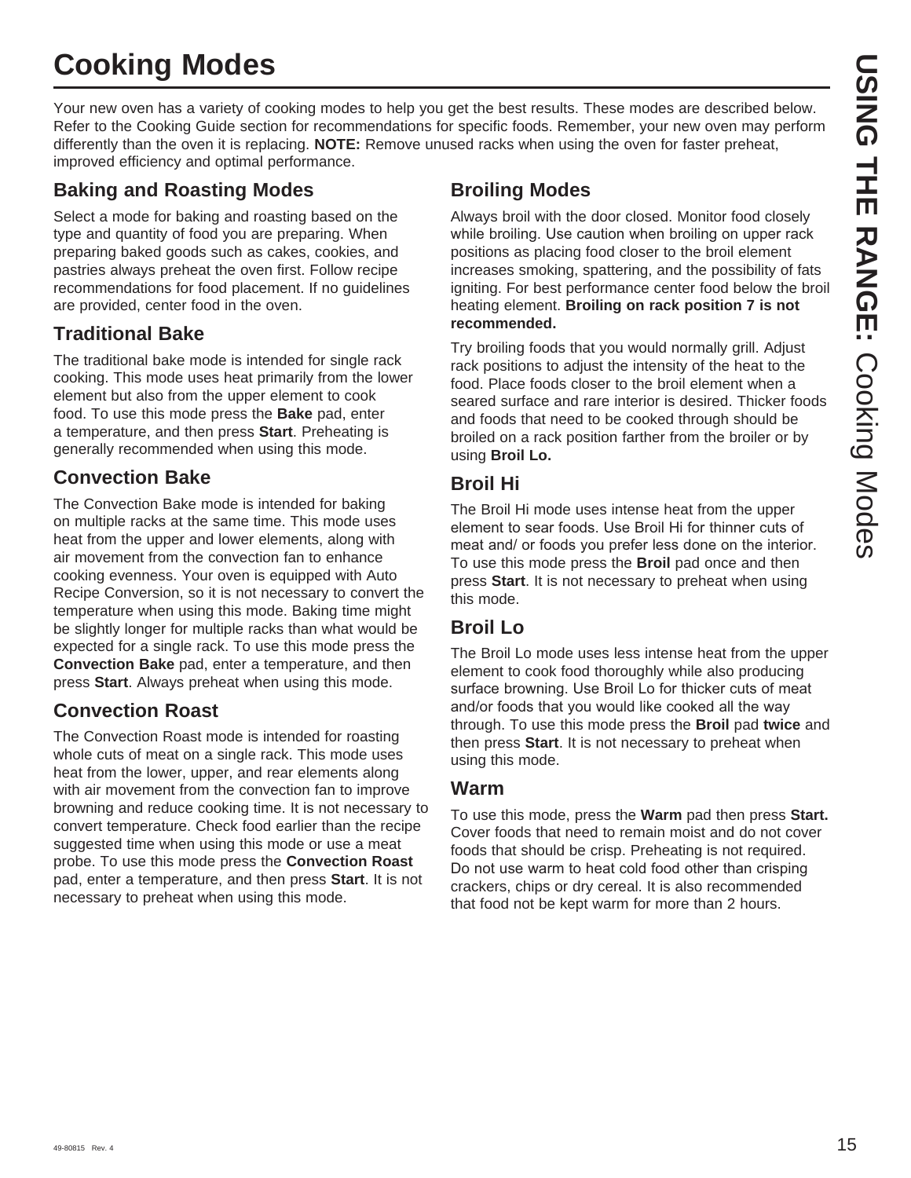# Cooking Modes

Your new oven has a variety of cooking modes to help you get the best results. These modes are described below. Refer to the Cooking Guide section for recommendations for specific foods. Remember, your new oven may perform differently than the oven it is replacing. **NOTE:** Remove unused racks when using the oven for faster preheat, improved efficiency and optimal performance.

## Baking and Roasting Modes

Select a mode for baking and roasting based on the type and quantity of food you are preparing. When preparing baked goods such as cakes, cookies, and pastries always preheat the oven first. Follow recipe recommendations for food placement. If no guidelines are provided, center food in the oven.

### Traditional Bake

The traditional bake mode is intended for single rack cooking. This mode uses heat primarily from the lower element but also from the upper element to cook food. To use this mode press the **Bake** pad, enter a temperature, and then press **Start**. Preheating is generally recommended when using this mode.

### Convection Bake

The Convection Bake mode is intended for baking on multiple racks at the same time. This mode uses heat from the upper and lower elements, along with air movement from the convection fan to enhance cooking evenness. Your oven is equipped with Auto Recipe Conversion, so it is not necessary to convert the temperature when using this mode. Baking time might be slightly longer for multiple racks than what would be expected for a single rack. To use this mode press the **Convection Bake** pad, enter a temperature, and then press **Start**. Always preheat when using this mode.

### Convection Roast

The Convection Roast mode is intended for roasting whole cuts of meat on a single rack. This mode uses heat from the lower, upper, and rear elements along with air movement from the convection fan to improve browning and reduce cooking time. It is not necessary to convert temperature. Check food earlier than the recipe suggested time when using this mode or use a meat probe. To use this mode press the **Convection Roast** pad, enter a temperature, and then press **Start**. It is not necessary to preheat when using this mode.

## Broiling Modes

Always broil with the door closed. Monitor food closely while broiling. Use caution when broiling on upper rack positions as placing food closer to the broil element increases smoking, spattering, and the possibility of fats igniting. For best performance center food below the broil heating element. **Broiling on rack position 7 is not recommended.**

Try broiling foods that you would normally grill. Adjust rack positions to adjust the intensity of the heat to the food. Place foods closer to the broil element when a seared surface and rare interior is desired. Thicker foods and foods that need to be cooked through should be broiled on a rack position farther from the broiler or by using **Broil Lo.**

### Broil Hi

The Broil Hi mode uses intense heat from the upper element to sear foods. Use Broil Hi for thinner cuts of meat and/ or foods you prefer less done on the interior. To use this mode press the **Broil** pad once and then press **Start**. It is not necessary to preheat when using this mode.

### Broil Lo

The Broil Lo mode uses less intense heat from the upper element to cook food thoroughly while also producing surface browning. Use Broil Lo for thicker cuts of meat and/or foods that you would like cooked all the way through. To use this mode press the **Broil** pad **twice** and then press **Start**. It is not necessary to preheat when using this mode.

### Warm

To use this mode, press the **Warm** pad then press **Start.** Cover foods that need to remain moist and do not cover foods that should be crisp. Preheating is not required. Do not use warm to heat cold food other than crisping crackers, chips or dry cereal. It is also recommended that food not be kept warm for more than 2 hours.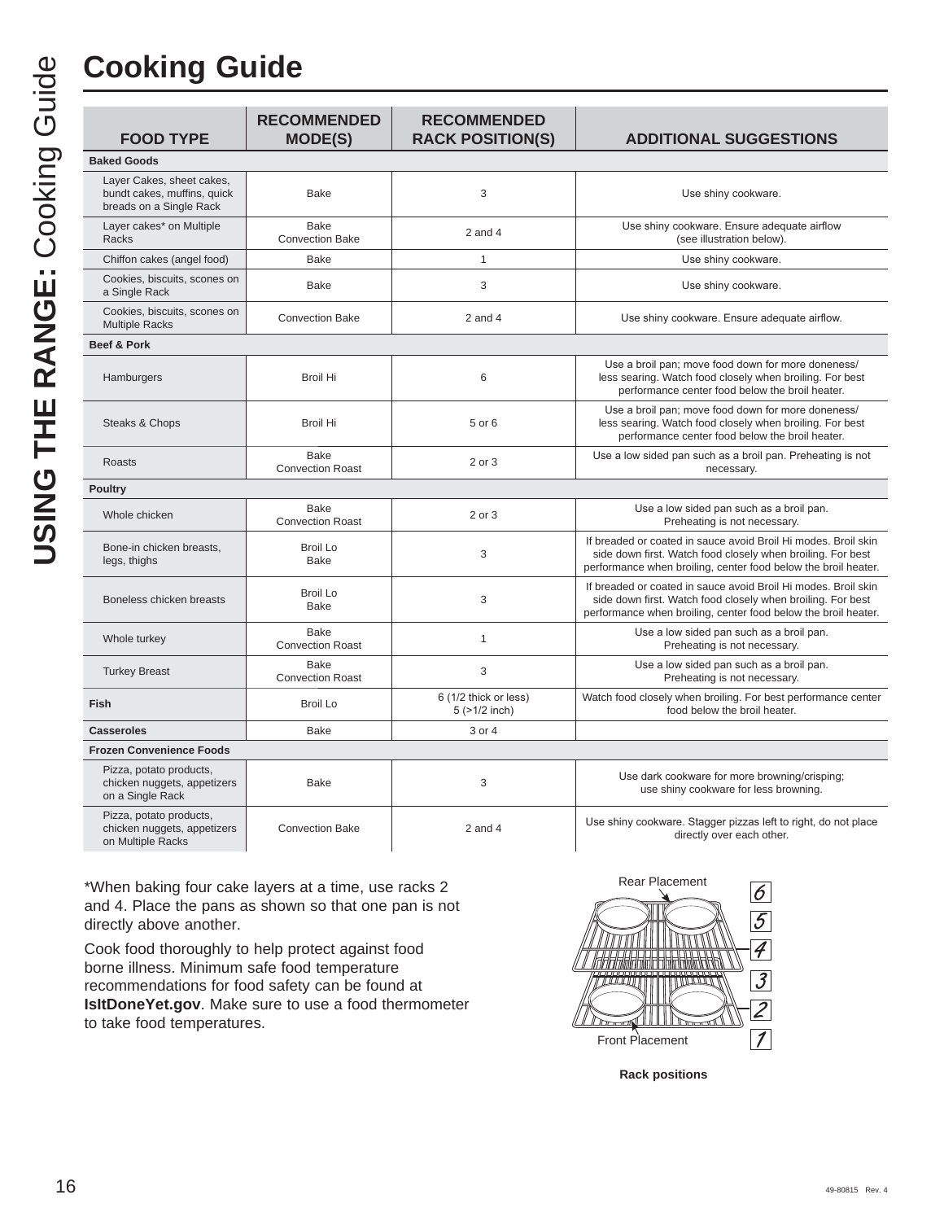# Cooking Guide

| FOOD TYPE | RECOMMENDED MODE(S) | RECOMMENDED RACK POSITION(S) | ADDITIONAL SUGGESTIONS |
|---|---|---|---|
| **Baked Goods** | | | |
| Layer Cakes, sheet cakes, bundt cakes, muffins, quick breads on a Single Rack | Bake | 3 | Use shiny cookware. |
| Layer cakes* on Multiple Racks | Bake<br>Convection Bake | 2 and 4 | Use shiny cookware. Ensure adequate airflow (see illustration below). |
| Chiffon cakes (angel food) | Bake | 1 | Use shiny cookware. |
| Cookies, biscuits, scones on a Single Rack | Bake | 3 | Use shiny cookware. |
| Cookies, biscuits, scones on Multiple Racks | Convection Bake | 2 and 4 | Use shiny cookware. Ensure adequate airflow. |
| **Beef & Pork** | | | |
| Hamburgers | Broil Hi | 6 | Use a broil pan; move food down for more doneness/ less searing. Watch food closely when broiling. For best performance center food below the broil heater. |
| Steaks & Chops | Broil Hi | 5 or 6 | Use a broil pan; move food down for more doneness/ less searing. Watch food closely when broiling. For best performance center food below the broil heater. |
| Roasts | Bake<br>Convection Roast | 2 or 3 | Use a low sided pan such as a broil pan. Preheating is not necessary. |
| **Poultry** | | | |
| Whole chicken | Bake<br>Convection Roast | 2 or 3 | Use a low sided pan such as a broil pan. Preheating is not necessary. |
| Bone-in chicken breasts, legs, thighs | Broil Lo<br>Bake | 3 | If breaded or coated in sauce avoid Broil Hi modes. Broil skin side down first. Watch food closely when broiling. For best performance when broiling, center food below the broil heater. |
| Boneless chicken breasts | Broil Lo<br>Bake | 3 | If breaded or coated in sauce avoid Broil Hi modes. Broil skin side down first. Watch food closely when broiling. For best performance when broiling, center food below the broil heater. |
| Whole turkey | Bake<br>Convection Roast | 1 | Use a low sided pan such as a broil pan. Preheating is not necessary. |
| Turkey Breast | Bake<br>Convection Roast | 3 | Use a low sided pan such as a broil pan. Preheating is not necessary. |
| **Fish** | Broil Lo | 6 (1/2 thick or less)<br>5 (>1/2 inch) | Watch food closely when broiling. For best performance center food below the broil heater. |
| **Casseroles** | Bake | 3 or 4 | |
| **Frozen Convenience Foods** | | | |
| Pizza, potato products, chicken nuggets, appetizers on a Single Rack | Bake | 3 | Use dark cookware for more browning/crisping; use shiny cookware for less browning. |
| Pizza, potato products, chicken nuggets, appetizers on Multiple Racks | Convection Bake | 2 and 4 | Use shiny cookware. Stagger pizzas left to right, do not place directly over each other. |

*When baking four cake layers at a time, use racks 2 and 4. Place the pans as shown so that one pan is not directly above another.

Cook food thoroughly to help protect against food borne illness. Minimum safe food temperature recommendations for food safety can be found at **IsItDoneYet.gov**. Make sure to use a food thermometer to take food temperatures.

Rear Placement

Front Placement

**Rack positions**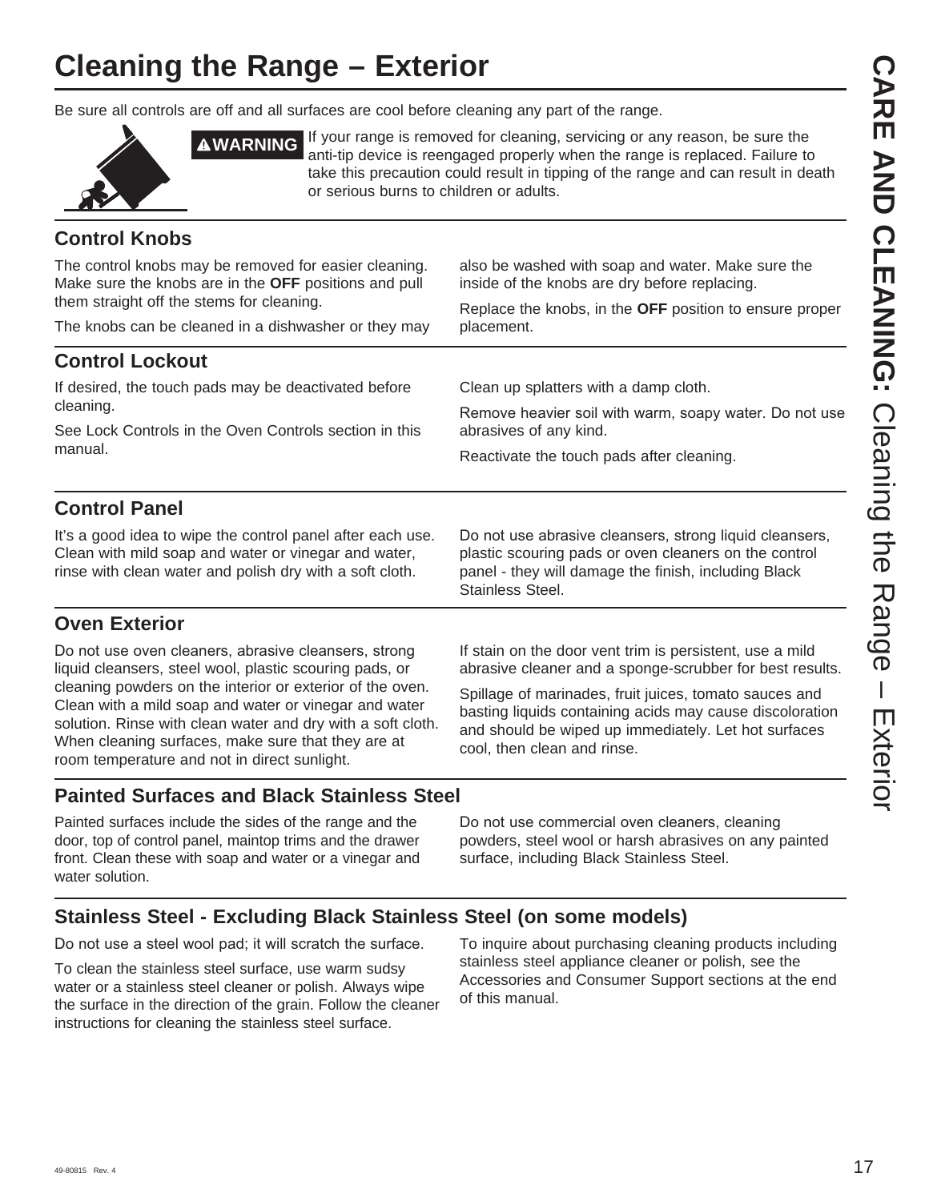# Cleaning the Range – Exterior

Be sure all controls are off and all surfaces are cool before cleaning any part of the range.

**⚠WARNING** If your range is removed for cleaning, servicing or any reason, be sure the anti-tip device is reengaged properly when the range is replaced. Failure to take this precaution could result in tipping of the range and can result in death or serious burns to children or adults.

## Control Knobs

The control knobs may be removed for easier cleaning. Make sure the knobs are in the **OFF** positions and pull them straight off the stems for cleaning.

The knobs can be cleaned in a dishwasher or they may also be washed with soap and water. Make sure the inside of the knobs are dry before replacing.

Replace the knobs, in the **OFF** position to ensure proper placement.

## Control Lockout

If desired, the touch pads may be deactivated before cleaning.

See Lock Controls in the Oven Controls section in this manual.

Clean up splatters with a damp cloth.

Remove heavier soil with warm, soapy water. Do not use abrasives of any kind.

Reactivate the touch pads after cleaning.

## Control Panel

It's a good idea to wipe the control panel after each use. Clean with mild soap and water or vinegar and water, rinse with clean water and polish dry with a soft cloth.

Do not use abrasive cleansers, strong liquid cleansers, plastic scouring pads or oven cleaners on the control panel - they will damage the finish, including Black Stainless Steel.

## Oven Exterior

Do not use oven cleaners, abrasive cleansers, strong liquid cleansers, steel wool, plastic scouring pads, or cleaning powders on the interior or exterior of the oven. Clean with a mild soap and water or vinegar and water solution. Rinse with clean water and dry with a soft cloth. When cleaning surfaces, make sure that they are at room temperature and not in direct sunlight.

If stain on the door vent trim is persistent, use a mild abrasive cleaner and a sponge-scrubber for best results.

Spillage of marinades, fruit juices, tomato sauces and basting liquids containing acids may cause discoloration and should be wiped up immediately. Let hot surfaces cool, then clean and rinse.

## Painted Surfaces and Black Stainless Steel

Painted surfaces include the sides of the range and the door, top of control panel, maintop trims and the drawer front. Clean these with soap and water or a vinegar and water solution.

Do not use commercial oven cleaners, cleaning powders, steel wool or harsh abrasives on any painted surface, including Black Stainless Steel.

## Stainless Steel - Excluding Black Stainless Steel (on some models)

Do not use a steel wool pad; it will scratch the surface.

To clean the stainless steel surface, use warm sudsy water or a stainless steel cleaner or polish. Always wipe the surface in the direction of the grain. Follow the cleaner instructions for cleaning the stainless steel surface.

To inquire about purchasing cleaning products including stainless steel appliance cleaner or polish, see the Accessories and Consumer Support sections at the end of this manual.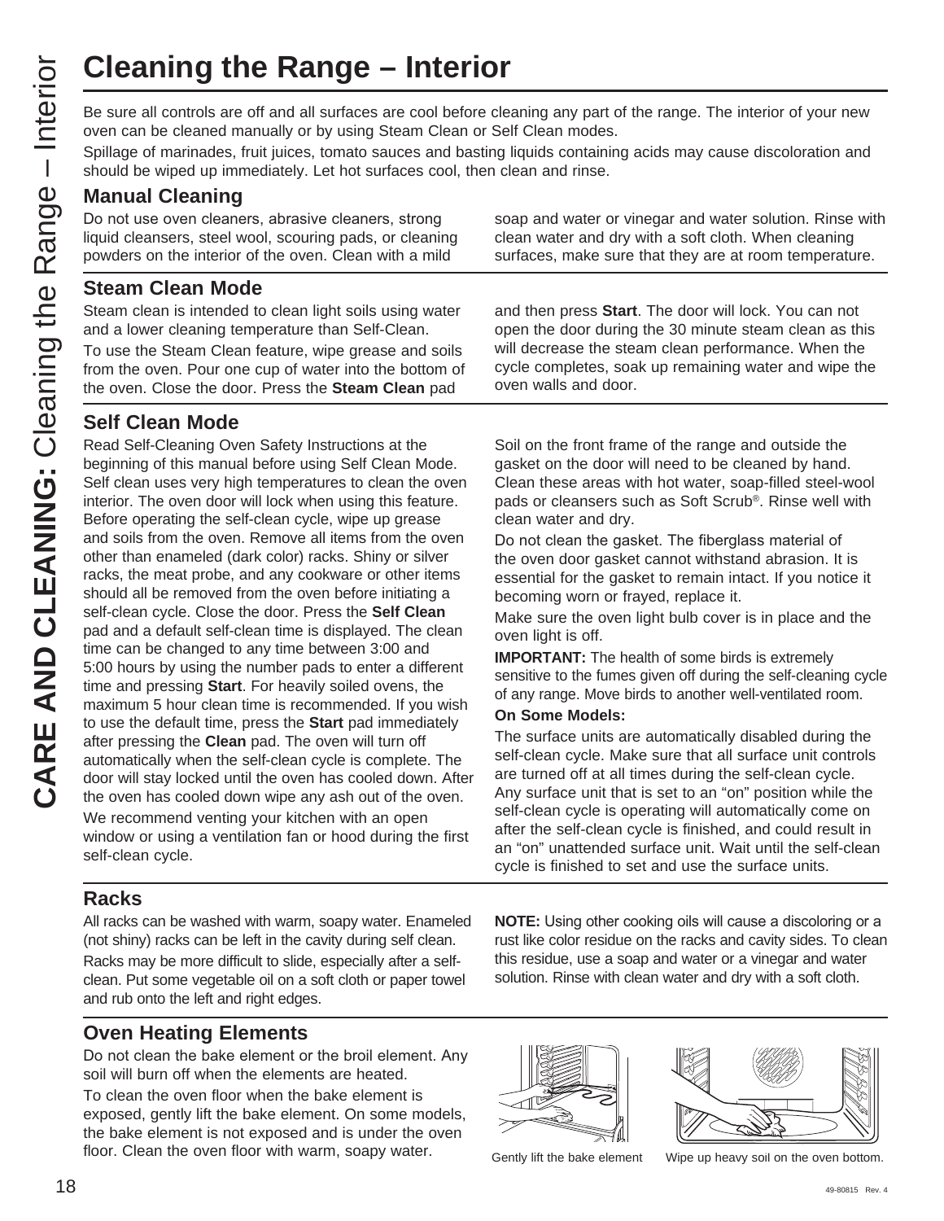# Cleaning the Range – Interior

Be sure all controls are off and all surfaces are cool before cleaning any part of the range. The interior of your new oven can be cleaned manually or by using Steam Clean or Self Clean modes.

Spillage of marinades, fruit juices, tomato sauces and basting liquids containing acids may cause discoloration and should be wiped up immediately. Let hot surfaces cool, then clean and rinse.

## Manual Cleaning

Do not use oven cleaners, abrasive cleaners, strong liquid cleansers, steel wool, scouring pads, or cleaning powders on the interior of the oven. Clean with a mild soap and water or vinegar and water solution. Rinse with clean water and dry with a soft cloth. When cleaning surfaces, make sure that they are at room temperature.

## Steam Clean Mode

Steam clean is intended to clean light soils using water and a lower cleaning temperature than Self-Clean.

To use the Steam Clean feature, wipe grease and soils from the oven. Pour one cup of water into the bottom of the oven. Close the door. Press the **Steam Clean** pad and then press **Start**. The door will lock. You can not open the door during the 30 minute steam clean as this will decrease the steam clean performance. When the cycle completes, soak up remaining water and wipe the oven walls and door.

## Self Clean Mode

Read Self-Cleaning Oven Safety Instructions at the beginning of this manual before using Self Clean Mode. Self clean uses very high temperatures to clean the oven interior. The oven door will lock when using this feature. Before operating the self-clean cycle, wipe up grease and soils from the oven. Remove all items from the oven other than enameled (dark color) racks. Shiny or silver racks, the meat probe, and any cookware or other items should all be removed from the oven before initiating a self-clean cycle. Close the door. Press the **Self Clean** pad and a default self-clean time is displayed. The clean time can be changed to any time between 3:00 and 5:00 hours by using the number pads to enter a different time and pressing **Start**. For heavily soiled ovens, the maximum 5 hour clean time is recommended. If you wish to use the default time, press the **Start** pad immediately after pressing the **Clean** pad. The oven will turn off automatically when the self-clean cycle is complete. The door will stay locked until the oven has cooled down. After the oven has cooled down wipe any ash out of the oven.

We recommend venting your kitchen with an open window or using a ventilation fan or hood during the first self-clean cycle.

Soil on the front frame of the range and outside the gasket on the door will need to be cleaned by hand. Clean these areas with hot water, soap-filled steel-wool pads or cleansers such as Soft Scrub®. Rinse well with clean water and dry.

Do not clean the gasket. The fiberglass material of the oven door gasket cannot withstand abrasion. It is essential for the gasket to remain intact. If you notice it becoming worn or frayed, replace it.

Make sure the oven light bulb cover is in place and the oven light is off.

**IMPORTANT:** The health of some birds is extremely sensitive to the fumes given off during the self-cleaning cycle of any range. Move birds to another well-ventilated room.

**On Some Models:**

The surface units are automatically disabled during the self-clean cycle. Make sure that all surface unit controls are turned off at all times during the self-clean cycle. Any surface unit that is set to an "on" position while the self-clean cycle is operating will automatically come on after the self-clean cycle is finished, and could result in an "on" unattended surface unit. Wait until the self-clean cycle is finished to set and use the surface units.

## Racks

All racks can be washed with warm, soapy water. Enameled (not shiny) racks can be left in the cavity during self clean.

Racks may be more difficult to slide, especially after a self-clean. Put some vegetable oil on a soft cloth or paper towel and rub onto the left and right edges.

**NOTE:** Using other cooking oils will cause a discoloring or a rust like color residue on the racks and cavity sides. To clean this residue, use a soap and water or a vinegar and water solution. Rinse with clean water and dry with a soft cloth.

## Oven Heating Elements

Do not clean the bake element or the broil element. Any soil will burn off when the elements are heated.

To clean the oven floor when the bake element is exposed, gently lift the bake element. On some models, the bake element is not exposed and is under the oven floor. Clean the oven floor with warm, soapy water.

Gently lift the bake element

Wipe up heavy soil on the oven bottom.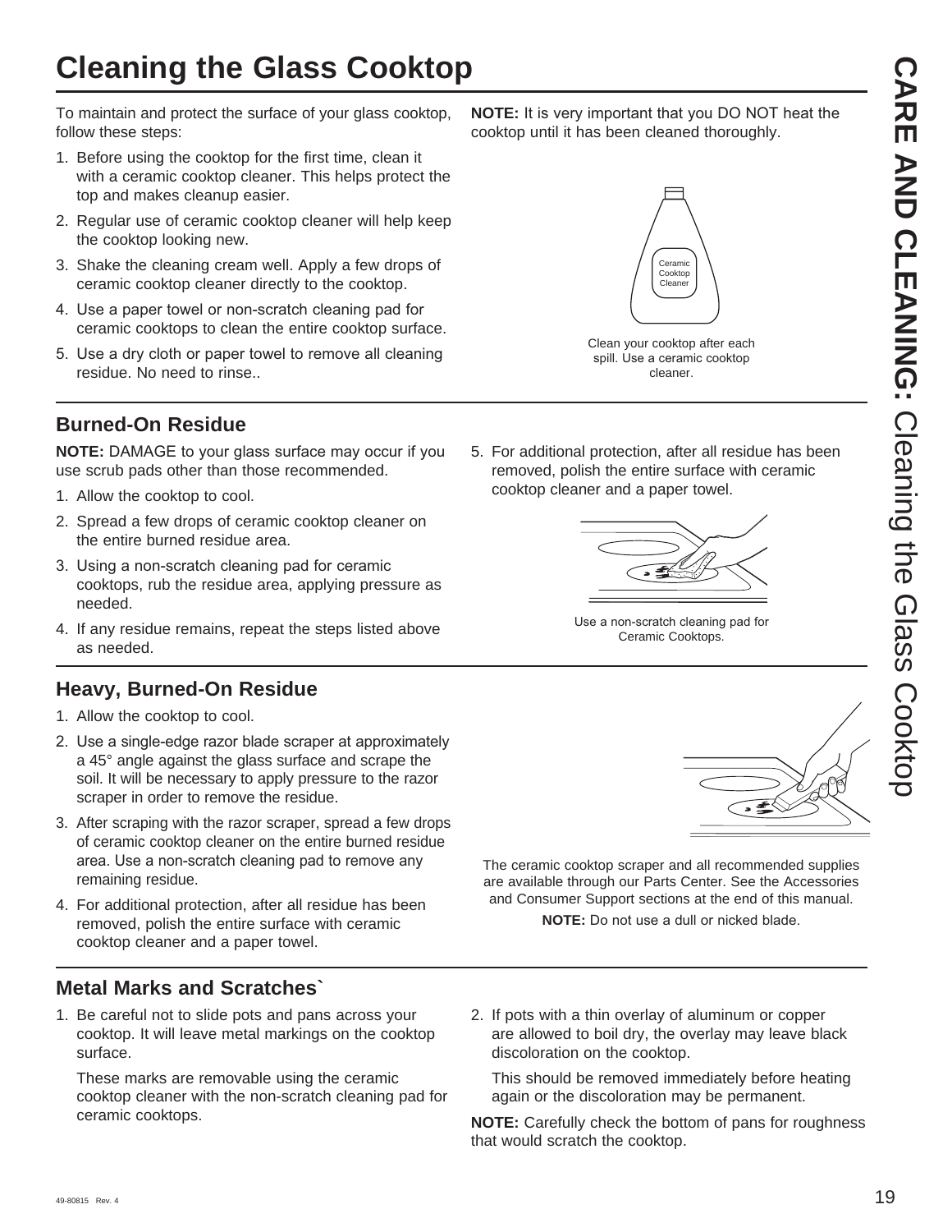# Cleaning the Glass Cooktop

To maintain and protect the surface of your glass cooktop, follow these steps:

1. Before using the cooktop for the first time, clean it with a ceramic cooktop cleaner. This helps protect the top and makes cleanup easier.
2. Regular use of ceramic cooktop cleaner will help keep the cooktop looking new.
3. Shake the cleaning cream well. Apply a few drops of ceramic cooktop cleaner directly to the cooktop.
4. Use a paper towel or non-scratch cleaning pad for ceramic cooktops to clean the entire cooktop surface.
5. Use a dry cloth or paper towel to remove all cleaning residue. No need to rinse..

**NOTE:** It is very important that you DO NOT heat the cooktop until it has been cleaned thoroughly.

Clean your cooktop after each spill. Use a ceramic cooktop cleaner.

## Burned-On Residue

**NOTE:** DAMAGE to your glass surface may occur if you use scrub pads other than those recommended.

1. Allow the cooktop to cool.
2. Spread a few drops of ceramic cooktop cleaner on the entire burned residue area.
3. Using a non-scratch cleaning pad for ceramic cooktops, rub the residue area, applying pressure as needed.
4. If any residue remains, repeat the steps listed above as needed.
5. For additional protection, after all residue has been removed, polish the entire surface with ceramic cooktop cleaner and a paper towel.

Use a non-scratch cleaning pad for Ceramic Cooktops.

## Heavy, Burned-On Residue

1. Allow the cooktop to cool.
2. Use a single-edge razor blade scraper at approximately a 45° angle against the glass surface and scrape the soil. It will be necessary to apply pressure to the razor scraper in order to remove the residue.
3. After scraping with the razor scraper, spread a few drops of ceramic cooktop cleaner on the entire burned residue area. Use a non-scratch cleaning pad to remove any remaining residue.
4. For additional protection, after all residue has been removed, polish the entire surface with ceramic cooktop cleaner and a paper towel.

The ceramic cooktop scraper and all recommended supplies are available through our Parts Center. See the Accessories and Consumer Support sections at the end of this manual.

**NOTE:** Do not use a dull or nicked blade.

## Metal Marks and Scratches`

1. Be careful not to slide pots and pans across your cooktop. It will leave metal markings on the cooktop surface.

   These marks are removable using the ceramic cooktop cleaner with the non-scratch cleaning pad for ceramic cooktops.

2. If pots with a thin overlay of aluminum or copper are allowed to boil dry, the overlay may leave black discoloration on the cooktop.

   This should be removed immediately before heating again or the discoloration may be permanent.

**NOTE:** Carefully check the bottom of pans for roughness that would scratch the cooktop.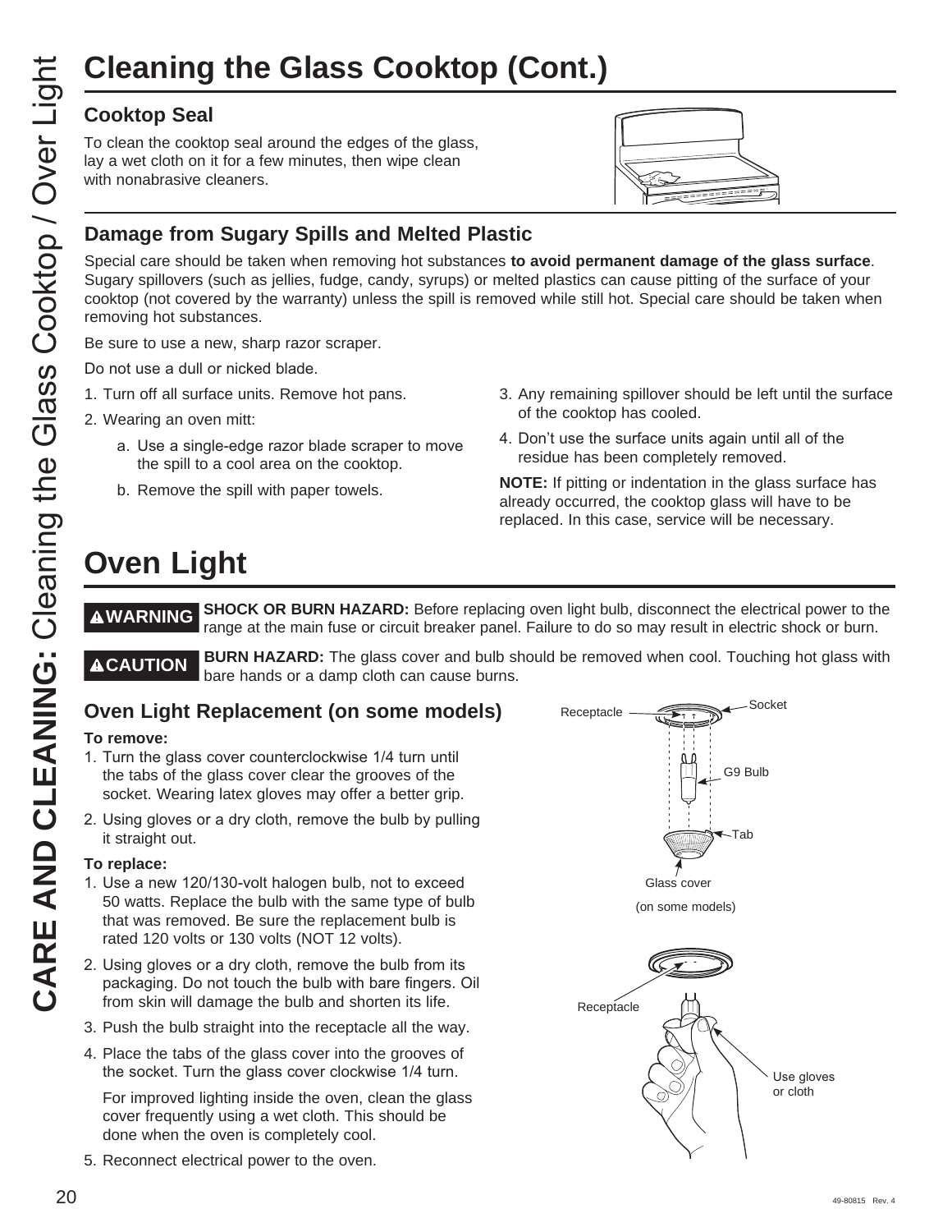# Cleaning the Glass Cooktop (Cont.)

### Cooktop Seal

To clean the cooktop seal around the edges of the glass, lay a wet cloth on it for a few minutes, then wipe clean with nonabrasive cleaners.

### Damage from Sugary Spills and Melted Plastic

Special care should be taken when removing hot substances **to avoid permanent damage of the glass surface**. Sugary spillovers (such as jellies, fudge, candy, syrups) or melted plastics can cause pitting of the surface of your cooktop (not covered by the warranty) unless the spill is removed while still hot. Special care should be taken when removing hot substances.

Be sure to use a new, sharp razor scraper.

Do not use a dull or nicked blade.

1. Turn off all surface units. Remove hot pans.
2. Wearing an oven mitt:
   a. Use a single-edge razor blade scraper to move the spill to a cool area on the cooktop.
   b. Remove the spill with paper towels.
3. Any remaining spillover should be left until the surface of the cooktop has cooled.
4. Don't use the surface units again until all of the residue has been completely removed.

**NOTE:** If pitting or indentation in the glass surface has already occurred, the cooktop glass will have to be replaced. In this case, service will be necessary.

# Oven Light

**⚠WARNING** **SHOCK OR BURN HAZARD:** Before replacing oven light bulb, disconnect the electrical power to the range at the main fuse or circuit breaker panel. Failure to do so may result in electric shock or burn.

**⚠CAUTION** **BURN HAZARD:** The glass cover and bulb should be removed when cool. Touching hot glass with bare hands or a damp cloth can cause burns.

### Oven Light Replacement (on some models)

**To remove:**

1. Turn the glass cover counterclockwise 1/4 turn until the tabs of the glass cover clear the grooves of the socket. Wearing latex gloves may offer a better grip.
2. Using gloves or a dry cloth, remove the bulb by pulling it straight out.

**To replace:**

1. Use a new 120/130-volt halogen bulb, not to exceed 50 watts. Replace the bulb with the same type of bulb that was removed. Be sure the replacement bulb is rated 120 volts or 130 volts (NOT 12 volts).
2. Using gloves or a dry cloth, remove the bulb from its packaging. Do not touch the bulb with bare fingers. Oil from skin will damage the bulb and shorten its life.
3. Push the bulb straight into the receptacle all the way.
4. Place the tabs of the glass cover into the grooves of the socket. Turn the glass cover clockwise 1/4 turn.

   For improved lighting inside the oven, clean the glass cover frequently using a wet cloth. This should be done when the oven is completely cool.
5. Reconnect electrical power to the oven.

Receptacle, Socket, G9 Bulb, Tab, Glass cover (on some models)

Receptacle, Use gloves or cloth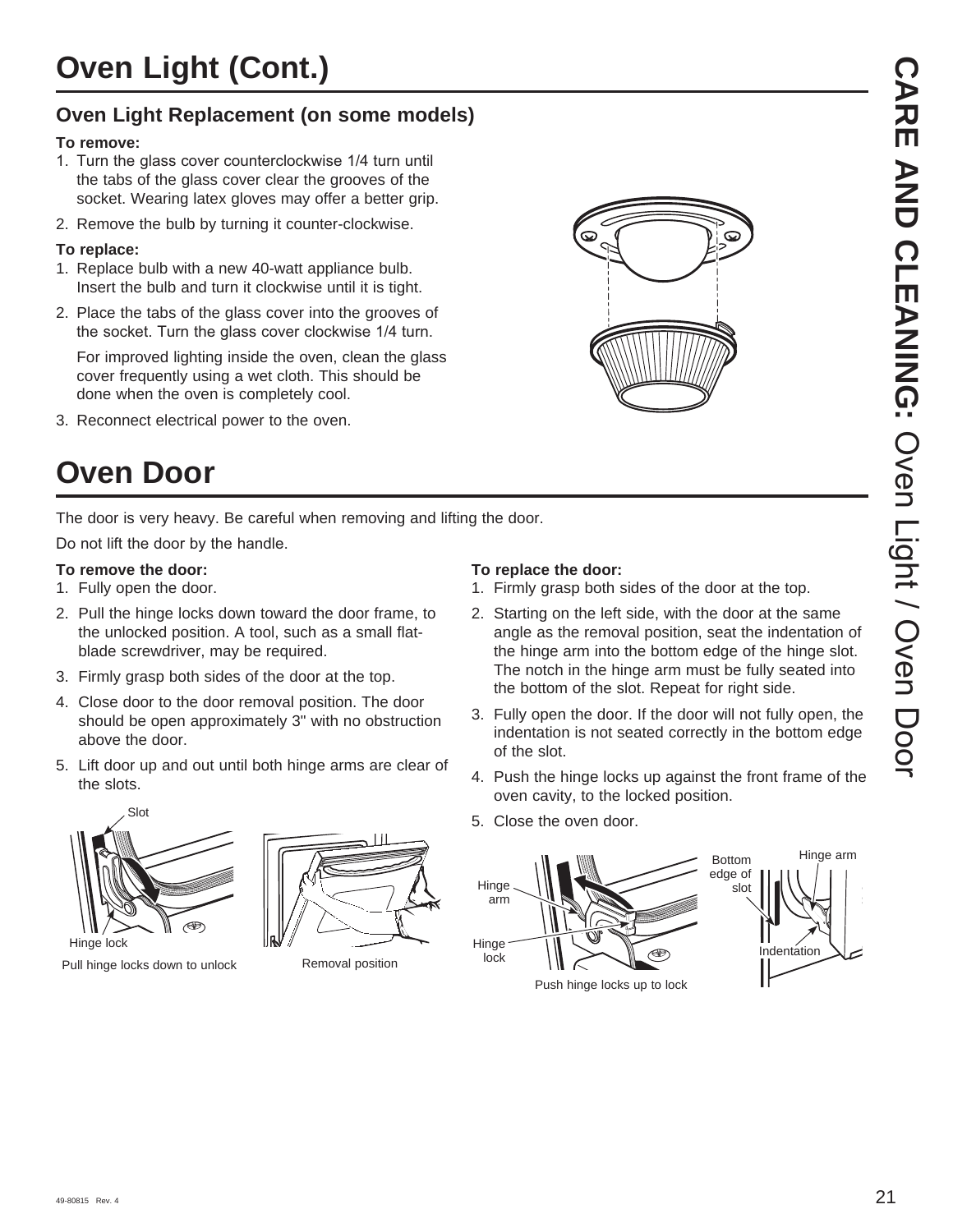# Oven Light (Cont.)

## Oven Light Replacement (on some models)

**To remove:**

1. Turn the glass cover counterclockwise 1/4 turn until the tabs of the glass cover clear the grooves of the socket. Wearing latex gloves may offer a better grip.
2. Remove the bulb by turning it counter-clockwise.

**To replace:**

1. Replace bulb with a new 40-watt appliance bulb. Insert the bulb and turn it clockwise until it is tight.
2. Place the tabs of the glass cover into the grooves of the socket. Turn the glass cover clockwise 1/4 turn.

   For improved lighting inside the oven, clean the glass cover frequently using a wet cloth. This should be done when the oven is completely cool.
3. Reconnect electrical power to the oven.

# Oven Door

The door is very heavy. Be careful when removing and lifting the door.

Do not lift the door by the handle.

**To remove the door:**

1. Fully open the door.
2. Pull the hinge locks down toward the door frame, to the unlocked position. A tool, such as a small flat-blade screwdriver, may be required.
3. Firmly grasp both sides of the door at the top.
4. Close door to the door removal position. The door should be open approximately 3" with no obstruction above the door.
5. Lift door up and out until both hinge arms are clear of the slots.

Slot

Hinge lock

Pull hinge locks down to unlock

Removal position

**To replace the door:**

1. Firmly grasp both sides of the door at the top.
2. Starting on the left side, with the door at the same angle as the removal position, seat the indentation of the hinge arm into the bottom edge of the hinge slot. The notch in the hinge arm must be fully seated into the bottom of the slot. Repeat for right side.
3. Fully open the door. If the door will not fully open, the indentation is not seated correctly in the bottom edge of the slot.
4. Push the hinge locks up against the front frame of the oven cavity, to the locked position.
5. Close the oven door.

Hinge arm

Hinge lock

Push hinge locks up to lock

Bottom edge of slot

Hinge arm

Indentation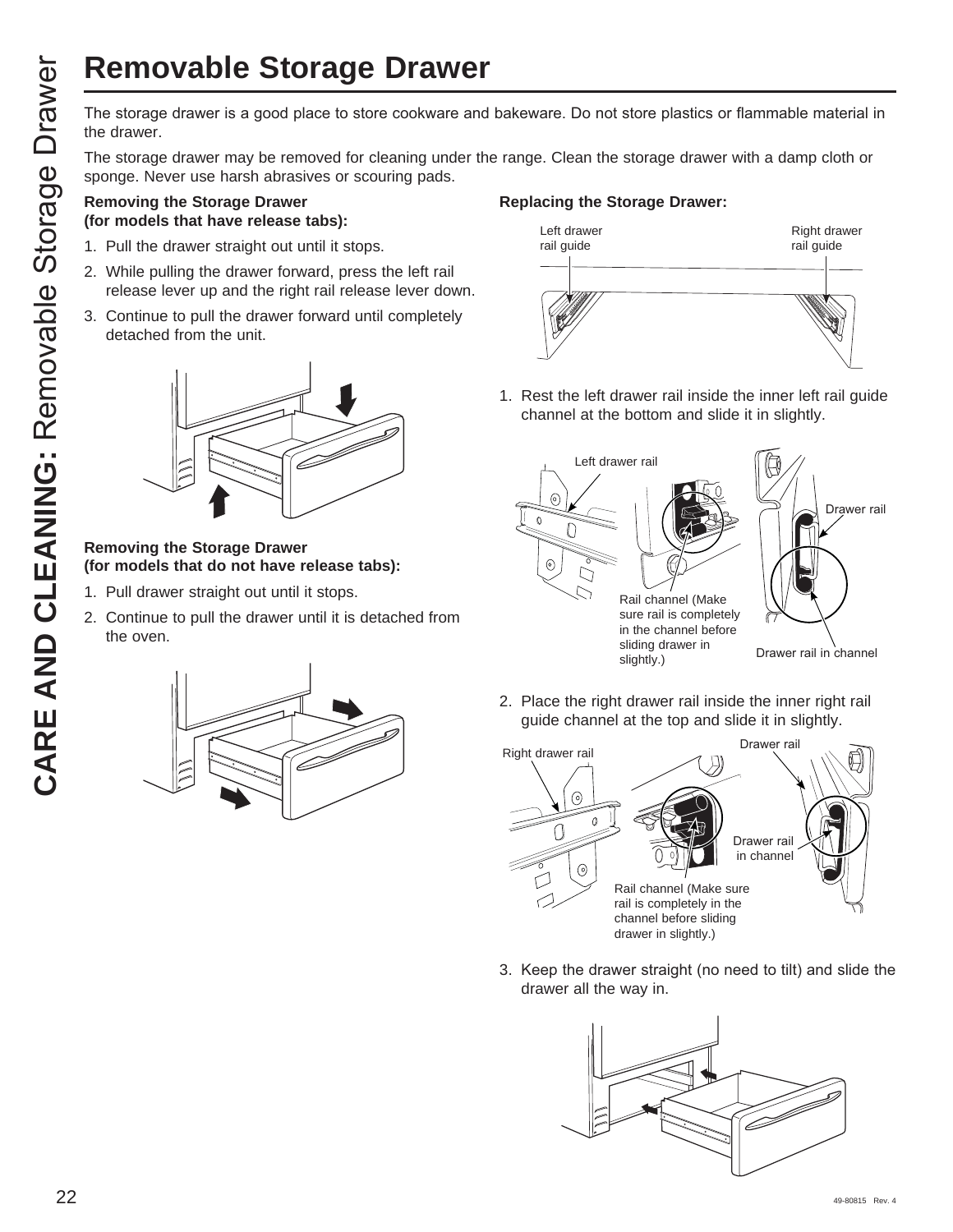# Removable Storage Drawer

The storage drawer is a good place to store cookware and bakeware. Do not store plastics or flammable material in the drawer.

The storage drawer may be removed for cleaning under the range. Clean the storage drawer with a damp cloth or sponge. Never use harsh abrasives or scouring pads.

**Removing the Storage Drawer (for models that have release tabs):**

1. Pull the drawer straight out until it stops.
2. While pulling the drawer forward, press the left rail release lever up and the right rail release lever down.
3. Continue to pull the drawer forward until completely detached from the unit.

**Removing the Storage Drawer (for models that do not have release tabs):**

1. Pull drawer straight out until it stops.
2. Continue to pull the drawer until it is detached from the oven.

**Replacing the Storage Drawer:**

Left drawer rail guide

Right drawer rail guide

1. Rest the left drawer rail inside the inner left rail guide channel at the bottom and slide it in slightly.

Left drawer rail

Rail channel (Make sure rail is completely in the channel before sliding drawer in slightly.)

Drawer rail

Drawer rail in channel

2. Place the right drawer rail inside the inner right rail guide channel at the top and slide it in slightly.

Right drawer rail

Drawer rail

Drawer rail in channel

Rail channel (Make sure rail is completely in the channel before sliding drawer in slightly.)

3. Keep the drawer straight (no need to tilt) and slide the drawer all the way in.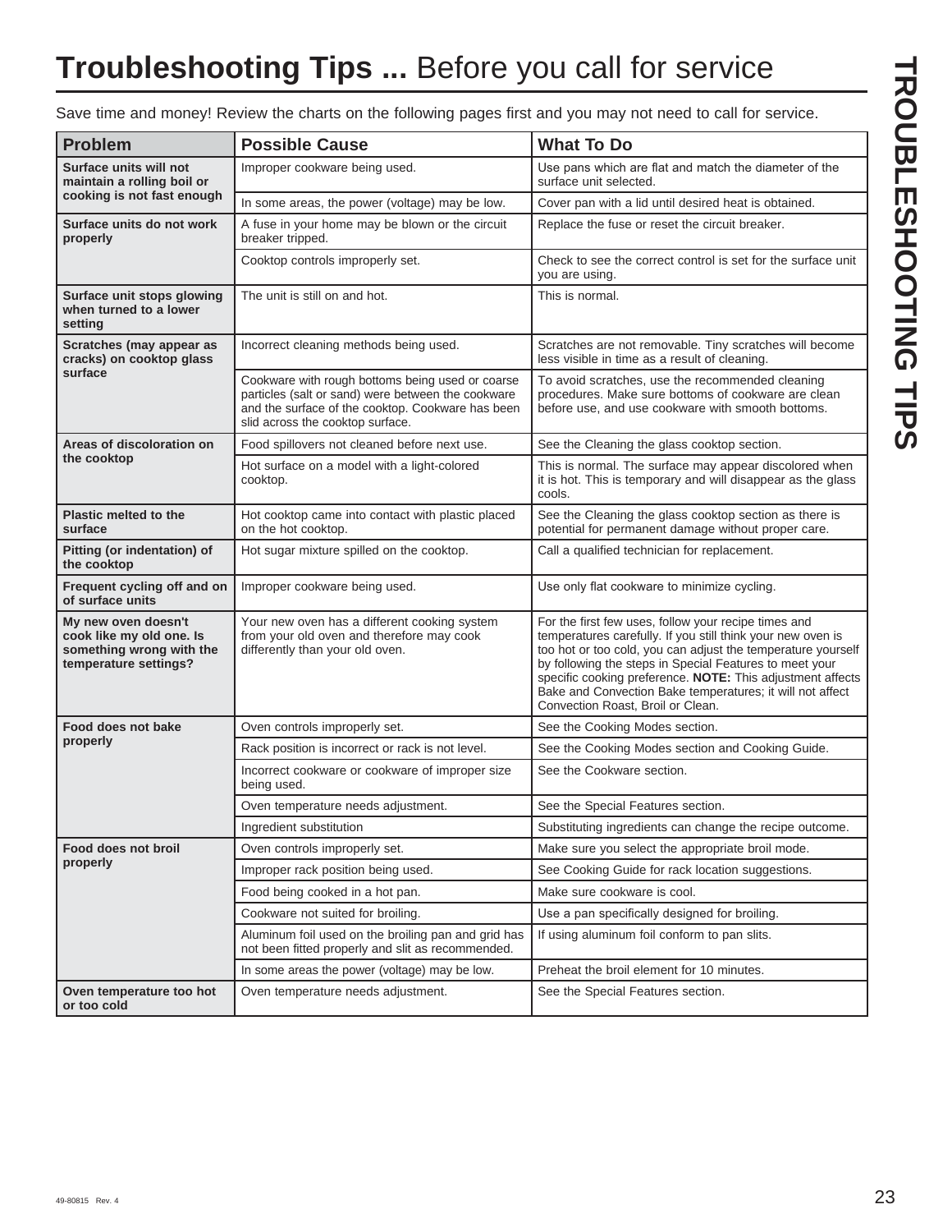# Troubleshooting Tips ... Before you call for service

Save time and money! Review the charts on the following pages first and you may not need to call for service.

| Problem | Possible Cause | What To Do |
|---|---|---|
| **Surface units will not maintain a rolling boil or cooking is not fast enough** | Improper cookware being used. | Use pans which are flat and match the diameter of the surface unit selected. |
| | In some areas, the power (voltage) may be low. | Cover pan with a lid until desired heat is obtained. |
| **Surface units do not work properly** | A fuse in your home may be blown or the circuit breaker tripped. | Replace the fuse or reset the circuit breaker. |
| | Cooktop controls improperly set. | Check to see the correct control is set for the surface unit you are using. |
| **Surface unit stops glowing when turned to a lower setting** | The unit is still on and hot. | This is normal. |
| **Scratches (may appear as cracks) on cooktop glass surface** | Incorrect cleaning methods being used. | Scratches are not removable. Tiny scratches will become less visible in time as a result of cleaning. |
| | Cookware with rough bottoms being used or coarse particles (salt or sand) were between the cookware and the surface of the cooktop. Cookware has been slid across the cooktop surface. | To avoid scratches, use the recommended cleaning procedures. Make sure bottoms of cookware are clean before use, and use cookware with smooth bottoms. |
| **Areas of discoloration on the cooktop** | Food spillovers not cleaned before next use. | See the Cleaning the glass cooktop section. |
| | Hot surface on a model with a light-colored cooktop. | This is normal. The surface may appear discolored when it is hot. This is temporary and will disappear as the glass cools. |
| **Plastic melted to the surface** | Hot cooktop came into contact with plastic placed on the hot cooktop. | See the Cleaning the glass cooktop section as there is potential for permanent damage without proper care. |
| **Pitting (or indentation) of the cooktop** | Hot sugar mixture spilled on the cooktop. | Call a qualified technician for replacement. |
| **Frequent cycling off and on of surface units** | Improper cookware being used. | Use only flat cookware to minimize cycling. |
| **My new oven doesn't cook like my old one. Is something wrong with the temperature settings?** | Your new oven has a different cooking system from your old oven and therefore may cook differently than your old oven. | For the first few uses, follow your recipe times and temperatures carefully. If you still think your new oven is too hot or too cold, you can adjust the temperature yourself by following the steps in Special Features to meet your specific cooking preference. **NOTE:** This adjustment affects Bake and Convection Bake temperatures; it will not affect Convection Roast, Broil or Clean. |
| **Food does not bake properly** | Oven controls improperly set. | See the Cooking Modes section. |
| | Rack position is incorrect or rack is not level. | See the Cooking Modes section and Cooking Guide. |
| | Incorrect cookware or cookware of improper size being used. | See the Cookware section. |
| | Oven temperature needs adjustment. | See the Special Features section. |
| | Ingredient substitution | Substituting ingredients can change the recipe outcome. |
| **Food does not broil properly** | Oven controls improperly set. | Make sure you select the appropriate broil mode. |
| | Improper rack position being used. | See Cooking Guide for rack location suggestions. |
| | Food being cooked in a hot pan. | Make sure cookware is cool. |
| | Cookware not suited for broiling. | Use a pan specifically designed for broiling. |
| | Aluminum foil used on the broiling pan and grid has not been fitted properly and slit as recommended. | If using aluminum foil conform to pan slits. |
| | In some areas the power (voltage) may be low. | Preheat the broil element for 10 minutes. |
| **Oven temperature too hot or too cold** | Oven temperature needs adjustment. | See the Special Features section. |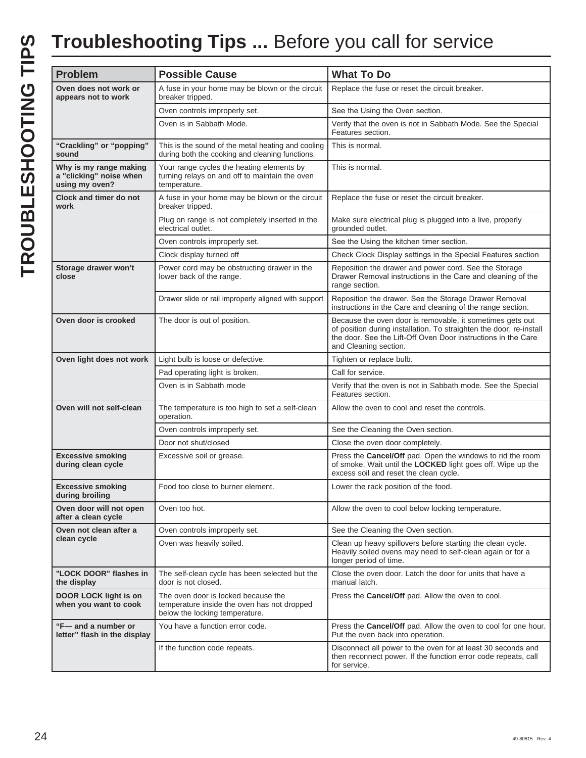# **Troubleshooting Tips ...** Before you call for service

| Problem | Possible Cause | What To Do |
|---|---|---|
| **Oven does not work or appears not to work** | A fuse in your home may be blown or the circuit breaker tripped. | Replace the fuse or reset the circuit breaker. |
| | Oven controls improperly set. | See the Using the Oven section. |
| | Oven is in Sabbath Mode. | Verify that the oven is not in Sabbath Mode. See the Special Features section. |
| **"Crackling" or "popping" sound** | This is the sound of the metal heating and cooling during both the cooking and cleaning functions. | This is normal. |
| **Why is my range making a "clicking" noise when using my oven?** | Your range cycles the heating elements by turning relays on and off to maintain the oven temperature. | This is normal. |
| **Clock and timer do not work** | A fuse in your home may be blown or the circuit breaker tripped. | Replace the fuse or reset the circuit breaker. |
| | Plug on range is not completely inserted in the electrical outlet. | Make sure electrical plug is plugged into a live, properly grounded outlet. |
| | Oven controls improperly set. | See the Using the kitchen timer section. |
| | Clock display turned off | Check Clock Display settings in the Special Features section |
| **Storage drawer won't close** | Power cord may be obstructing drawer in the lower back of the range. | Reposition the drawer and power cord. See the Storage Drawer Removal instructions in the Care and cleaning of the range section. |
| | Drawer slide or rail improperly aligned with support | Reposition the drawer. See the Storage Drawer Removal instructions in the Care and cleaning of the range section. |
| **Oven door is crooked** | The door is out of position. | Because the oven door is removable, it sometimes gets out of position during installation. To straighten the door, re-install the door. See the Lift-Off Oven Door instructions in the Care and Cleaning section. |
| **Oven light does not work** | Light bulb is loose or defective. | Tighten or replace bulb. |
| | Pad operating light is broken. | Call for service. |
| | Oven is in Sabbath mode | Verify that the oven is not in Sabbath mode. See the Special Features section. |
| **Oven will not self-clean** | The temperature is too high to set a self-clean operation. | Allow the oven to cool and reset the controls. |
| | Oven controls improperly set. | See the Cleaning the Oven section. |
| | Door not shut/closed | Close the oven door completely. |
| **Excessive smoking during clean cycle** | Excessive soil or grease. | Press the **Cancel/Off** pad. Open the windows to rid the room of smoke. Wait until the **LOCKED** light goes off. Wipe up the excess soil and reset the clean cycle. |
| **Excessive smoking during broiling** | Food too close to burner element. | Lower the rack position of the food. |
| **Oven door will not open after a clean cycle** | Oven too hot. | Allow the oven to cool below locking temperature. |
| **Oven not clean after a clean cycle** | Oven controls improperly set. | See the Cleaning the Oven section. |
| | Oven was heavily soiled. | Clean up heavy spillovers before starting the clean cycle. Heavily soiled ovens may need to self-clean again or for a longer period of time. |
| **"LOCK DOOR" flashes in the display** | The self-clean cycle has been selected but the door is not closed. | Close the oven door. Latch the door for units that have a manual latch. |
| **DOOR LOCK light is on when you want to cook** | The oven door is locked because the temperature inside the oven has not dropped below the locking temperature. | Press the **Cancel/Off** pad. Allow the oven to cool. |
| **"F— and a number or letter" flash in the display** | You have a function error code. | Press the **Cancel/Off** pad. Allow the oven to cool for one hour. Put the oven back into operation. |
| | If the function code repeats. | Disconnect all power to the oven for at least 30 seconds and then reconnect power. If the function error code repeats, call for service. |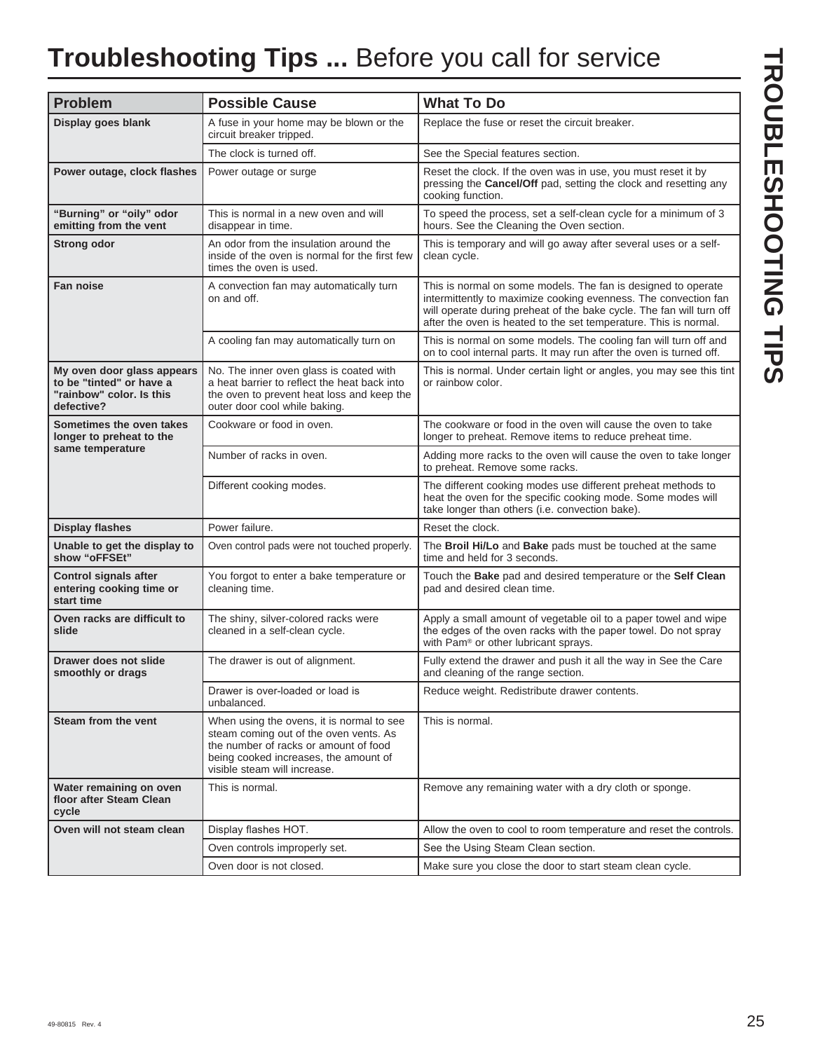# **Troubleshooting Tips ...** Before you call for service

| Problem | Possible Cause | What To Do |
|---|---|---|
| **Display goes blank** | A fuse in your home may be blown or the circuit breaker tripped. | Replace the fuse or reset the circuit breaker. |
| | The clock is turned off. | See the Special features section. |
| **Power outage, clock flashes** | Power outage or surge | Reset the clock. If the oven was in use, you must reset it by pressing the **Cancel/Off** pad, setting the clock and resetting any cooking function. |
| **"Burning" or "oily" odor emitting from the vent** | This is normal in a new oven and will disappear in time. | To speed the process, set a self-clean cycle for a minimum of 3 hours. See the Cleaning the Oven section. |
| **Strong odor** | An odor from the insulation around the inside of the oven is normal for the first few times the oven is used. | This is temporary and will go away after several uses or a self-clean cycle. |
| **Fan noise** | A convection fan may automatically turn on and off. | This is normal on some models. The fan is designed to operate intermittently to maximize cooking evenness. The convection fan will operate during preheat of the bake cycle. The fan will turn off after the oven is heated to the set temperature. This is normal. |
| | A cooling fan may automatically turn on | This is normal on some models. The cooling fan will turn off and on to cool internal parts. It may run after the oven is turned off. |
| **My oven door glass appears to be "tinted" or have a "rainbow" color. Is this defective?** | No. The inner oven glass is coated with a heat barrier to reflect the heat back into the oven to prevent heat loss and keep the outer door cool while baking. | This is normal. Under certain light or angles, you may see this tint or rainbow color. |
| **Sometimes the oven takes longer to preheat to the same temperature** | Cookware or food in oven. | The cookware or food in the oven will cause the oven to take longer to preheat. Remove items to reduce preheat time. |
| | Number of racks in oven. | Adding more racks to the oven will cause the oven to take longer to preheat. Remove some racks. |
| | Different cooking modes. | The different cooking modes use different preheat methods to heat the oven for the specific cooking mode. Some modes will take longer than others (i.e. convection bake). |
| **Display flashes** | Power failure. | Reset the clock. |
| **Unable to get the display to show "oFFSEt"** | Oven control pads were not touched properly. | The **Broil Hi/Lo** and **Bake** pads must be touched at the same time and held for 3 seconds. |
| **Control signals after entering cooking time or start time** | You forgot to enter a bake temperature or cleaning time. | Touch the **Bake** pad and desired temperature or the **Self Clean** pad and desired clean time. |
| **Oven racks are difficult to slide** | The shiny, silver-colored racks were cleaned in a self-clean cycle. | Apply a small amount of vegetable oil to a paper towel and wipe the edges of the oven racks with the paper towel. Do not spray with Pam® or other lubricant sprays. |
| **Drawer does not slide smoothly or drags** | The drawer is out of alignment. | Fully extend the drawer and push it all the way in See the Care and cleaning of the range section. |
| | Drawer is over-loaded or load is unbalanced. | Reduce weight. Redistribute drawer contents. |
| **Steam from the vent** | When using the ovens, it is normal to see steam coming out of the oven vents. As the number of racks or amount of food being cooked increases, the amount of visible steam will increase. | This is normal. |
| **Water remaining on oven floor after Steam Clean cycle** | This is normal. | Remove any remaining water with a dry cloth or sponge. |
| **Oven will not steam clean** | Display flashes HOT. | Allow the oven to cool to room temperature and reset the controls. |
| | Oven controls improperly set. | See the Using Steam Clean section. |
| | Oven door is not closed. | Make sure you close the door to start steam clean cycle. |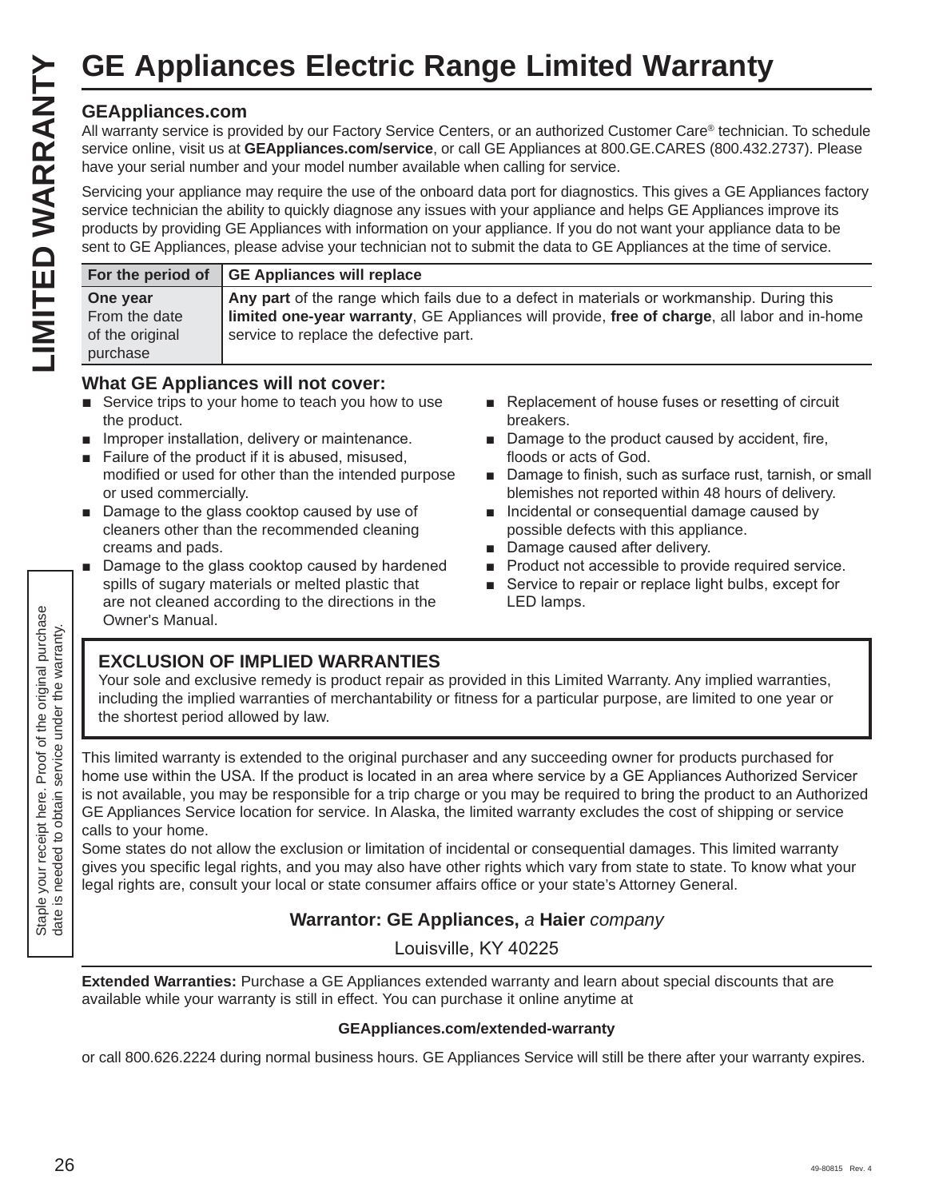# GE Appliances Electric Range Limited Warranty

### GEAppliances.com

All warranty service is provided by our Factory Service Centers, or an authorized Customer Care® technician. To schedule service online, visit us at **GEAppliances.com/service**, or call GE Appliances at 800.GE.CARES (800.432.2737). Please have your serial number and your model number available when calling for service.

Servicing your appliance may require the use of the onboard data port for diagnostics. This gives a GE Appliances factory service technician the ability to quickly diagnose any issues with your appliance and helps GE Appliances improve its products by providing GE Appliances with information on your appliance. If you do not want your appliance data to be sent to GE Appliances, please advise your technician not to submit the data to GE Appliances at the time of service.

| For the period of | GE Appliances will replace |
|---|---|
| **One year** From the date of the original purchase | **Any part** of the range which fails due to a defect in materials or workmanship. During this **limited one-year warranty**, GE Appliances will provide, **free of charge**, all labor and in-home service to replace the defective part. |

### What GE Appliances will not cover:

- Service trips to your home to teach you how to use the product.
- Improper installation, delivery or maintenance.
- Failure of the product if it is abused, misused, modified or used for other than the intended purpose or used commercially.
- Damage to the glass cooktop caused by use of cleaners other than the recommended cleaning creams and pads.
- Damage to the glass cooktop caused by hardened spills of sugary materials or melted plastic that are not cleaned according to the directions in the Owner's Manual.
- Replacement of house fuses or resetting of circuit breakers.
- Damage to the product caused by accident, fire, floods or acts of God.
- Damage to finish, such as surface rust, tarnish, or small blemishes not reported within 48 hours of delivery.
- Incidental or consequential damage caused by possible defects with this appliance.
- Damage caused after delivery.
- Product not accessible to provide required service.
- Service to repair or replace light bulbs, except for LED lamps.

### EXCLUSION OF IMPLIED WARRANTIES

Your sole and exclusive remedy is product repair as provided in this Limited Warranty. Any implied warranties, including the implied warranties of merchantability or fitness for a particular purpose, are limited to one year or the shortest period allowed by law.

This limited warranty is extended to the original purchaser and any succeeding owner for products purchased for home use within the USA. If the product is located in an area where service by a GE Appliances Authorized Servicer is not available, you may be responsible for a trip charge or you may be required to bring the product to an Authorized GE Appliances Service location for service. In Alaska, the limited warranty excludes the cost of shipping or service calls to your home.

Some states do not allow the exclusion or limitation of incidental or consequential damages. This limited warranty gives you specific legal rights, and you may also have other rights which vary from state to state. To know what your legal rights are, consult your local or state consumer affairs office or your state's Attorney General.

**Warrantor: GE Appliances,** *a* **Haier** *company*

Louisville, KY 40225

**Extended Warranties:** Purchase a GE Appliances extended warranty and learn about special discounts that are available while your warranty is still in effect. You can purchase it online anytime at

**GEAppliances.com/extended-warranty**

or call 800.626.2224 during normal business hours. GE Appliances Service will still be there after your warranty expires.

Staple your receipt here. Proof of the original purchase date is needed to obtain service under the warranty.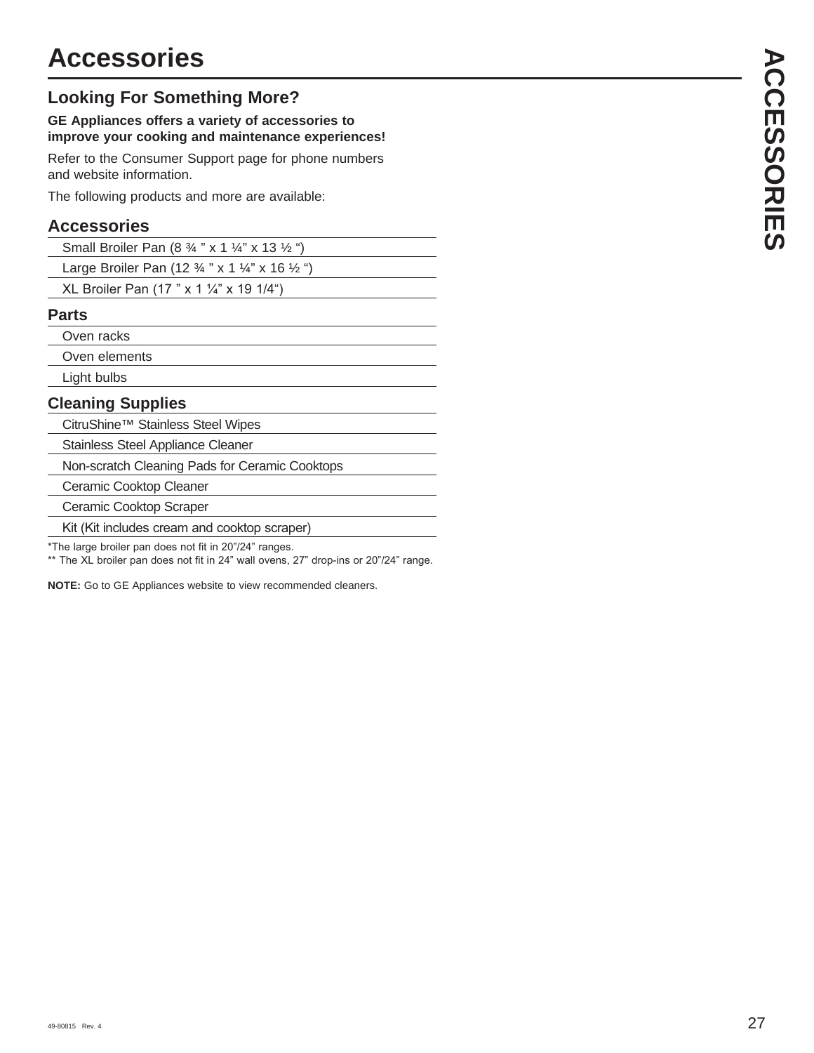# Accessories

## Looking For Something More?

**GE Appliances offers a variety of accessories to improve your cooking and maintenance experiences!**

Refer to the Consumer Support page for phone numbers and website information.

The following products and more are available:

### Accessories

| Accessories |
|---|
| Small Broiler Pan (8 ¾ " x 1 ¼" x 13 ½ ") |
| Large Broiler Pan (12 ¾ " x 1 ¼" x 16 ½ ") |
| XL Broiler Pan (17 " x 1 ¼" x 19 1/4") |

### Parts

| Parts |
|---|
| Oven racks |
| Oven elements |
| Light bulbs |

### Cleaning Supplies

| Cleaning Supplies |
|---|
| CitruShine™ Stainless Steel Wipes |
| Stainless Steel Appliance Cleaner |
| Non-scratch Cleaning Pads for Ceramic Cooktops |
| Ceramic Cooktop Cleaner |
| Ceramic Cooktop Scraper |
| Kit (Kit includes cream and cooktop scraper) |

*The large broiler pan does not fit in 20"/24" ranges.

** The XL broiler pan does not fit in 24" wall ovens, 27" drop-ins or 20"/24" range.

**NOTE:** Go to GE Appliances website to view recommended cleaners.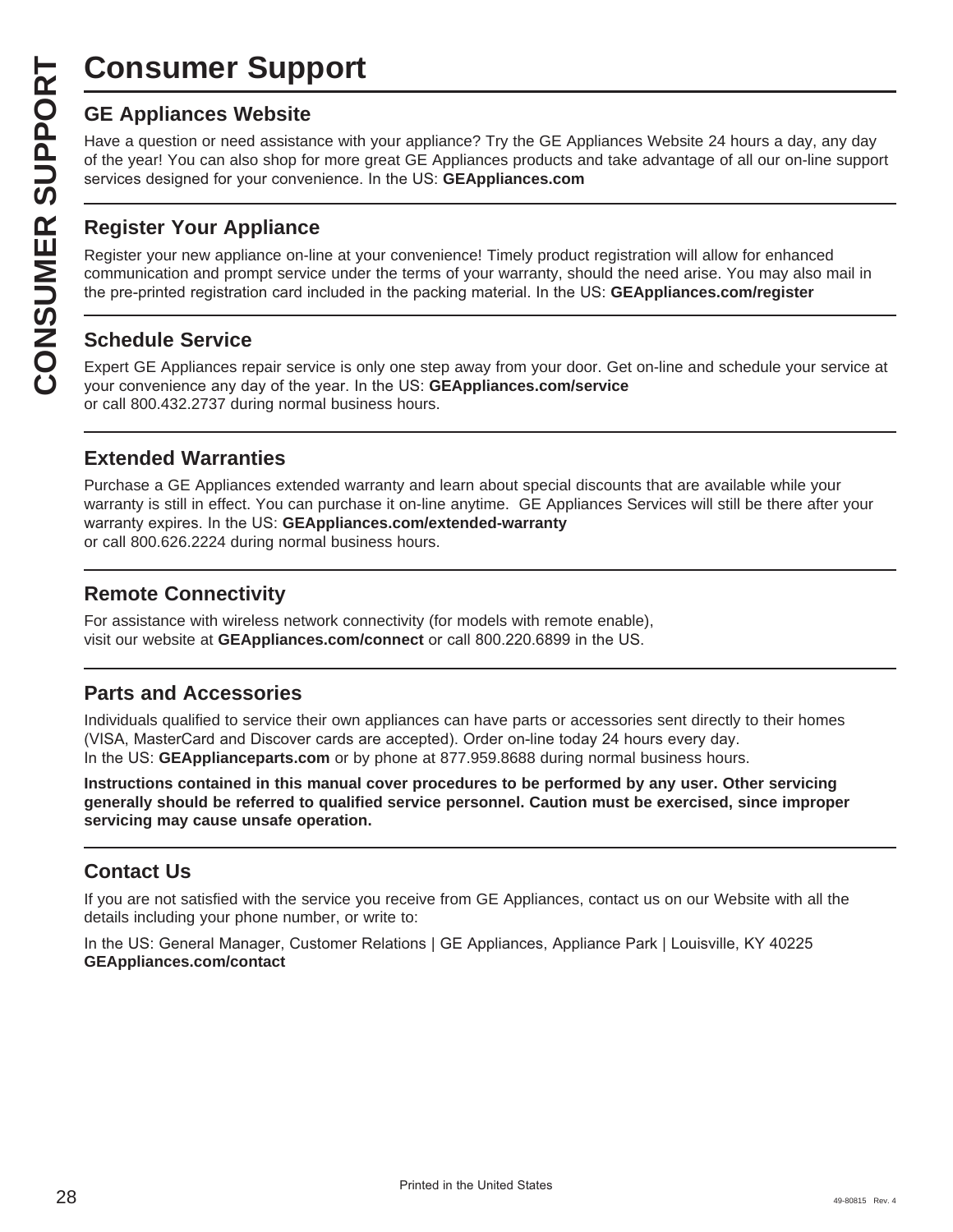# Consumer Support

## GE Appliances Website

Have a question or need assistance with your appliance? Try the GE Appliances Website 24 hours a day, any day of the year! You can also shop for more great GE Appliances products and take advantage of all our on-line support services designed for your convenience. In the US: **GEAppliances.com**

## Register Your Appliance

Register your new appliance on-line at your convenience! Timely product registration will allow for enhanced communication and prompt service under the terms of your warranty, should the need arise. You may also mail in the pre-printed registration card included in the packing material. In the US: **GEAppliances.com/register**

## Schedule Service

Expert GE Appliances repair service is only one step away from your door. Get on-line and schedule your service at your convenience any day of the year. In the US: **GEAppliances.com/service**
or call 800.432.2737 during normal business hours.

## Extended Warranties

Purchase a GE Appliances extended warranty and learn about special discounts that are available while your warranty is still in effect. You can purchase it on-line anytime. GE Appliances Services will still be there after your warranty expires. In the US: **GEAppliances.com/extended-warranty**
or call 800.626.2224 during normal business hours.

## Remote Connectivity

For assistance with wireless network connectivity (for models with remote enable), visit our website at **GEAppliances.com/connect** or call 800.220.6899 in the US.

## Parts and Accessories

Individuals qualified to service their own appliances can have parts or accessories sent directly to their homes (VISA, MasterCard and Discover cards are accepted). Order on-line today 24 hours every day.
In the US: **GEApplianceparts.com** or by phone at 877.959.8688 during normal business hours.

**Instructions contained in this manual cover procedures to be performed by any user. Other servicing generally should be referred to qualified service personnel. Caution must be exercised, since improper servicing may cause unsafe operation.**

## Contact Us

If you are not satisfied with the service you receive from GE Appliances, contact us on our Website with all the details including your phone number, or write to:

In the US: General Manager, Customer Relations | GE Appliances, Appliance Park | Louisville, KY 40225
**GEAppliances.com/contact**

Printed in the United States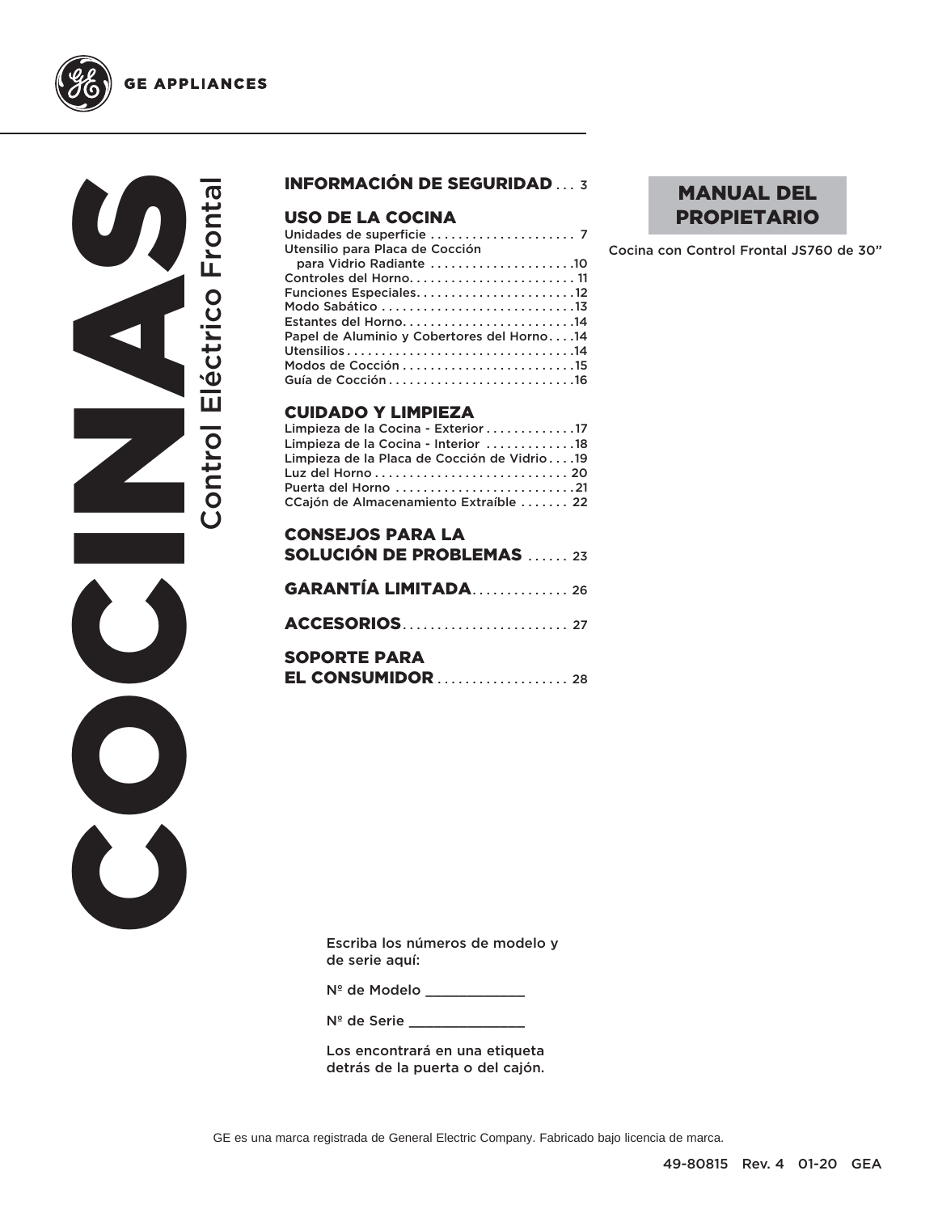GE APPLIANCES

# COCINAS

## Control Eléctrico Frontal

**MANUAL DEL PROPIETARIO**

Cocina con Control Frontal JS760 de 30"

**INFORMACIÓN DE SEGURIDAD** . . . 3

**USO DE LA COCINA**

Unidades de superficie . . . . . . . . . . . . . . . . . . . . . 7
Utensilio para Placa de Cocción para Vidrio Radiante . . . . . . . . . . . . . . . . . . . . .10
Controles del Horno. . . . . . . . . . . . . . . . . . . . . . . . 11
Funciones Especiales. . . . . . . . . . . . . . . . . . . . . . .12
Modo Sabático . . . . . . . . . . . . . . . . . . . . . . . . . . . .13
Estantes del Horno. . . . . . . . . . . . . . . . . . . . . . . . .14
Papel de Aluminio y Cobertores del Horno. . . .14
Utensilios . . . . . . . . . . . . . . . . . . . . . . . . . . . . . . . .14
Modos de Cocción . . . . . . . . . . . . . . . . . . . . . . . . .15
Guía de Cocción . . . . . . . . . . . . . . . . . . . . . . . . . . .16

**CUIDADO Y LIMPIEZA**

Limpieza de la Cocina - Exterior . . . . . . . . . . . . .17
Limpieza de la Cocina - Interior . . . . . . . . . . . . .18
Limpieza de la Placa de Cocción de Vidrio . . . .19
Luz del Horno . . . . . . . . . . . . . . . . . . . . . . . . . . . . 20
Puerta del Horno . . . . . . . . . . . . . . . . . . . . . . . . . .21
CCajón de Almacenamiento Extraíble . . . . . . . 22

**CONSEJOS PARA LA SOLUCIÓN DE PROBLEMAS** . . . . . . 23

**GARANTÍA LIMITADA**. . . . . . . . . . . . . 26

**ACCESORIOS**. . . . . . . . . . . . . . . . . . . . . . . . 27

**SOPORTE PARA EL CONSUMIDOR** . . . . . . . . . . . . . . . . . . 28

Escriba los números de modelo y de serie aquí:

Nº de Modelo ____________

Nº de Serie ______________

Los encontrará en una etiqueta detrás de la puerta o del cajón.

GE es una marca registrada de General Electric Company. Fabricado bajo licencia de marca.

49-80815 Rev. 4 01-20 GEA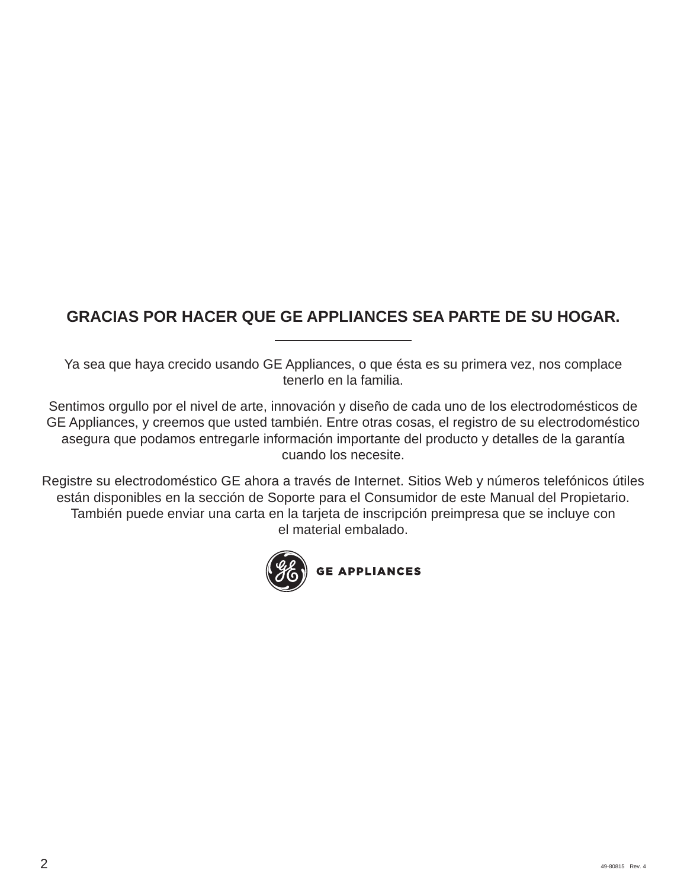# GRACIAS POR HACER QUE GE APPLIANCES SEA PARTE DE SU HOGAR.

---

Ya sea que haya crecido usando GE Appliances, o que ésta es su primera vez, nos complace tenerlo en la familia.

Sentimos orgullo por el nivel de arte, innovación y diseño de cada uno de los electrodomésticos de GE Appliances, y creemos que usted también. Entre otras cosas, el registro de su electrodoméstico asegura que podamos entregarle información importante del producto y detalles de la garantía cuando los necesite.

Registre su electrodoméstico GE ahora a través de Internet. Sitios Web y números telefónicos útiles están disponibles en la sección de Soporte para el Consumidor de este Manual del Propietario. También puede enviar una carta en la tarjeta de inscripción preimpresa que se incluye con el material embalado.

GE APPLIANCES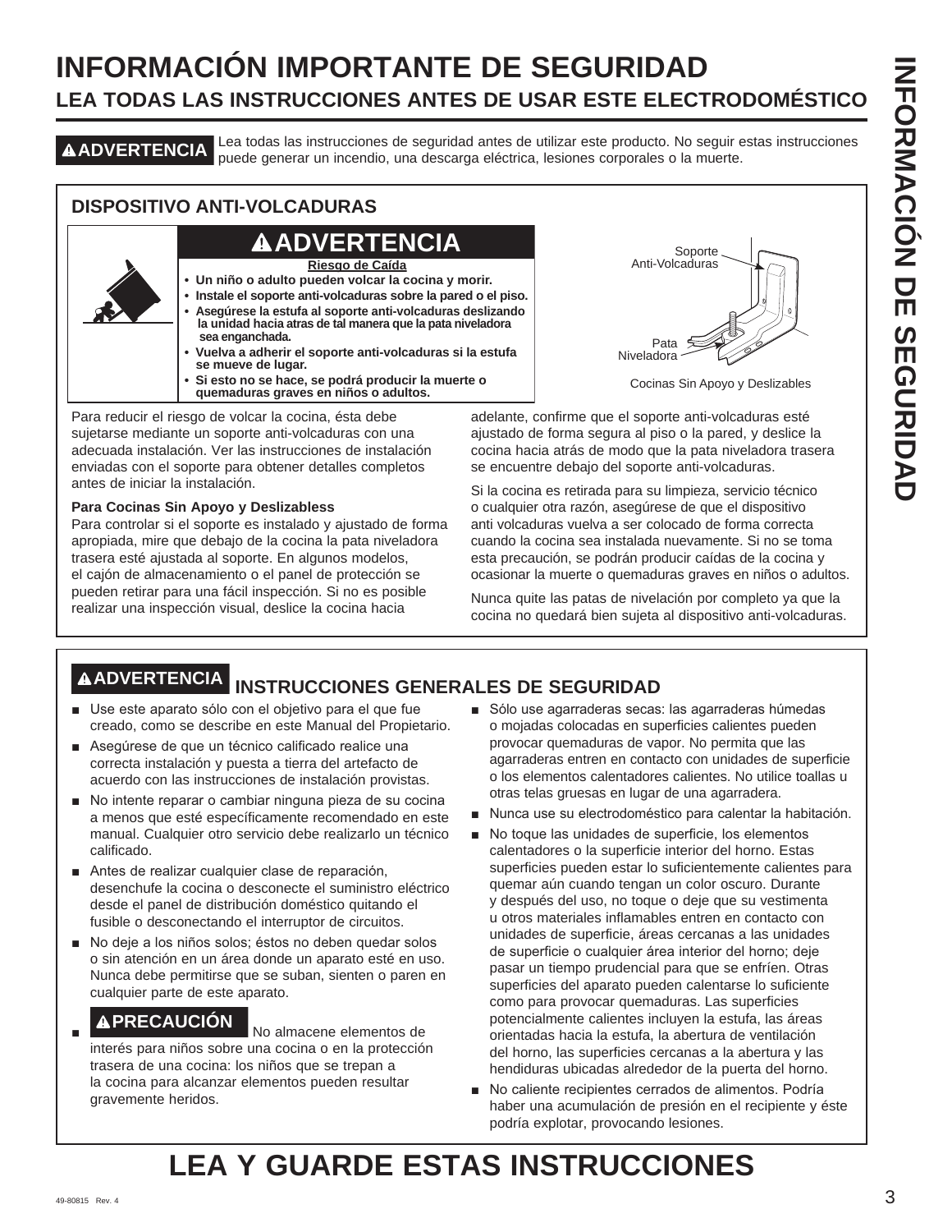# INFORMACIÓN IMPORTANTE DE SEGURIDAD

## LEA TODAS LAS INSTRUCCIONES ANTES DE USAR ESTE ELECTRODOMÉSTICO

**⚠ADVERTENCIA** Lea todas las instrucciones de seguridad antes de utilizar este producto. No seguir estas instrucciones puede generar un incendio, una descarga eléctrica, lesiones corporales o la muerte.

### DISPOSITIVO ANTI-VOLCADURAS

**⚠ADVERTENCIA**

**Riesgo de Caída**

- **Un niño o adulto pueden volcar la cocina y morir.**
- **Instale el soporte anti-volcaduras sobre la pared o el piso.**
- **Asegúrese la estufa al soporte anti-volcaduras deslizando la unidad hacia atras de tal manera que la pata niveladora sea enganchada.**
- **Vuelva a adherir el soporte anti-volcaduras si la estufa se mueve de lugar.**
- **Si esto no se hace, se podrá producir la muerte o quemaduras graves en niños o adultos.**

Soporte Anti-Volcaduras

Pata Niveladora

Cocinas Sin Apoyo y Deslizables

Para reducir el riesgo de volcar la cocina, ésta debe sujetarse mediante un soporte anti-volcaduras con una adecuada instalación. Ver las instrucciones de instalación enviadas con el soporte para obtener detalles completos antes de iniciar la instalación.

**Para Cocinas Sin Apoyo y Deslizabless**

Para controlar si el soporte es instalado y ajustado de forma apropiada, mire que debajo de la cocina la pata niveladora trasera esté ajustada al soporte. En algunos modelos, el cajón de almacenamiento o el panel de protección se pueden retirar para una fácil inspección. Si no es posible realizar una inspección visual, deslice la cocina hacia adelante, confirme que el soporte anti-volcaduras esté ajustado de forma segura al piso o la pared, y deslice la cocina hacia atrás de modo que la pata niveladora trasera se encuentre debajo del soporte anti-volcaduras.

Si la cocina es retirada para su limpieza, servicio técnico o cualquier otra razón, asegúrese de que el dispositivo anti volcaduras vuelva a ser colocado de forma correcta cuando la cocina sea instalada nuevamente. Si no se toma esta precaución, se podrán producir caídas de la cocina y ocasionar la muerte o quemaduras graves en niños o adultos.

Nunca quite las patas de nivelación por completo ya que la cocina no quedará bien sujeta al dispositivo anti-volcaduras.

### ⚠ADVERTENCIA INSTRUCCIONES GENERALES DE SEGURIDAD

- Use este aparato sólo con el objetivo para el que fue creado, como se describe en este Manual del Propietario.
- Asegúrese de que un técnico calificado realice una correcta instalación y puesta a tierra del artefacto de acuerdo con las instrucciones de instalación provistas.
- No intente reparar o cambiar ninguna pieza de su cocina a menos que esté específicamente recomendado en este manual. Cualquier otro servicio debe realizarlo un técnico calificado.
- Antes de realizar cualquier clase de reparación, desenchufe la cocina o desconecte el suministro eléctrico desde el panel de distribución doméstico quitando el fusible o desconectando el interruptor de circuitos.
- No deje a los niños solos; éstos no deben quedar solos o sin atención en un área donde un aparato esté en uso. Nunca debe permitirse que se suban, sienten o paren en cualquier parte de este aparato.
- **⚠PRECAUCIÓN** No almacene elementos de interés para niños sobre una cocina o en la protección trasera de una cocina: los niños que se trepan a la cocina para alcanzar elementos pueden resultar gravemente heridos.
- Sólo use agarraderas secas: las agarraderas húmedas o mojadas colocadas en superficies calientes pueden provocar quemaduras de vapor. No permita que las agarraderas entren en contacto con unidades de superficie o los elementos calentadores calientes. No utilice toallas u otras telas gruesas en lugar de una agarradera.
- Nunca use su electrodoméstico para calentar la habitación.
- No toque las unidades de superficie, los elementos calentadores o la superficie interior del horno. Estas superficies pueden estar lo suficientemente calientes para quemar aún cuando tengan un color oscuro. Durante y después del uso, no toque o deje que su vestimenta u otros materiales inflamables entren en contacto con unidades de superficie, áreas cercanas a las unidades de superficie o cualquier área interior del horno; deje pasar un tiempo prudencial para que se enfríen. Otras superficies del aparato pueden calentarse lo suficiente como para provocar quemaduras. Las superficies potencialmente calientes incluyen la estufa, las áreas orientadas hacia la estufa, la abertura de ventilación del horno, las superficies cercanas a la abertura y las hendiduras ubicadas alrededor de la puerta del horno.
- No caliente recipientes cerrados de alimentos. Podría haber una acumulación de presión en el recipiente y éste podría explotar, provocando lesiones.

# LEA Y GUARDE ESTAS INSTRUCCIONES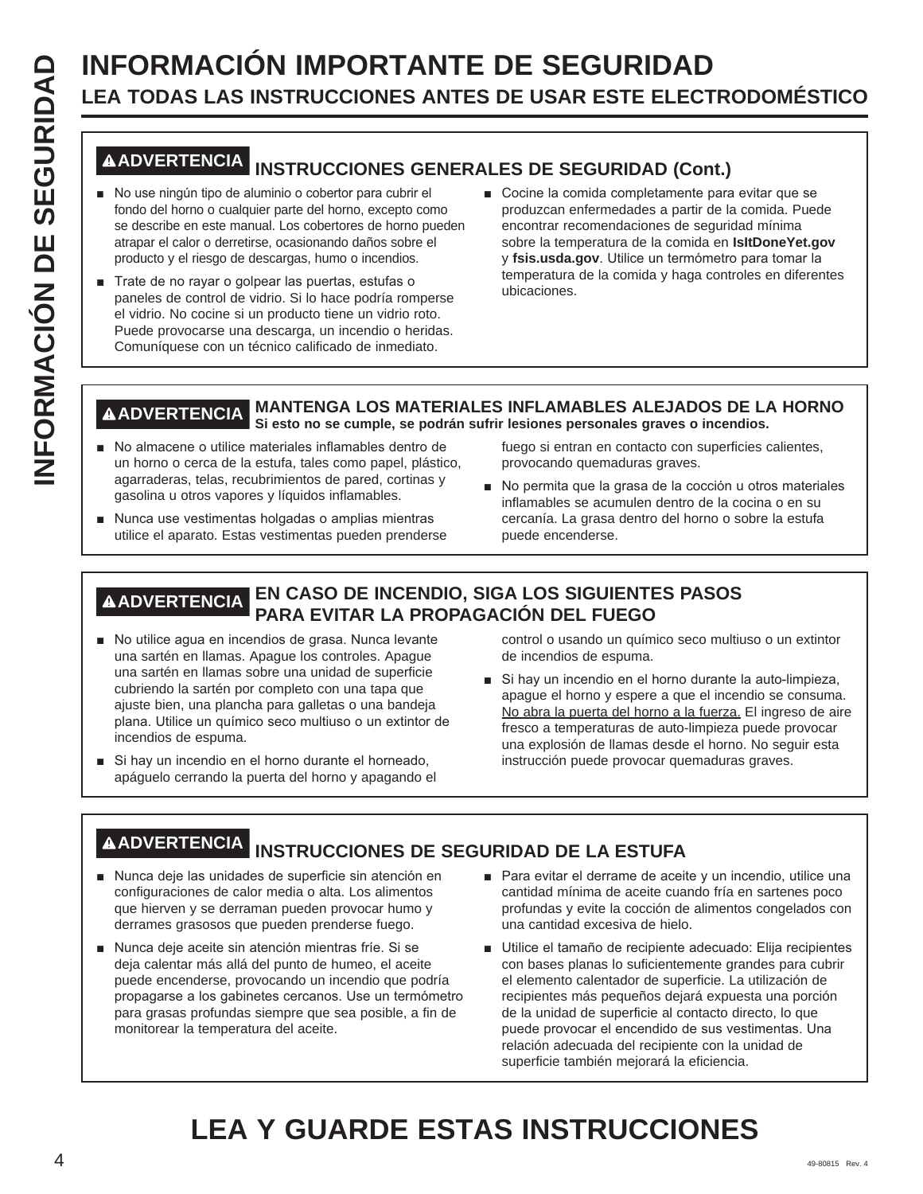# INFORMACIÓN IMPORTANTE DE SEGURIDAD

## LEA TODAS LAS INSTRUCCIONES ANTES DE USAR ESTE ELECTRODOMÉSTICO

### ⚠ADVERTENCIA INSTRUCCIONES GENERALES DE SEGURIDAD (Cont.)

- No use ningún tipo de aluminio o cobertor para cubrir el fondo del horno o cualquier parte del horno, excepto como se describe en este manual. Los cobertores de horno pueden atrapar el calor o derretirse, ocasionando daños sobre el producto y el riesgo de descargas, humo o incendios.
- Trate de no rayar o golpear las puertas, estufas o paneles de control de vidrio. Si lo hace podría romperse el vidrio. No cocine si un producto tiene un vidrio roto. Puede provocarse una descarga, un incendio o heridas. Comuníquese con un técnico calificado de inmediato.
- Cocine la comida completamente para evitar que se produzcan enfermedades a partir de la comida. Puede encontrar recomendaciones de seguridad mínima sobre la temperatura de la comida en **IsItDoneYet.gov** y **fsis.usda.gov**. Utilice un termómetro para tomar la temperatura de la comida y haga controles en diferentes ubicaciones.

### ⚠ADVERTENCIA MANTENGA LOS MATERIALES INFLAMABLES ALEJADOS DE LA HORNO

**Si esto no se cumple, se podrán sufrir lesiones personales graves o incendios.**

- No almacene o utilice materiales inflamables dentro de un horno o cerca de la estufa, tales como papel, plástico, agarraderas, telas, recubrimientos de pared, cortinas y gasolina u otros vapores y líquidos inflamables.
- Nunca use vestimentas holgadas o amplias mientras utilice el aparato. Estas vestimentas pueden prenderse fuego si entran en contacto con superficies calientes, provocando quemaduras graves.
- No permita que la grasa de la cocción u otros materiales inflamables se acumulen dentro de la cocina o en su cercanía. La grasa dentro del horno o sobre la estufa puede encenderse.

### ⚠ADVERTENCIA EN CASO DE INCENDIO, SIGA LOS SIGUIENTES PASOS PARA EVITAR LA PROPAGACIÓN DEL FUEGO

- No utilice agua en incendios de grasa. Nunca levante una sartén en llamas. Apague los controles. Apague una sartén en llamas sobre una unidad de superficie cubriendo la sartén por completo con una tapa que ajuste bien, una plancha para galletas o una bandeja plana. Utilice un químico seco multiuso o un extintor de incendios de espuma.
- Si hay un incendio en el horno durante el horneado, apáguelo cerrando la puerta del horno y apagando el control o usando un químico seco multiuso o un extintor de incendios de espuma.
- Si hay un incendio en el horno durante la auto-limpieza, apague el horno y espere a que el incendio se consuma. <u>No abra la puerta del horno a la fuerza.</u> El ingreso de aire fresco a temperaturas de auto-limpieza puede provocar una explosión de llamas desde el horno. No seguir esta instrucción puede provocar quemaduras graves.

### ⚠ADVERTENCIA INSTRUCCIONES DE SEGURIDAD DE LA ESTUFA

- Nunca deje las unidades de superficie sin atención en configuraciones de calor media o alta. Los alimentos que hierven y se derraman pueden provocar humo y derrames grasosos que pueden prenderse fuego.
- Nunca deje aceite sin atención mientras fríe. Si se deja calentar más allá del punto de humeo, el aceite puede encenderse, provocando un incendio que podría propagarse a los gabinetes cercanos. Use un termómetro para grasas profundas siempre que sea posible, a fin de monitorear la temperatura del aceite.
- Para evitar el derrame de aceite y un incendio, utilice una cantidad mínima de aceite cuando fría en sartenes poco profundas y evite la cocción de alimentos congelados con una cantidad excesiva de hielo.
- Utilice el tamaño de recipiente adecuado: Elija recipientes con bases planas lo suficientemente grandes para cubrir el elemento calentador de superficie. La utilización de recipientes más pequeños dejará expuesta una porción de la unidad de superficie al contacto directo, lo que puede provocar el encendido de sus vestimentas. Una relación adecuada del recipiente con la unidad de superficie también mejorará la eficiencia.

# LEA Y GUARDE ESTAS INSTRUCCIONES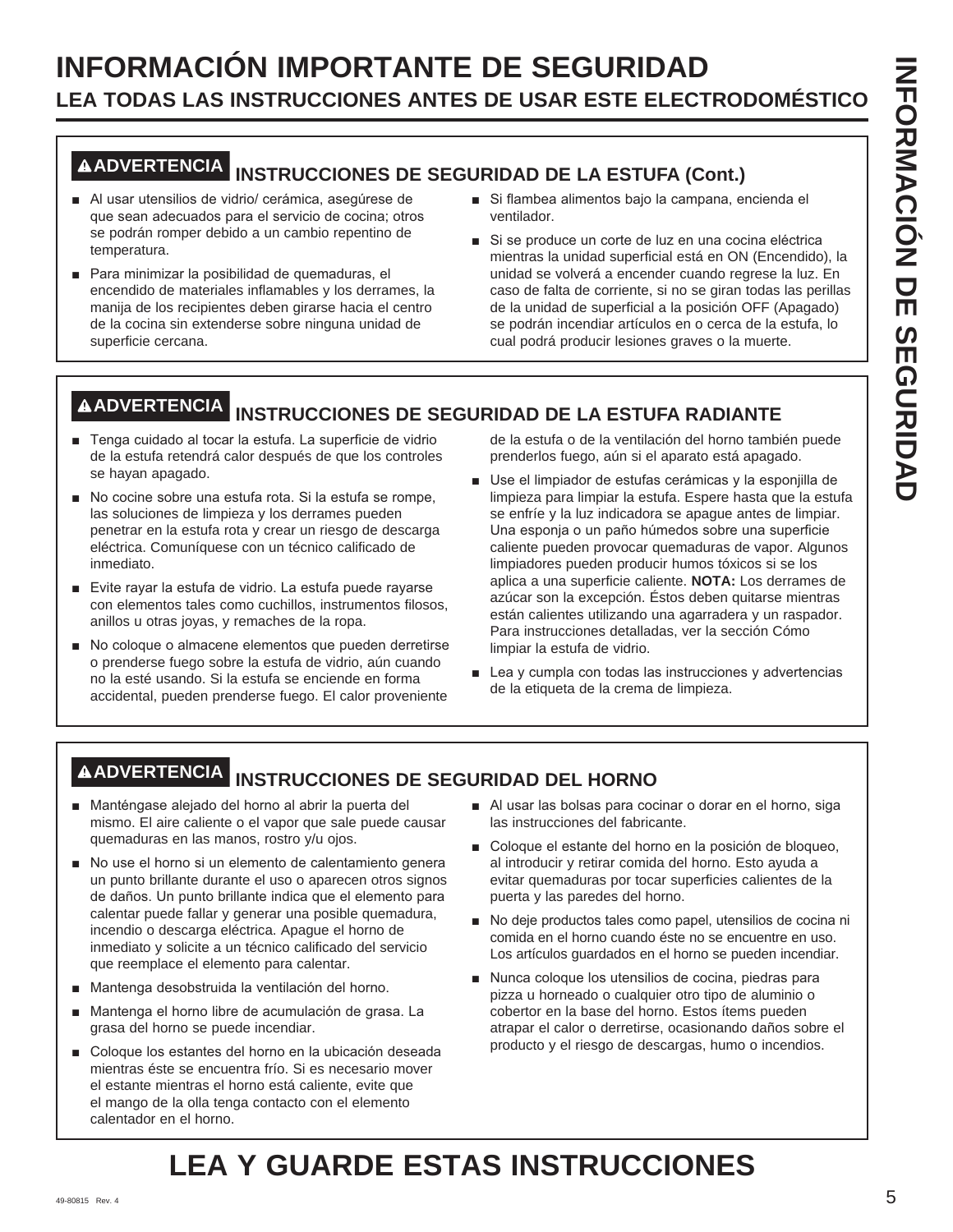# INFORMACIÓN IMPORTANTE DE SEGURIDAD

## LEA TODAS LAS INSTRUCCIONES ANTES DE USAR ESTE ELECTRODOMÉSTICO

### ⚠ADVERTENCIA INSTRUCCIONES DE SEGURIDAD DE LA ESTUFA (Cont.)

- Al usar utensilios de vidrio/ cerámica, asegúrese de que sean adecuados para el servicio de cocina; otros se podrán romper debido a un cambio repentino de temperatura.
- Para minimizar la posibilidad de quemaduras, el encendido de materiales inflamables y los derrames, la manija de los recipientes deben girarse hacia el centro de la cocina sin extenderse sobre ninguna unidad de superficie cercana.
- Si flambea alimentos bajo la campana, encienda el ventilador.
- Si se produce un corte de luz en una cocina eléctrica mientras la unidad superficial está en ON (Encendido), la unidad se volverá a encender cuando regrese la luz. En caso de falta de corriente, si no se giran todas las perillas de la unidad de superficial a la posición OFF (Apagado) se podrán incendiar artículos en o cerca de la estufa, lo cual podrá producir lesiones graves o la muerte.

### ⚠ADVERTENCIA INSTRUCCIONES DE SEGURIDAD DE LA ESTUFA RADIANTE

- Tenga cuidado al tocar la estufa. La superficie de vidrio de la estufa retendrá calor después de que los controles se hayan apagado.
- No cocine sobre una estufa rota. Si la estufa se rompe, las soluciones de limpieza y los derrames pueden penetrar en la estufa rota y crear un riesgo de descarga eléctrica. Comuníquese con un técnico calificado de inmediato.
- Evite rayar la estufa de vidrio. La estufa puede rayarse con elementos tales como cuchillos, instrumentos filosos, anillos u otras joyas, y remaches de la ropa.
- No coloque o almacene elementos que pueden derretirse o prenderse fuego sobre la estufa de vidrio, aún cuando no la esté usando. Si la estufa se enciende en forma accidental, pueden prenderse fuego. El calor proveniente de la estufa o de la ventilación del horno también puede prenderlos fuego, aún si el aparato está apagado.
- Use el limpiador de estufas cerámicas y la esponjilla de limpieza para limpiar la estufa. Espere hasta que la estufa se enfríe y la luz indicadora se apague antes de limpiar. Una esponja o un paño húmedos sobre una superficie caliente pueden provocar quemaduras de vapor. Algunos limpiadores pueden producir humos tóxicos si se los aplica a una superficie caliente. **NOTA:** Los derrames de azúcar son la excepción. Éstos deben quitarse mientras están calientes utilizando una agarradera y un raspador. Para instrucciones detalladas, ver la sección Cómo limpiar la estufa de vidrio.
- Lea y cumpla con todas las instrucciones y advertencias de la etiqueta de la crema de limpieza.

### ⚠ADVERTENCIA INSTRUCCIONES DE SEGURIDAD DEL HORNO

- Manténgase alejado del horno al abrir la puerta del mismo. El aire caliente o el vapor que sale puede causar quemaduras en las manos, rostro y/u ojos.
- No use el horno si un elemento de calentamiento genera un punto brillante durante el uso o aparecen otros signos de daños. Un punto brillante indica que el elemento para calentar puede fallar y generar una posible quemadura, incendio o descarga eléctrica. Apague el horno de inmediato y solicite a un técnico calificado del servicio que reemplace el elemento para calentar.
- Mantenga desobstruida la ventilación del horno.
- Mantenga el horno libre de acumulación de grasa. La grasa del horno se puede incendiar.
- Coloque los estantes del horno en la ubicación deseada mientras éste se encuentra frío. Si es necesario mover el estante mientras el horno está caliente, evite que el mango de la olla tenga contacto con el elemento calentador en el horno.
- Al usar las bolsas para cocinar o dorar en el horno, siga las instrucciones del fabricante.
- Coloque el estante del horno en la posición de bloqueo, al introducir y retirar comida del horno. Esto ayuda a evitar quemaduras por tocar superficies calientes de la puerta y las paredes del horno.
- No deje productos tales como papel, utensilios de cocina ni comida en el horno cuando éste no se encuentre en uso. Los artículos guardados en el horno se pueden incendiar.
- Nunca coloque los utensilios de cocina, piedras para pizza u horneado o cualquier otro tipo de aluminio o cobertor en la base del horno. Estos ítems pueden atrapar el calor o derretirse, ocasionando daños sobre el producto y el riesgo de descargas, humo o incendios.

# LEA Y GUARDE ESTAS INSTRUCCIONES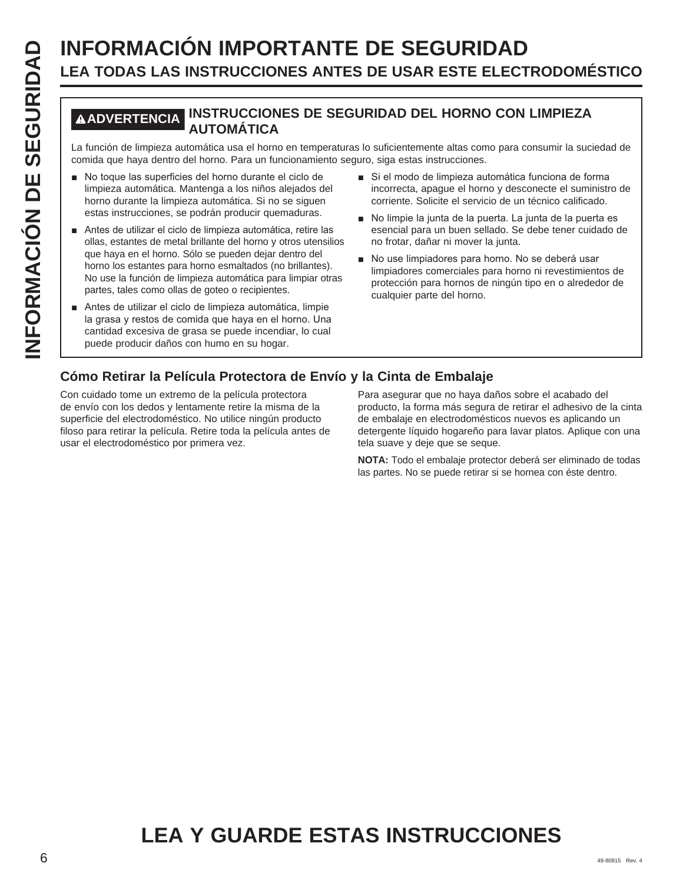# INFORMACIÓN IMPORTANTE DE SEGURIDAD

## LEA TODAS LAS INSTRUCCIONES ANTES DE USAR ESTE ELECTRODOMÉSTICO

### ⚠ADVERTENCIA INSTRUCCIONES DE SEGURIDAD DEL HORNO CON LIMPIEZA AUTOMÁTICA

La función de limpieza automática usa el horno en temperaturas lo suficientemente altas como para consumir la suciedad de comida que haya dentro del horno. Para un funcionamiento seguro, siga estas instrucciones.

- No toque las superficies del horno durante el ciclo de limpieza automática. Mantenga a los niños alejados del horno durante la limpieza automática. Si no se siguen estas instrucciones, se podrán producir quemaduras.
- Antes de utilizar el ciclo de limpieza automática, retire las ollas, estantes de metal brillante del horno y otros utensilios que haya en el horno. Sólo se pueden dejar dentro del horno los estantes para horno esmaltados (no brillantes). No use la función de limpieza automática para limpiar otras partes, tales como ollas de goteo o recipientes.
- Antes de utilizar el ciclo de limpieza automática, limpie la grasa y restos de comida que haya en el horno. Una cantidad excesiva de grasa se puede incendiar, lo cual puede producir daños con humo en su hogar.
- Si el modo de limpieza automática funciona de forma incorrecta, apague el horno y desconecte el suministro de corriente. Solicite el servicio de un técnico calificado.
- No limpie la junta de la puerta. La junta de la puerta es esencial para un buen sellado. Se debe tener cuidado de no frotar, dañar ni mover la junta.
- No use limpiadores para horno. No se deberá usar limpiadores comerciales para horno ni revestimientos de protección para hornos de ningún tipo en o alrededor de cualquier parte del horno.

### Cómo Retirar la Película Protectora de Envío y la Cinta de Embalaje

Con cuidado tome un extremo de la película protectora de envío con los dedos y lentamente retire la misma de la superficie del electrodoméstico. No utilice ningún producto filoso para retirar la película. Retire toda la película antes de usar el electrodoméstico por primera vez.

Para asegurar que no haya daños sobre el acabado del producto, la forma más segura de retirar el adhesivo de la cinta de embalaje en electrodomésticos nuevos es aplicando un detergente líquido hogareño para lavar platos. Aplique con una tela suave y deje que se seque.

**NOTA:** Todo el embalaje protector deberá ser eliminado de todas las partes. No se puede retirar si se hornea con éste dentro.

# LEA Y GUARDE ESTAS INSTRUCCIONES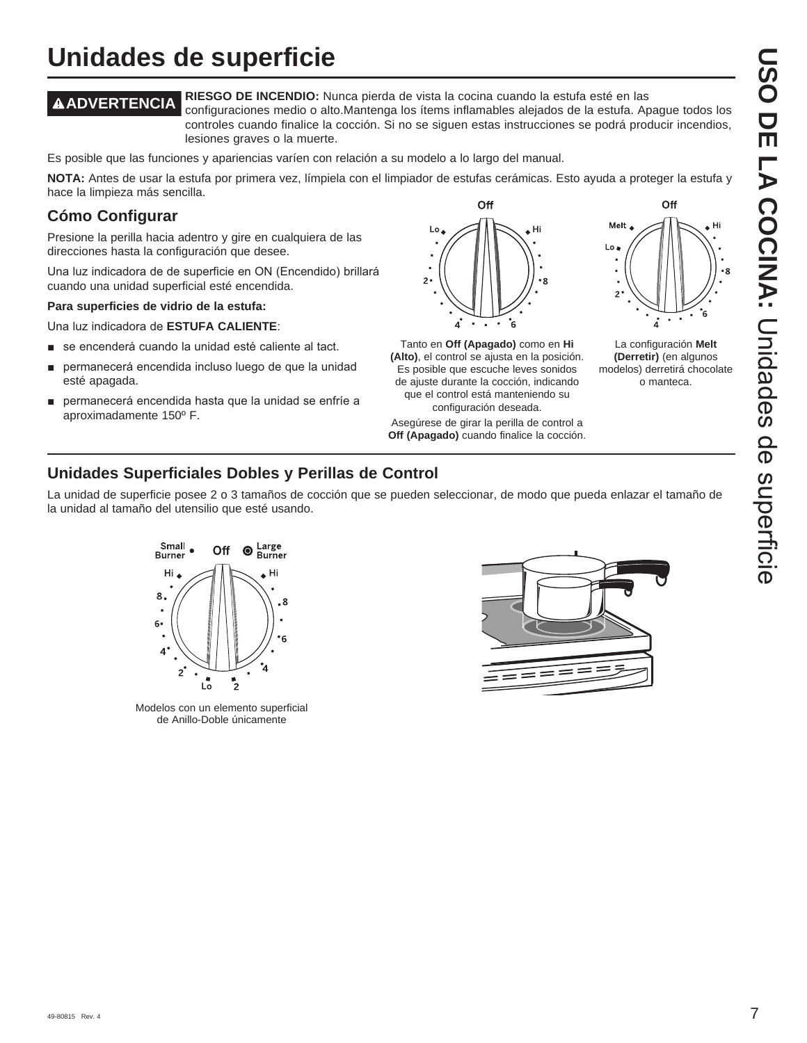# Unidades de superficie

**⚠ADVERTENCIA** **RIESGO DE INCENDIO:** Nunca pierda de vista la cocina cuando la estufa esté en las configuraciones medio o alto.Mantenga los ítems inflamables alejados de la estufa. Apague todos los controles cuando finalice la cocción. Si no se siguen estas instrucciones se podrá producir incendios, lesiones graves o la muerte.

Es posible que las funciones y apariencias varíen con relación a su modelo a lo largo del manual.

**NOTA:** Antes de usar la estufa por primera vez, límpiela con el limpiador de estufas cerámicas. Esto ayuda a proteger la estufa y hace la limpieza más sencilla.

## Cómo Configurar

Presione la perilla hacia adentro y gire en cualquiera de las direcciones hasta la configuración que desee.

Una luz indicadora de de superficie en ON (Encendido) brillará cuando una unidad superficial esté encendida.

**Para superficies de vidrio de la estufa:**

Una luz indicadora de **ESTUFA CALIENTE**:

- se encenderá cuando la unidad esté caliente al tact.
- permanecerá encendida incluso luego de que la unidad esté apagada.
- permanecerá encendida hasta que la unidad se enfríe a aproximadamente 150º F.

Tanto en **Off (Apagado)** como en **Hi (Alto)**, el control se ajusta en la posición. Es posible que escuche leves sonidos de ajuste durante la cocción, indicando que el control está manteniendo su configuración deseada.

Asegúrese de girar la perilla de control a **Off (Apagado)** cuando finalice la cocción.

La configuración **Melt (Derretir)** (en algunos modelos) derretirá chocolate o manteca.

## Unidades Superficiales Dobles y Perillas de Control

La unidad de superficie posee 2 o 3 tamaños de cocción que se pueden seleccionar, de modo que pueda enlazar el tamaño de la unidad al tamaño del utensilio que esté usando.

Modelos con un elemento superficial de Anillo-Doble únicamente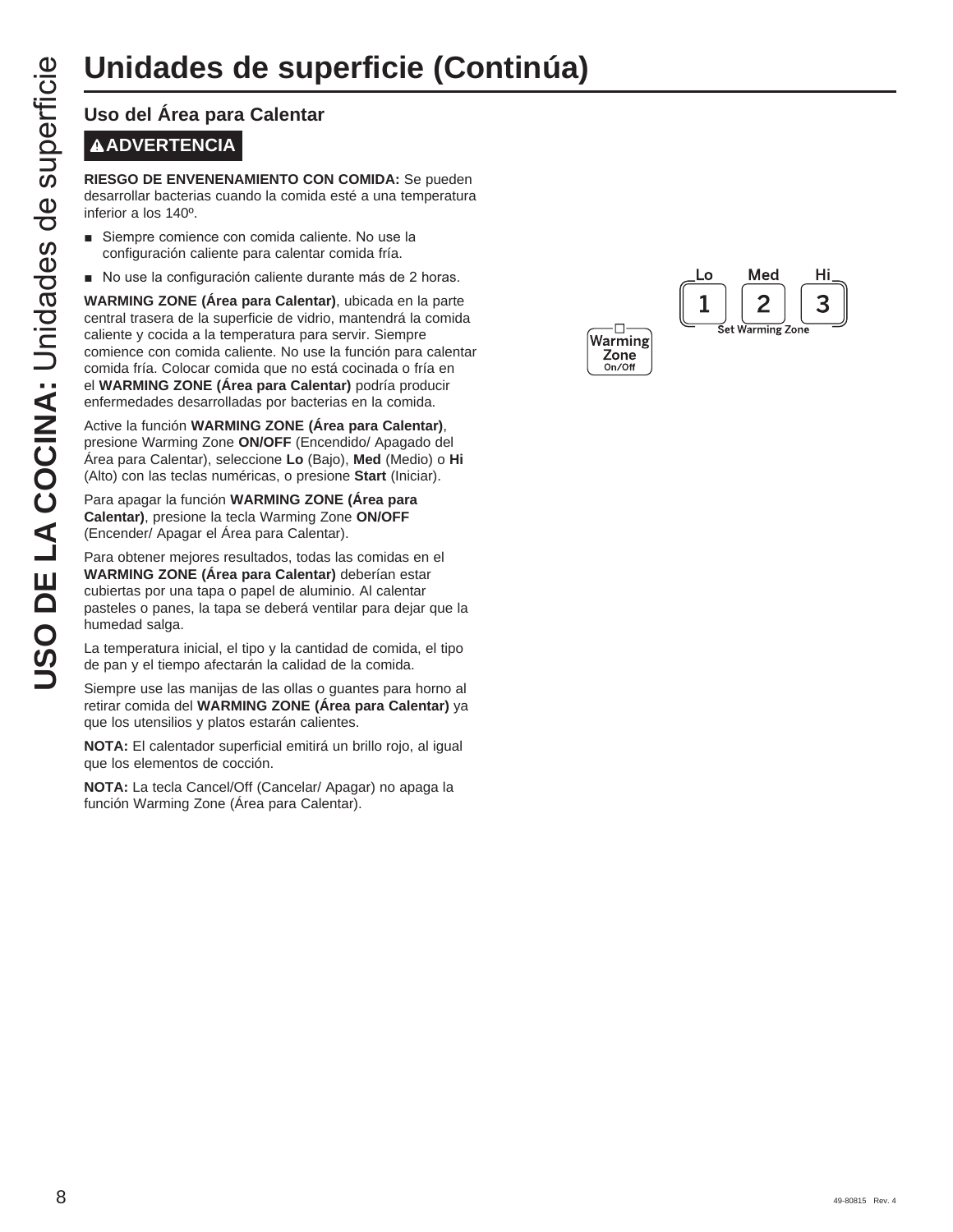# Unidades de superficie (Continúa)

## Uso del Área para Calentar

**⚠ADVERTENCIA**

**RIESGO DE ENVENENAMIENTO CON COMIDA:** Se pueden desarrollar bacterias cuando la comida esté a una temperatura inferior a los 140º.

- Siempre comience con comida caliente. No use la configuración caliente para calentar comida fría.
- No use la configuración caliente durante más de 2 horas.

**WARMING ZONE (Área para Calentar)**, ubicada en la parte central trasera de la superficie de vidrio, mantendrá la comida caliente y cocida a la temperatura para servir. Siempre comience con comida caliente. No use la función para calentar comida fría. Colocar comida que no está cocinada o fría en el **WARMING ZONE (Área para Calentar)** podría producir enfermedades desarrolladas por bacterias en la comida.

Active la función **WARMING ZONE (Área para Calentar)**, presione Warming Zone **ON/OFF** (Encendido/ Apagado del Área para Calentar), seleccione **Lo** (Bajo), **Med** (Medio) o **Hi** (Alto) con las teclas numéricas, o presione **Start** (Iniciar).

Para apagar la función **WARMING ZONE (Área para Calentar)**, presione la tecla Warming Zone **ON/OFF** (Encender/ Apagar el Área para Calentar).

Para obtener mejores resultados, todas las comidas en el **WARMING ZONE (Área para Calentar)** deberían estar cubiertas por una tapa o papel de aluminio. Al calentar pasteles o panes, la tapa se deberá ventilar para dejar que la humedad salga.

La temperatura inicial, el tipo y la cantidad de comida, el tipo de pan y el tiempo afectarán la calidad de la comida.

Siempre use las manijas de las ollas o guantes para horno al retirar comida del **WARMING ZONE (Área para Calentar)** ya que los utensilios y platos estarán calientes.

**NOTA:** El calentador superficial emitirá un brillo rojo, al igual que los elementos de cocción.

**NOTA:** La tecla Cancel/Off (Cancelar/ Apagar) no apaga la función Warming Zone (Área para Calentar).

Warming Zone On/Off

Lo 1 — Med 2 — Hi 3

Set Warming Zone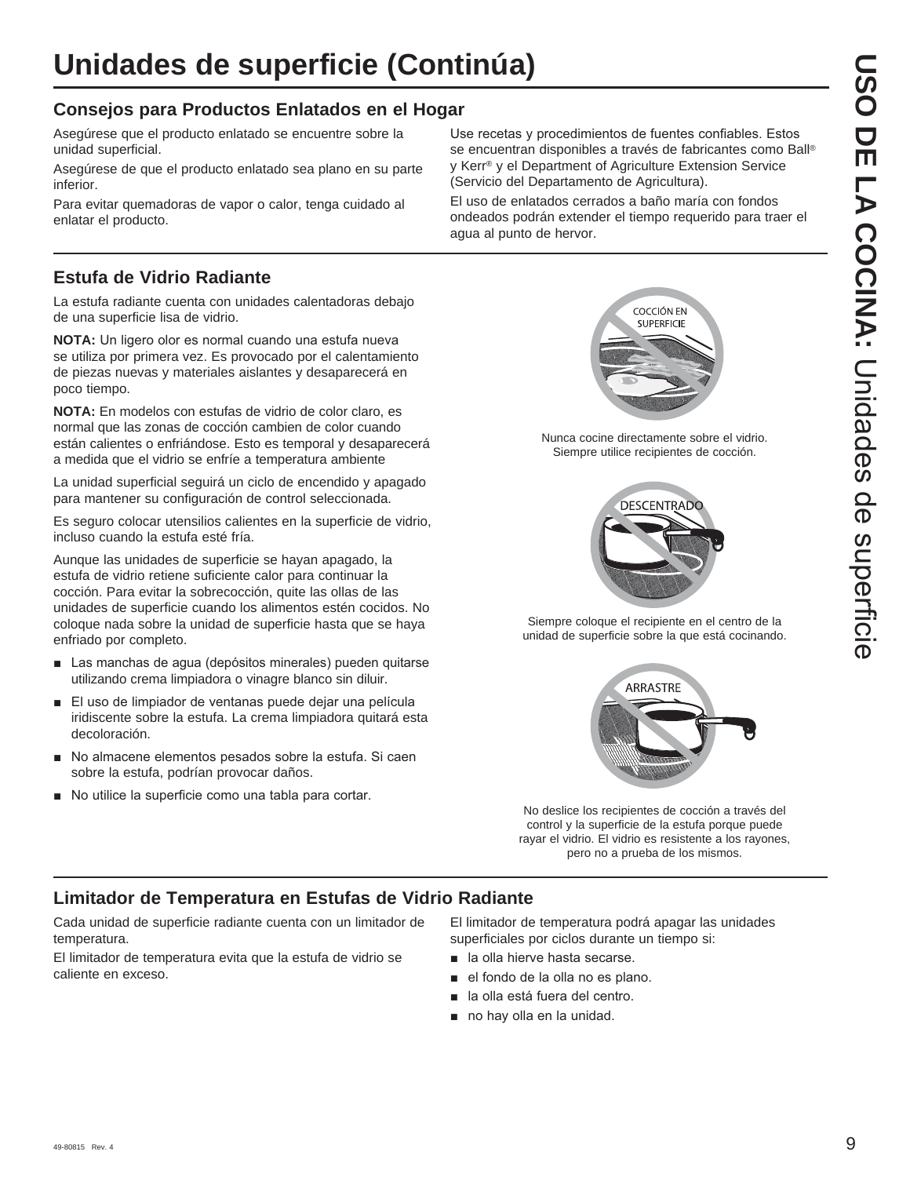# Unidades de superficie (Continúa)

## Consejos para Productos Enlatados en el Hogar

Asegúrese que el producto enlatado se encuentre sobre la unidad superficial.

Asegúrese de que el producto enlatado sea plano en su parte inferior.

Para evitar quemadoras de vapor o calor, tenga cuidado al enlatar el producto.

Use recetas y procedimientos de fuentes confiables. Estos se encuentran disponibles a través de fabricantes como Ball® y Kerr® y el Department of Agriculture Extension Service (Servicio del Departamento de Agricultura).

El uso de enlatados cerrados a baño maría con fondos ondeados podrán extender el tiempo requerido para traer el agua al punto de hervor.

## Estufa de Vidrio Radiante

La estufa radiante cuenta con unidades calentadoras debajo de una superficie lisa de vidrio.

**NOTA:** Un ligero olor es normal cuando una estufa nueva se utiliza por primera vez. Es provocado por el calentamiento de piezas nuevas y materiales aislantes y desaparecerá en poco tiempo.

**NOTA:** En modelos con estufas de vidrio de color claro, es normal que las zonas de cocción cambien de color cuando están calientes o enfriándose. Esto es temporal y desaparecerá a medida que el vidrio se enfríe a temperatura ambiente

La unidad superficial seguirá un ciclo de encendido y apagado para mantener su configuración de control seleccionada.

Es seguro colocar utensilios calientes en la superficie de vidrio, incluso cuando la estufa esté fría.

Aunque las unidades de superficie se hayan apagado, la estufa de vidrio retiene suficiente calor para continuar la cocción. Para evitar la sobrecocción, quite las ollas de las unidades de superficie cuando los alimentos estén cocidos. No coloque nada sobre la unidad de superficie hasta que se haya enfriado por completo.

- Las manchas de agua (depósitos minerales) pueden quitarse utilizando crema limpiadora o vinagre blanco sin diluir.
- El uso de limpiador de ventanas puede dejar una película iridiscente sobre la estufa. La crema limpiadora quitará esta decoloración.
- No almacene elementos pesados sobre la estufa. Si caen sobre la estufa, podrían provocar daños.
- No utilice la superficie como una tabla para cortar.

COCCIÓN EN SUPERFICIE

Nunca cocine directamente sobre el vidrio. Siempre utilice recipientes de cocción.

DESCENTRADO

Siempre coloque el recipiente en el centro de la unidad de superficie sobre la que está cocinando.

ARRASTRE

No deslice los recipientes de cocción a través del control y la superficie de la estufa porque puede rayar el vidrio. El vidrio es resistente a los rayones, pero no a prueba de los mismos.

## Limitador de Temperatura en Estufas de Vidrio Radiante

Cada unidad de superficie radiante cuenta con un limitador de temperatura.

El limitador de temperatura evita que la estufa de vidrio se caliente en exceso.

El limitador de temperatura podrá apagar las unidades superficiales por ciclos durante un tiempo si:

- la olla hierve hasta secarse.
- el fondo de la olla no es plano.
- la olla está fuera del centro.
- no hay olla en la unidad.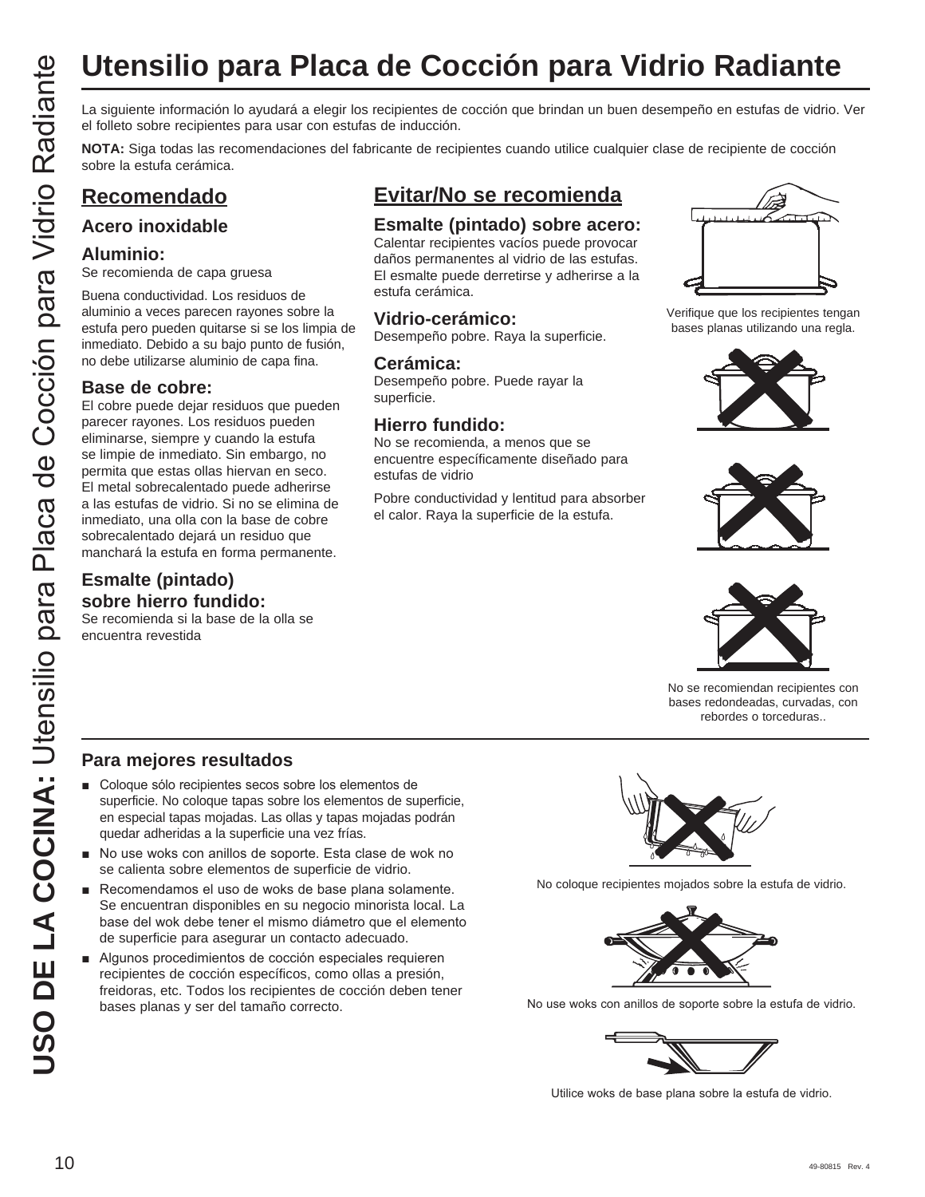# Utensilio para Placa de Cocción para Vidrio Radiante

La siguiente información lo ayudará a elegir los recipientes de cocción que brindan un buen desempeño en estufas de vidrio. Ver el folleto sobre recipientes para usar con estufas de inducción.

**NOTA:** Siga todas las recomendaciones del fabricante de recipientes cuando utilice cualquier clase de recipiente de cocción sobre la estufa cerámica.

## Recomendado

### Acero inoxidable

### Aluminio:

Se recomienda de capa gruesa

Buena conductividad. Los residuos de aluminio a veces parecen rayones sobre la estufa pero pueden quitarse si se los limpia de inmediato. Debido a su bajo punto de fusión, no debe utilizarse aluminio de capa fina.

### Base de cobre:

El cobre puede dejar residuos que pueden parecer rayones. Los residuos pueden eliminarse, siempre y cuando la estufa se limpie de inmediato. Sin embargo, no permita que estas ollas hiervan en seco. El metal sobrecalentado puede adherirse a las estufas de vidrio. Si no se elimina de inmediato, una olla con la base de cobre sobrecalentado dejará un residuo que manchará la estufa en forma permanente.

### Esmalte (pintado) sobre hierro fundido:

Se recomienda si la base de la olla se encuentra revestida

## Evitar/No se recomienda

### Esmalte (pintado) sobre acero:

Calentar recipientes vacíos puede provocar daños permanentes al vidrio de las estufas. El esmalte puede derretirse y adherirse a la estufa cerámica.

### Vidrio-cerámico:

Desempeño pobre. Raya la superficie.

### Cerámica:

Desempeño pobre. Puede rayar la superficie.

### Hierro fundido:

No se recomienda, a menos que se encuentre específicamente diseñado para estufas de vidrio

Pobre conductividad y lentitud para absorber el calor. Raya la superficie de la estufa.

Verifique que los recipientes tengan bases planas utilizando una regla.

No se recomiendan recipientes con bases redondeadas, curvadas, con rebordes o torceduras..

### Para mejores resultados

- Coloque sólo recipientes secos sobre los elementos de superficie. No coloque tapas sobre los elementos de superficie, en especial tapas mojadas. Las ollas y tapas mojadas podrán quedar adheridas a la superficie una vez frías.
- No use woks con anillos de soporte. Esta clase de wok no se calienta sobre elementos de superficie de vidrio.
- Recomendamos el uso de woks de base plana solamente. Se encuentran disponibles en su negocio minorista local. La base del wok debe tener el mismo diámetro que el elemento de superficie para asegurar un contacto adecuado.
- Algunos procedimientos de cocción especiales requieren recipientes de cocción específicos, como ollas a presión, freidoras, etc. Todos los recipientes de cocción deben tener bases planas y ser del tamaño correcto.

No coloque recipientes mojados sobre la estufa de vidrio.

No use woks con anillos de soporte sobre la estufa de vidrio.

Utilice woks de base plana sobre la estufa de vidrio.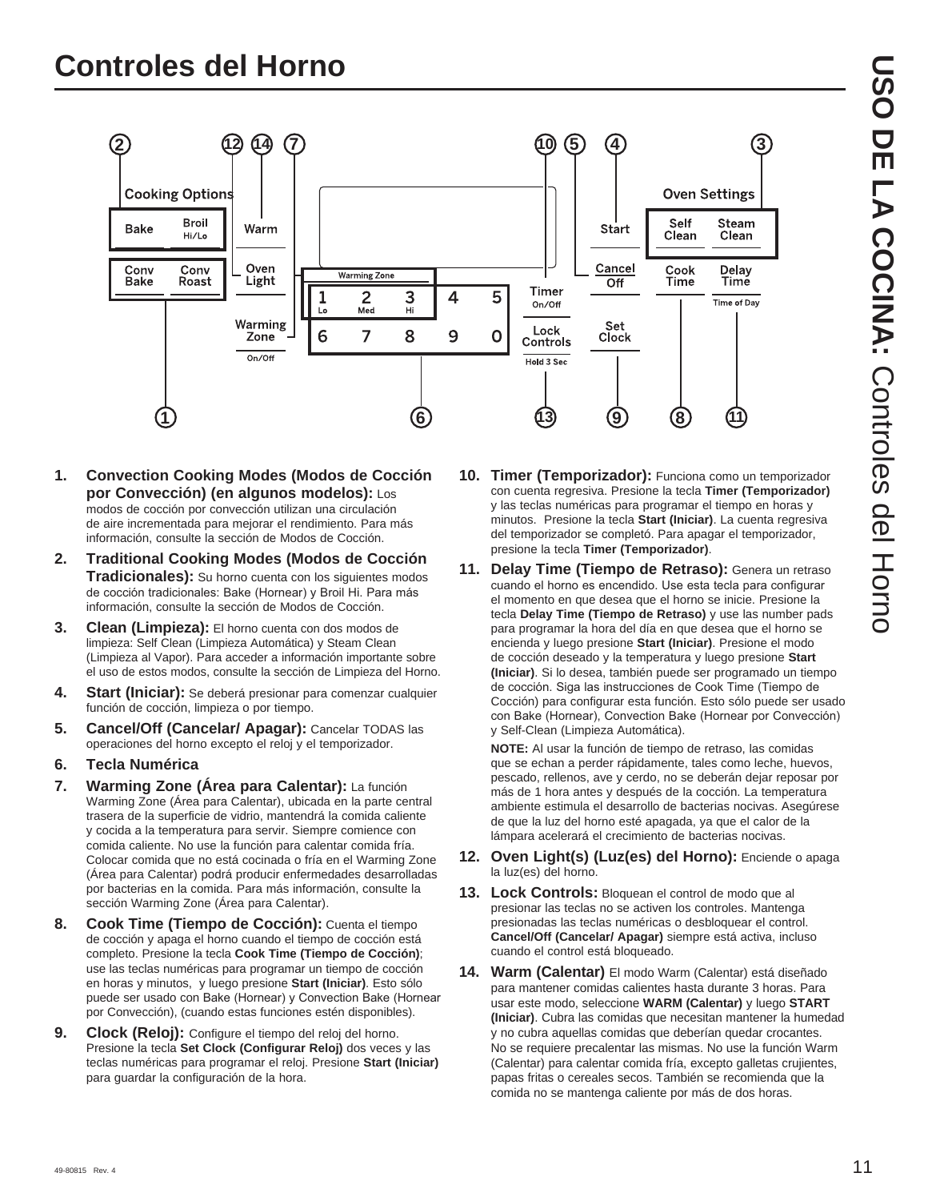# Controles del Horno

**USO DE LA COCINA:** Controles del Horno

Cooking Options

Bake | Broil Hi/Lo | Warm

Conv Bake | Conv Roast | Oven Light

Warming Zone On/Off

Warming Zone

1 Lo | 2 Med | 3 Hi | 4 | 5

6 | 7 | 8 | 9 | 0

Timer On/Off

Lock Controls Hold 3 Sec

Start

Cancel Off

Set Clock

Oven Settings

Self Clean | Steam Clean

Cook Time | Delay Time Time of Day

1. **Convection Cooking Modes (Modos de Cocción por Convección) (en algunos modelos):** Los modos de cocción por convección utilizan una circulación de aire incrementada para mejorar el rendimiento. Para más información, consulte la sección de Modos de Cocción.

2. **Traditional Cooking Modes (Modos de Cocción Tradicionales):** Su horno cuenta con los siguientes modos de cocción tradicionales: Bake (Hornear) y Broil Hi. Para más información, consulte la sección de Modos de Cocción.

3. **Clean (Limpieza):** El horno cuenta con dos modos de limpieza: Self Clean (Limpieza Automática) y Steam Clean (Limpieza al Vapor). Para acceder a información importante sobre el uso de estos modos, consulte la sección de Limpieza del Horno.

4. **Start (Iniciar):** Se deberá presionar para comenzar cualquier función de cocción, limpieza o por tiempo.

5. **Cancel/Off (Cancelar/ Apagar):** Cancelar TODAS las operaciones del horno excepto el reloj y el temporizador.

6. **Tecla Numérica**

7. **Warming Zone (Área para Calentar):** La función Warming Zone (Área para Calentar), ubicada en la parte central trasera de la superficie de vidrio, mantendrá la comida caliente y cocida a la temperatura para servir. Siempre comience con comida caliente. No use la función para calentar comida fría. Colocar comida que no está cocinada o fría en el Warming Zone (Área para Calentar) podrá producir enfermedades desarrolladas por bacterias en la comida. Para más información, consulte la sección Warming Zone (Área para Calentar).

8. **Cook Time (Tiempo de Cocción):** Cuenta el tiempo de cocción y apaga el horno cuando el tiempo de cocción está completo. Presione la tecla **Cook Time (Tiempo de Cocción)**; use las teclas numéricas para programar un tiempo de cocción en horas y minutos, y luego presione **Start (Iniciar)**. Esto sólo puede ser usado con Bake (Hornear) y Convection Bake (Hornear por Convección), (cuando estas funciones estén disponibles).

9. **Clock (Reloj):** Configure el tiempo del reloj del horno. Presione la tecla **Set Clock (Configurar Reloj)** dos veces y las teclas numéricas para programar el reloj. Presione **Start (Iniciar)** para guardar la configuración de la hora.

10. **Timer (Temporizador):** Funciona como un temporizador con cuenta regresiva. Presione la tecla **Timer (Temporizador)** y las teclas numéricas para programar el tiempo en horas y minutos. Presione la tecla **Start (Iniciar)**. La cuenta regresiva del temporizador se completó. Para apagar el temporizador, presione la tecla **Timer (Temporizador)**.

11. **Delay Time (Tiempo de Retraso):** Genera un retraso cuando el horno es encendido. Use esta tecla para configurar el momento en que desea que el horno se inicie. Presione la tecla **Delay Time (Tiempo de Retraso)** y use las number pads para programar la hora del día en que desea que el horno se encienda y luego presione **Start (Iniciar)**. Presione el modo de cocción deseado y la temperatura y luego presione **Start (Iniciar)**. Si lo desea, también puede ser programado un tiempo de cocción. Siga las instrucciones de Cook Time (Tiempo de Cocción) para configurar esta función. Esto sólo puede ser usado con Bake (Hornear), Convection Bake (Hornear por Convección) y Self-Clean (Limpieza Automática).

    **NOTE:** Al usar la función de tiempo de retraso, las comidas que se echan a perder rápidamente, tales como leche, huevos, pescado, rellenos, ave y cerdo, no se deberán dejar reposar por más de 1 hora antes y después de la cocción. La temperatura ambiente estimula el desarrollo de bacterias nocivas. Asegúrese de que la luz del horno esté apagada, ya que el calor de la lámpara acelerará el crecimiento de bacterias nocivas.

12. **Oven Light(s) (Luz(es) del Horno):** Enciende o apaga la luz(es) del horno.

13. **Lock Controls:** Bloquean el control de modo que al presionar las teclas no se activen los controles. Mantenga presionadas las teclas numéricas o desbloquear el control. **Cancel/Off (Cancelar/ Apagar)** siempre está activa, incluso cuando el control está bloqueado.

14. **Warm (Calentar)** El modo Warm (Calentar) está diseñado para mantener comidas calientes hasta durante 3 horas. Para usar este modo, seleccione **WARM (Calentar)** y luego **START (Iniciar)**. Cubra las comidas que necesitan mantener la humedad y no cubra aquellas comidas que deberían quedar crocantes. No se requiere precalentar las mismas. No use la función Warm (Calentar) para calentar comida fría, excepto galletas crujientes, papas fritas o cereales secos. También se recomienda que la comida no se mantenga caliente por más de dos horas.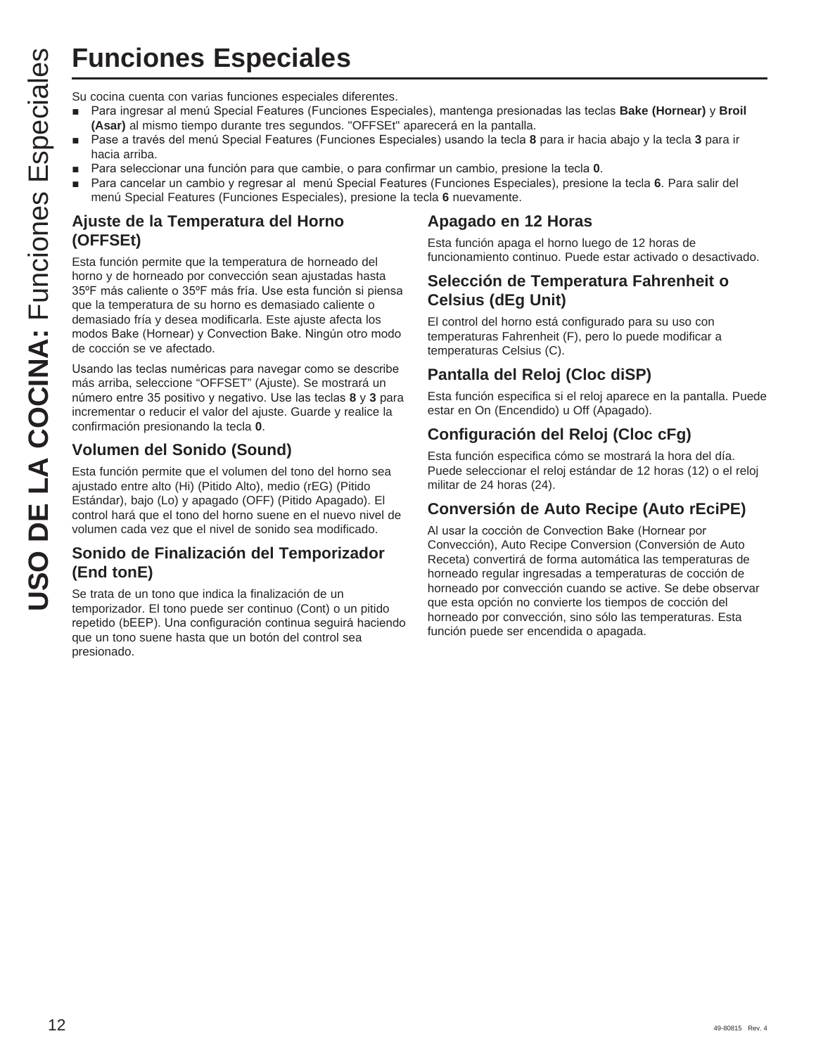# Funciones Especiales

Su cocina cuenta con varias funciones especiales diferentes.

- Para ingresar al menú Special Features (Funciones Especiales), mantenga presionadas las teclas **Bake (Hornear)** y **Broil (Asar)** al mismo tiempo durante tres segundos. "OFFSEt" aparecerá en la pantalla.
- Pase a través del menú Special Features (Funciones Especiales) usando la tecla **8** para ir hacia abajo y la tecla **3** para ir hacia arriba.
- Para seleccionar una función para que cambie, o para confirmar un cambio, presione la tecla **0**.
- Para cancelar un cambio y regresar al menú Special Features (Funciones Especiales), presione la tecla **6**. Para salir del menú Special Features (Funciones Especiales), presione la tecla **6** nuevamente.

## Ajuste de la Temperatura del Horno (OFFSEt)

Esta función permite que la temperatura de horneado del horno y de horneado por convección sean ajustadas hasta 35ºF más caliente o 35ºF más fría. Use esta función si piensa que la temperatura de su horno es demasiado caliente o demasiado fría y desea modificarla. Este ajuste afecta los modos Bake (Hornear) y Convection Bake. Ningún otro modo de cocción se ve afectado.

Usando las teclas numéricas para navegar como se describe más arriba, seleccione "OFFSET" (Ajuste). Se mostrará un número entre 35 positivo y negativo. Use las teclas **8** y **3** para incrementar o reducir el valor del ajuste. Guarde y realice la confirmación presionando la tecla **0**.

## Volumen del Sonido (Sound)

Esta función permite que el volumen del tono del horno sea ajustado entre alto (Hi) (Pitido Alto), medio (rEG) (Pitido Estándar), bajo (Lo) y apagado (OFF) (Pitido Apagado). El control hará que el tono del horno suene en el nuevo nivel de volumen cada vez que el nivel de sonido sea modificado.

## Sonido de Finalización del Temporizador (End tonE)

Se trata de un tono que indica la finalización de un temporizador. El tono puede ser continuo (Cont) o un pitido repetido (bEEP). Una configuración continua seguirá haciendo que un tono suene hasta que un botón del control sea presionado.

## Apagado en 12 Horas

Esta función apaga el horno luego de 12 horas de funcionamiento continuo. Puede estar activado o desactivado.

## Selección de Temperatura Fahrenheit o Celsius (dEg Unit)

El control del horno está configurado para su uso con temperaturas Fahrenheit (F), pero lo puede modificar a temperaturas Celsius (C).

## Pantalla del Reloj (Cloc diSP)

Esta función especifica si el reloj aparece en la pantalla. Puede estar en On (Encendido) u Off (Apagado).

## Configuración del Reloj (Cloc cFg)

Esta función especifica cómo se mostrará la hora del día. Puede seleccionar el reloj estándar de 12 horas (12) o el reloj militar de 24 horas (24).

## Conversión de Auto Recipe (Auto rEciPE)

Al usar la cocción de Convection Bake (Hornear por Convección), Auto Recipe Conversion (Conversión de Auto Receta) convertirá de forma automática las temperaturas de horneado regular ingresadas a temperaturas de cocción de horneado por convección cuando se active. Se debe observar que esta opción no convierte los tiempos de cocción del horneado por convección, sino sólo las temperaturas. Esta función puede ser encendida o apagada.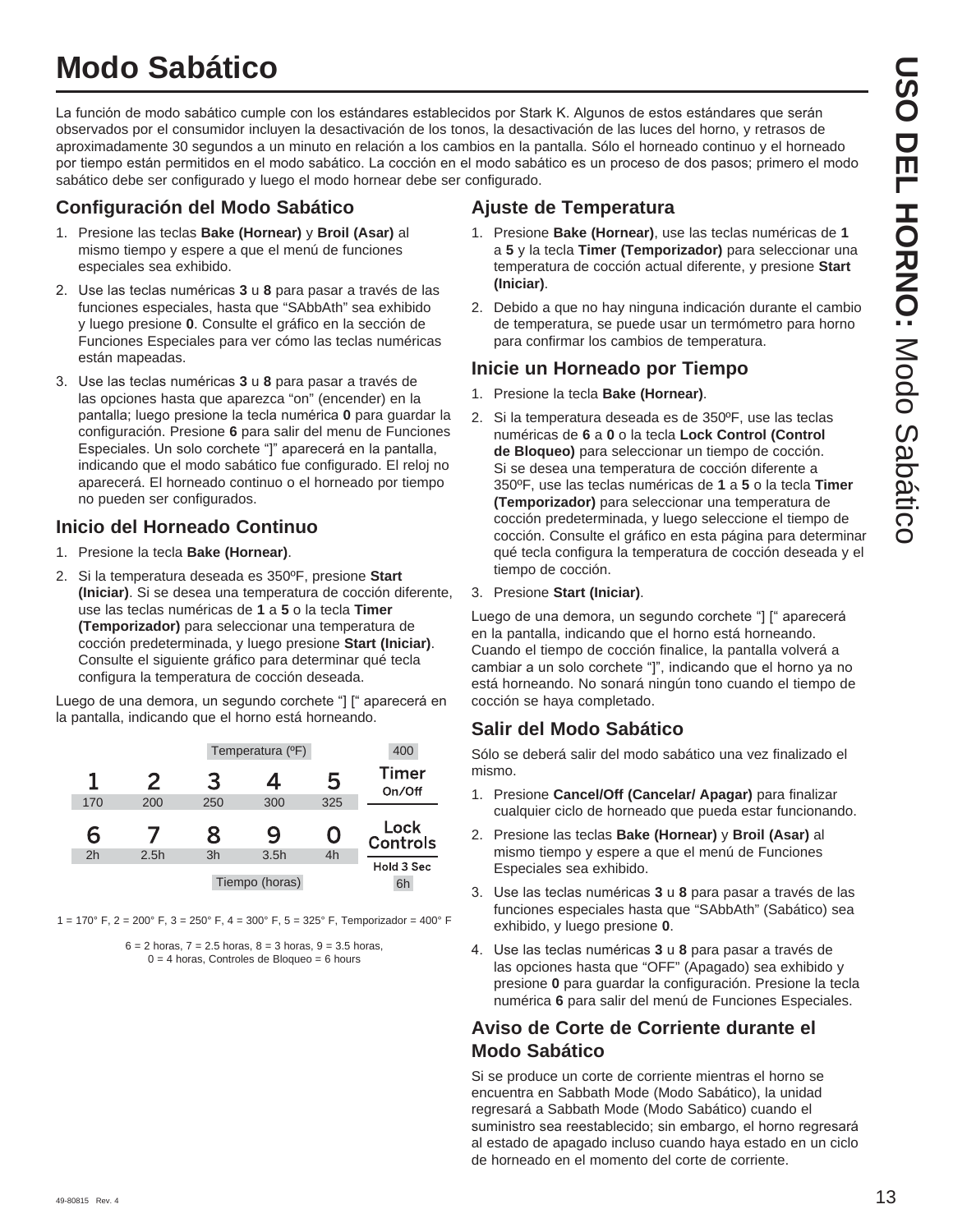# Modo Sabático

La función de modo sabático cumple con los estándares establecidos por Stark K. Algunos de estos estándares que serán observados por el consumidor incluyen la desactivación de los tonos, la desactivación de las luces del horno, y retrasos de aproximadamente 30 segundos a un minuto en relación a los cambios en la pantalla. Sólo el horneado continuo y el horneado por tiempo están permitidos en el modo sabático. La cocción en el modo sabático es un proceso de dos pasos; primero el modo sabático debe ser configurado y luego el modo hornear debe ser configurado.

## Configuración del Modo Sabático

1. Presione las teclas **Bake (Hornear)** y **Broil (Asar)** al mismo tiempo y espere a que el menú de funciones especiales sea exhibido.
2. Use las teclas numéricas **3** u **8** para pasar a través de las funciones especiales, hasta que "SAbbAth" sea exhibido y luego presione **0**. Consulte el gráfico en la sección de Funciones Especiales para ver cómo las teclas numéricas están mapeadas.
3. Use las teclas numéricas **3** u **8** para pasar a través de las opciones hasta que aparezca "on" (encender) en la pantalla; luego presione la tecla numérica **0** para guardar la configuración. Presione **6** para salir del menu de Funciones Especiales. Un solo corchete "]" aparecerá en la pantalla, indicando que el modo sabático fue configurado. El reloj no aparecerá. El horneado continuo o el horneado por tiempo no pueden ser configurados.

## Inicio del Horneado Continuo

1. Presione la tecla **Bake (Hornear)**.
2. Si la temperatura deseada es 350ºF, presione **Start (Iniciar)**. Si se desea una temperatura de cocción diferente, use las teclas numéricas de **1** a **5** o la tecla **Timer (Temporizador)** para seleccionar una temperatura de cocción predeterminada, y luego presione **Start (Iniciar)**. Consulte el siguiente gráfico para determinar qué tecla configura la temperatura de cocción deseada.

Luego de una demora, un segundo corchete "] [" aparecerá en la pantalla, indicando que el horno está horneando.

| Temperatura (ºF) | | | | | 400 |
|---|---|---|---|---|---|
| 1 | 2 | 3 | 4 | 5 | Timer On/Off |
| 170 | 200 | 250 | 300 | 325 | |
| 6 | 7 | 8 | 9 | 0 | Lock Controls |
| 2h | 2.5h | 3h | 3.5h | 4h | Hold 3 Sec |
| Tiempo (horas) | | | | | 6h |

1 = 170° F, 2 = 200° F, 3 = 250° F, 4 = 300° F, 5 = 325° F, Temporizador = 400° F

6 = 2 horas, 7 = 2.5 horas, 8 = 3 horas, 9 = 3.5 horas, 0 = 4 horas, Controles de Bloqueo = 6 hours

## Ajuste de Temperatura

1. Presione **Bake (Hornear)**, use las teclas numéricas de **1** a **5** y la tecla **Timer (Temporizador)** para seleccionar una temperatura de cocción actual diferente, y presione **Start (Iniciar)**.
2. Debido a que no hay ninguna indicación durante el cambio de temperatura, se puede usar un termómetro para horno para confirmar los cambios de temperatura.

## Inicie un Horneado por Tiempo

1. Presione la tecla **Bake (Hornear)**.
2. Si la temperatura deseada es de 350ºF, use las teclas numéricas de **6** a **0** o la tecla **Lock Control (Control de Bloqueo)** para seleccionar un tiempo de cocción. Si se desea una temperatura de cocción diferente a 350ºF, use las teclas numéricas de **1** a **5** o la tecla **Timer (Temporizador)** para seleccionar una temperatura de cocción predeterminada, y luego seleccione el tiempo de cocción. Consulte el gráfico en esta página para determinar qué tecla configura la temperatura de cocción deseada y el tiempo de cocción.
3. Presione **Start (Iniciar)**.

Luego de una demora, un segundo corchete "] [" aparecerá en la pantalla, indicando que el horno está horneando. Cuando el tiempo de cocción finalice, la pantalla volverá a cambiar a un solo corchete "]", indicando que el horno ya no está horneando. No sonará ningún tono cuando el tiempo de cocción se haya completado.

## Salir del Modo Sabático

Sólo se deberá salir del modo sabático una vez finalizado el mismo.

1. Presione **Cancel/Off (Cancelar/ Apagar)** para finalizar cualquier ciclo de horneado que pueda estar funcionando.
2. Presione las teclas **Bake (Hornear)** y **Broil (Asar)** al mismo tiempo y espere a que el menú de Funciones Especiales sea exhibido.
3. Use las teclas numéricas **3** u **8** para pasar a través de las funciones especiales hasta que "SAbbAth" (Sabático) sea exhibido, y luego presione **0**.
4. Use las teclas numéricas **3** u **8** para pasar a través de las opciones hasta que "OFF" (Apagado) sea exhibido y presione **0** para guardar la configuración. Presione la tecla numérica **6** para salir del menú de Funciones Especiales.

## Aviso de Corte de Corriente durante el Modo Sabático

Si se produce un corte de corriente mientras el horno se encuentra en Sabbath Mode (Modo Sabático), la unidad regresará a Sabbath Mode (Modo Sabático) cuando el suministro sea reestablecido; sin embargo, el horno regresará al estado de apagado incluso cuando haya estado en un ciclo de horneado en el momento del corte de corriente.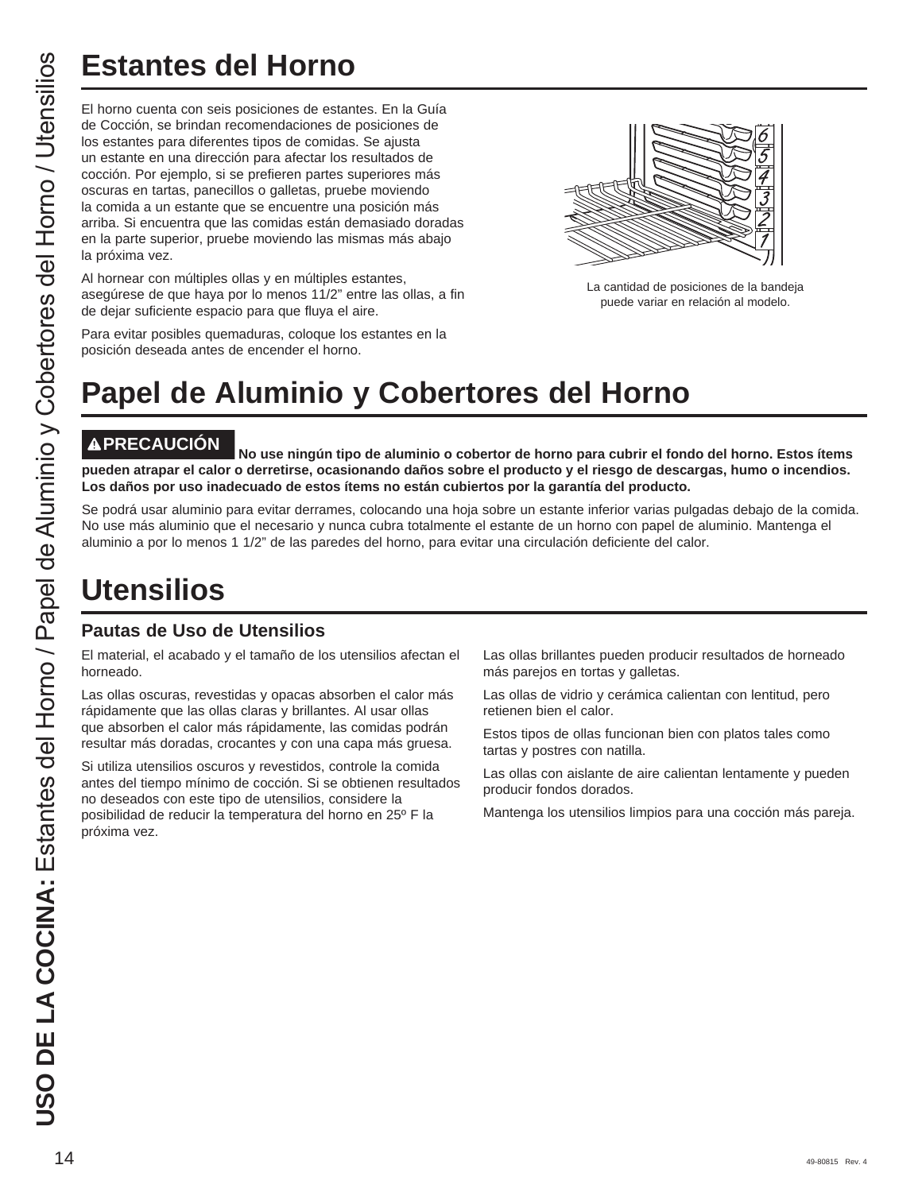# Estantes del Horno

El horno cuenta con seis posiciones de estantes. En la Guía de Cocción, se brindan recomendaciones de posiciones de los estantes para diferentes tipos de comidas. Se ajusta un estante en una dirección para afectar los resultados de cocción. Por ejemplo, si se prefieren partes superiores más oscuras en tartas, panecillos o galletas, pruebe moviendo la comida a un estante que se encuentre una posición más arriba. Si encuentra que las comidas están demasiado doradas en la parte superior, pruebe moviendo las mismas más abajo la próxima vez.

Al hornear con múltiples ollas y en múltiples estantes, asegúrese de que haya por lo menos 11/2" entre las ollas, a fin de dejar suficiente espacio para que fluya el aire.

Para evitar posibles quemaduras, coloque los estantes en la posición deseada antes de encender el horno.

La cantidad de posiciones de la bandeja puede variar en relación al modelo.

# Papel de Aluminio y Cobertores del Horno

**⚠PRECAUCIÓN No use ningún tipo de aluminio o cobertor de horno para cubrir el fondo del horno. Estos ítems pueden atrapar el calor o derretirse, ocasionando daños sobre el producto y el riesgo de descargas, humo o incendios. Los daños por uso inadecuado de estos ítems no están cubiertos por la garantía del producto.**

Se podrá usar aluminio para evitar derrames, colocando una hoja sobre un estante inferior varias pulgadas debajo de la comida. No use más aluminio que el necesario y nunca cubra totalmente el estante de un horno con papel de aluminio. Mantenga el aluminio a por lo menos 1 1/2" de las paredes del horno, para evitar una circulación deficiente del calor.

# Utensilios

## Pautas de Uso de Utensilios

El material, el acabado y el tamaño de los utensilios afectan el horneado.

Las ollas oscuras, revestidas y opacas absorben el calor más rápidamente que las ollas claras y brillantes. Al usar ollas que absorben el calor más rápidamente, las comidas podrán resultar más doradas, crocantes y con una capa más gruesa.

Si utiliza utensilios oscuros y revestidos, controle la comida antes del tiempo mínimo de cocción. Si se obtienen resultados no deseados con este tipo de utensilios, considere la posibilidad de reducir la temperatura del horno en 25º F la próxima vez.

Las ollas brillantes pueden producir resultados de horneado más parejos en tortas y galletas.

Las ollas de vidrio y cerámica calientan con lentitud, pero retienen bien el calor.

Estos tipos de ollas funcionan bien con platos tales como tartas y postres con natilla.

Las ollas con aislante de aire calientan lentamente y pueden producir fondos dorados.

Mantenga los utensilios limpios para una cocción más pareja.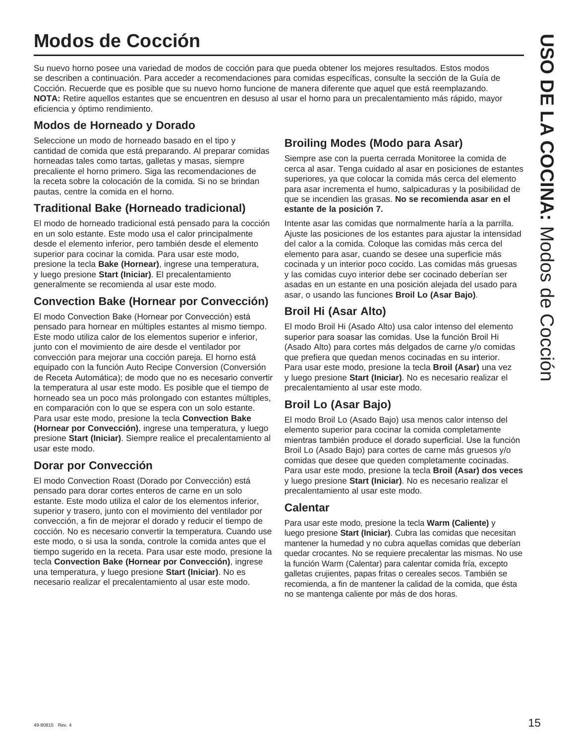# Modos de Cocción

Su nuevo horno posee una variedad de modos de cocción para que pueda obtener los mejores resultados. Estos modos se describen a continuación. Para acceder a recomendaciones para comidas específicas, consulte la sección de la Guía de Cocción. Recuerde que es posible que su nuevo horno funcione de manera diferente que aquel que está reemplazando.
**NOTA:** Retire aquellos estantes que se encuentren en desuso al usar el horno para un precalentamiento más rápido, mayor eficiencia y óptimo rendimiento.

## Modos de Horneado y Dorado

Seleccione un modo de horneado basado en el tipo y cantidad de comida que está preparando. Al preparar comidas horneadas tales como tartas, galletas y masas, siempre precaliente el horno primero. Siga las recomendaciones de la receta sobre la colocación de la comida. Si no se brindan pautas, centre la comida en el horno.

## Traditional Bake (Horneado tradicional)

El modo de horneado tradicional está pensado para la cocción en un solo estante. Este modo usa el calor principalmente desde el elemento inferior, pero también desde el elemento superior para cocinar la comida. Para usar este modo, presione la tecla **Bake (Hornear)**, ingrese una temperatura, y luego presione **Start (Iniciar)**. El precalentamiento generalmente se recomienda al usar este modo.

## Convection Bake (Hornear por Convección)

El modo Convection Bake (Hornear por Convección) está pensado para hornear en múltiples estantes al mismo tiempo. Este modo utiliza calor de los elementos superior e inferior, junto con el movimiento de aire desde el ventilador por convección para mejorar una cocción pareja. El horno está equipado con la función Auto Recipe Conversion (Conversión de Receta Automática); de modo que no es necesario convertir la temperatura al usar este modo. Es posible que el tiempo de horneado sea un poco más prolongado con estantes múltiples, en comparación con lo que se espera con un solo estante. Para usar este modo, presione la tecla **Convection Bake (Hornear por Convección)**, ingrese una temperatura, y luego presione **Start (Iniciar)**. Siempre realice el precalentamiento al usar este modo.

## Dorar por Convección

El modo Convection Roast (Dorado por Convección) está pensado para dorar cortes enteros de carne en un solo estante. Este modo utiliza el calor de los elementos inferior, superior y trasero, junto con el movimiento del ventilador por convección, a fin de mejorar el dorado y reducir el tiempo de cocción. No es necesario convertir la temperatura. Cuando use este modo, o si usa la sonda, controle la comida antes que el tiempo sugerido en la receta. Para usar este modo, presione la tecla **Convection Bake (Hornear por Convección)**, ingrese una temperatura, y luego presione **Start (Iniciar)**. No es necesario realizar el precalentamiento al usar este modo.

## Broiling Modes (Modo para Asar)

Siempre ase con la puerta cerrada Monitoree la comida de cerca al asar. Tenga cuidado al asar en posiciones de estantes superiores, ya que colocar la comida más cerca del elemento para asar incrementa el humo, salpicaduras y la posibilidad de que se incendien las grasas. **No se recomienda asar en el estante de la posición 7.**

Intente asar las comidas que normalmente haría a la parrilla. Ajuste las posiciones de los estantes para ajustar la intensidad del calor a la comida. Coloque las comidas más cerca del elemento para asar, cuando se desee una superficie más cocinada y un interior poco cocido. Las comidas más gruesas y las comidas cuyo interior debe ser cocinado deberían ser asadas en un estante en una posición alejada del usado para asar, o usando las funciones **Broil Lo (Asar Bajo)**.

## Broil Hi (Asar Alto)

El modo Broil Hi (Asado Alto) usa calor intenso del elemento superior para soasar las comidas. Use la función Broil Hi (Asado Alto) para cortes más delgados de carne y/o comidas que prefiera que quedan menos cocinadas en su interior. Para usar este modo, presione la tecla **Broil (Asar)** una vez y luego presione **Start (Iniciar)**. No es necesario realizar el precalentamiento al usar este modo.

## Broil Lo (Asar Bajo)

El modo Broil Lo (Asado Bajo) usa menos calor intenso del elemento superior para cocinar la comida completamente mientras también produce el dorado superficial. Use la función Broil Lo (Asado Bajo) para cortes de carne más gruesos y/o comidas que desee que queden completamente cocinadas. Para usar este modo, presione la tecla **Broil (Asar) dos veces** y luego presione **Start (Iniciar)**. No es necesario realizar el precalentamiento al usar este modo.

## Calentar

Para usar este modo, presione la tecla **Warm (Caliente)** y luego presione **Start (Iniciar)**. Cubra las comidas que necesitan mantener la humedad y no cubra aquellas comidas que deberían quedar crocantes. No se requiere precalentar las mismas. No use la función Warm (Calentar) para calentar comida fría, excepto galletas crujientes, papas fritas o cereales secos. También se recomienda, a fin de mantener la calidad de la comida, que ésta no se mantenga caliente por más de dos horas.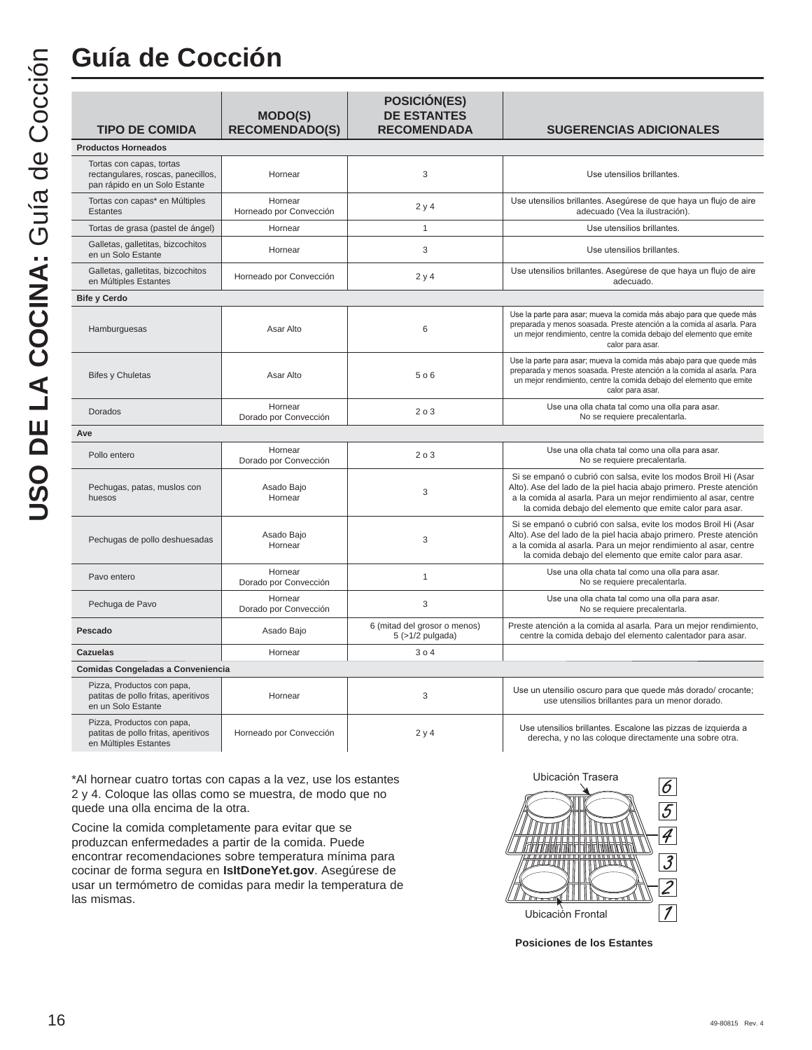# Guía de Cocción

| TIPO DE COMIDA | MODO(S) RECOMENDADO(S) | POSICIÓN(ES) DE ESTANTES RECOMENDADA | SUGERENCIAS ADICIONALES |
|---|---|---|---|
| **Productos Horneados** | | | |
| Tortas con capas, tortas rectangulares, roscas, panecillos, pan rápido en un Solo Estante | Hornear | 3 | Use utensilios brillantes. |
| Tortas con capas* en Múltiples Estantes | Hornear<br>Horneado por Convección | 2 y 4 | Use utensilios brillantes. Asegúrese de que haya un flujo de aire adecuado (Vea la ilustración). |
| Tortas de grasa (pastel de ángel) | Hornear | 1 | Use utensilios brillantes. |
| Galletas, galletitas, bizcochitos en un Solo Estante | Hornear | 3 | Use utensilios brillantes. |
| Galletas, galletitas, bizcochitos en Múltiples Estantes | Horneado por Convección | 2 y 4 | Use utensilios brillantes. Asegúrese de que haya un flujo de aire adecuado. |
| **Bife y Cerdo** | | | |
| Hamburguesas | Asar Alto | 6 | Use la parte para asar; mueva la comida más abajo para que quede más preparada y menos soasada. Preste atención a la comida al asarla. Para un mejor rendimiento, centre la comida debajo del elemento que emite calor para asar. |
| Bifes y Chuletas | Asar Alto | 5 o 6 | Use la parte para asar; mueva la comida más abajo para que quede más preparada y menos soasada. Preste atención a la comida al asarla. Para un mejor rendimiento, centre la comida debajo del elemento que emite calor para asar. |
| Dorados | Hornear<br>Dorado por Convección | 2 o 3 | Use una olla chata tal como una olla para asar.<br>No se requiere precalentarla. |
| **Ave** | | | |
| Pollo entero | Hornear<br>Dorado por Convección | 2 o 3 | Use una olla chata tal como una olla para asar.<br>No se requiere precalentarla. |
| Pechugas, patas, muslos con huesos | Asado Bajo<br>Hornear | 3 | Si se empanó o cubrió con salsa, evite los modos Broil Hi (Asar Alto). Ase del lado de la piel hacia abajo primero. Preste atención a la comida al asarla. Para un mejor rendimiento al asar, centre la comida debajo del elemento que emite calor para asar. |
| Pechugas de pollo deshuesadas | Asado Bajo<br>Hornear | 3 | Si se empanó o cubrió con salsa, evite los modos Broil Hi (Asar Alto). Ase del lado de la piel hacia abajo primero. Preste atención a la comida al asarla. Para un mejor rendimiento al asar, centre la comida debajo del elemento que emite calor para asar. |
| Pavo entero | Hornear<br>Dorado por Convección | 1 | Use una olla chata tal como una olla para asar.<br>No se requiere precalentarla. |
| Pechuga de Pavo | Hornear<br>Dorado por Convección | 3 | Use una olla chata tal como una olla para asar.<br>No se requiere precalentarla. |
| **Pescado** | Asado Bajo | 6 (mitad del grosor o menos)<br>5 (>1/2 pulgada) | Preste atención a la comida al asarla. Para un mejor rendimiento, centre la comida debajo del elemento calentador para asar. |
| **Cazuelas** | Hornear | 3 o 4 | |
| **Comidas Congeladas a Conveniencia** | | | |
| Pizza, Productos con papa, patitas de pollo fritas, aperitivos en un Solo Estante | Hornear | 3 | Use un utensilio oscuro para que quede más dorado/ crocante; use utensilios brillantes para un menor dorado. |
| Pizza, Productos con papa, patitas de pollo fritas, aperitivos en Múltiples Estantes | Horneado por Convección | 2 y 4 | Use utensilios brillantes. Escalone las pizzas de izquierda a derecha, y no las coloque directamente una sobre otra. |

*Al hornear cuatro tortas con capas a la vez, use los estantes 2 y 4. Coloque las ollas como se muestra, de modo que no quede una olla encima de la otra.

Cocine la comida completamente para evitar que se produzcan enfermedades a partir de la comida. Puede encontrar recomendaciones sobre temperatura mínima para cocinar de forma segura en **IsItDoneYet.gov**. Asegúrese de usar un termómetro de comidas para medir la temperatura de las mismas.

Ubicación Trasera

6
5
4
3
2
1

Ubicación Frontal

**Posiciones de los Estantes**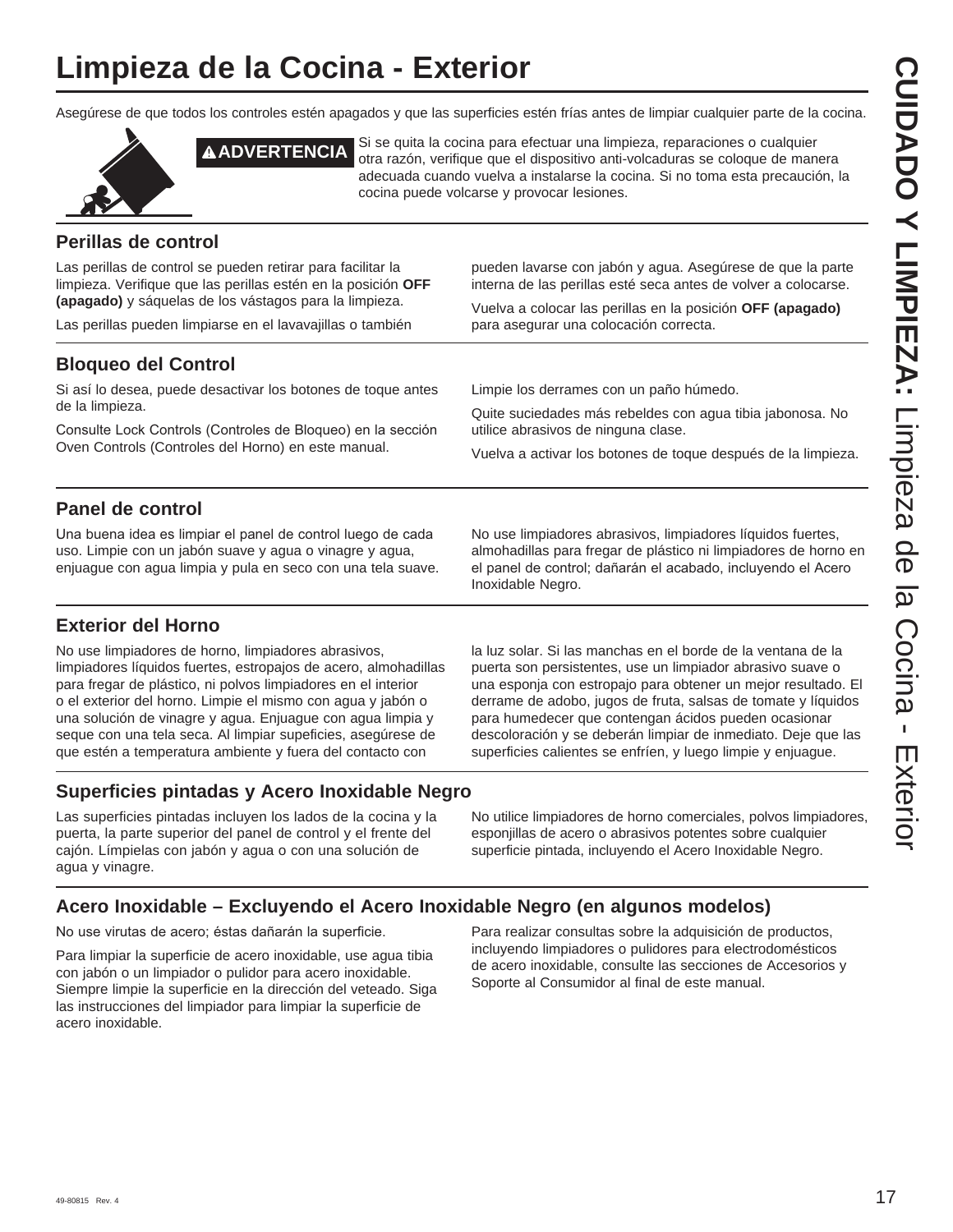# Limpieza de la Cocina - Exterior

Asegúrese de que todos los controles estén apagados y que las superficies estén frías antes de limpiar cualquier parte de la cocina.

**⚠ADVERTENCIA** Si se quita la cocina para efectuar una limpieza, reparaciones o cualquier otra razón, verifique que el dispositivo anti-volcaduras se coloque de manera adecuada cuando vuelva a instalarse la cocina. Si no toma esta precaución, la cocina puede volcarse y provocar lesiones.

## Perillas de control

Las perillas de control se pueden retirar para facilitar la limpieza. Verifique que las perillas estén en la posición **OFF (apagado)** y sáquelas de los vástagos para la limpieza.

Las perillas pueden limpiarse en el lavavajillas o también pueden lavarse con jabón y agua. Asegúrese de que la parte interna de las perillas esté seca antes de volver a colocarse.

Vuelva a colocar las perillas en la posición **OFF (apagado)** para asegurar una colocación correcta.

## Bloqueo del Control

Si así lo desea, puede desactivar los botones de toque antes de la limpieza.

Consulte Lock Controls (Controles de Bloqueo) en la sección Oven Controls (Controles del Horno) en este manual.

Limpie los derrames con un paño húmedo.

Quite suciedades más rebeldes con agua tibia jabonosa. No utilice abrasivos de ninguna clase.

Vuelva a activar los botones de toque después de la limpieza.

## Panel de control

Una buena idea es limpiar el panel de control luego de cada uso. Limpie con un jabón suave y agua o vinagre y agua, enjuague con agua limpia y pula en seco con una tela suave.

No use limpiadores abrasivos, limpiadores líquidos fuertes, almohadillas para fregar de plástico ni limpiadores de horno en el panel de control; dañarán el acabado, incluyendo el Acero Inoxidable Negro.

## Exterior del Horno

No use limpiadores de horno, limpiadores abrasivos, limpiadores líquidos fuertes, estropajos de acero, almohadillas para fregar de plástico, ni polvos limpiadores en el interior o el exterior del horno. Limpie el mismo con agua y jabón o una solución de vinagre y agua. Enjuague con agua limpia y seque con una tela seca. Al limpiar supeficies, asegúrese de que estén a temperatura ambiente y fuera del contacto con la luz solar. Si las manchas en el borde de la ventana de la puerta son persistentes, use un limpiador abrasivo suave o una esponja con estropajo para obtener un mejor resultado. El derrame de adobo, jugos de fruta, salsas de tomate y líquidos para humedecer que contengan ácidos pueden ocasionar descoloración y se deberán limpiar de inmediato. Deje que las superficies calientes se enfríen, y luego limpie y enjuague.

## Superficies pintadas y Acero Inoxidable Negro

Las superficies pintadas incluyen los lados de la cocina y la puerta, la parte superior del panel de control y el frente del cajón. Límpielas con jabón y agua o con una solución de agua y vinagre.

No utilice limpiadores de horno comerciales, polvos limpiadores, esponjillas de acero o abrasivos potentes sobre cualquier superficie pintada, incluyendo el Acero Inoxidable Negro.

## Acero Inoxidable – Excluyendo el Acero Inoxidable Negro (en algunos modelos)

No use virutas de acero; éstas dañarán la superficie.

Para limpiar la superficie de acero inoxidable, use agua tibia con jabón o un limpiador o pulidor para acero inoxidable. Siempre limpie la superficie en la dirección del veteado. Siga las instrucciones del limpiador para limpiar la superficie de acero inoxidable.

Para realizar consultas sobre la adquisición de productos, incluyendo limpiadores o pulidores para electrodomésticos de acero inoxidable, consulte las secciones de Accesorios y Soporte al Consumidor al final de este manual.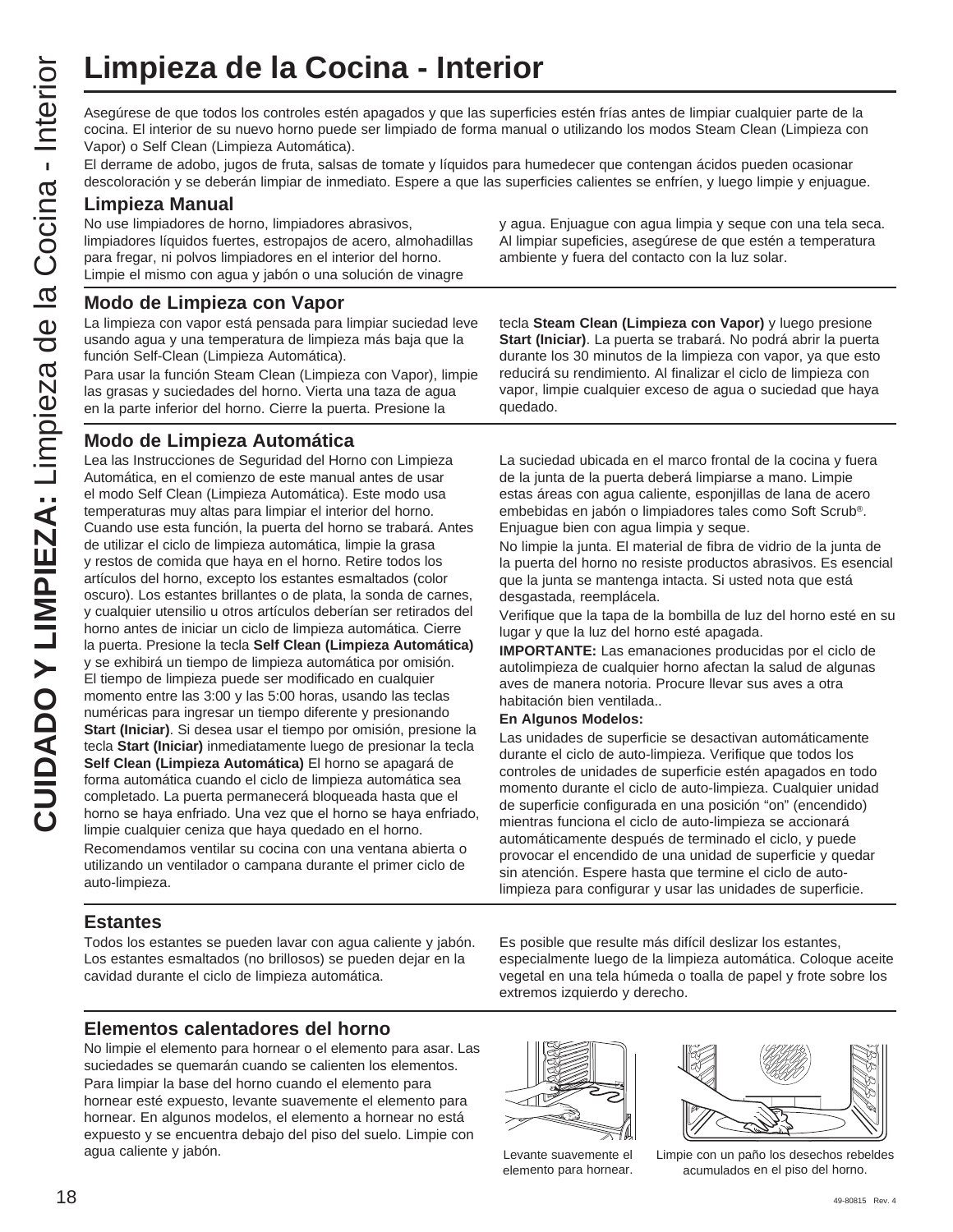# Limpieza de la Cocina - Interior

Asegúrese de que todos los controles estén apagados y que las superficies estén frías antes de limpiar cualquier parte de la cocina. El interior de su nuevo horno puede ser limpiado de forma manual o utilizando los modos Steam Clean (Limpieza con Vapor) o Self Clean (Limpieza Automática).

El derrame de adobo, jugos de fruta, salsas de tomate y líquidos para humedecer que contengan ácidos pueden ocasionar descoloración y se deberán limpiar de inmediato. Espere a que las superficies calientes se enfríen, y luego limpie y enjuague.

## Limpieza Manual

No use limpiadores de horno, limpiadores abrasivos, limpiadores líquidos fuertes, estropajos de acero, almohadillas para fregar, ni polvos limpiadores en el interior del horno. Limpie el mismo con agua y jabón o una solución de vinagre y agua. Enjuague con agua limpia y seque con una tela seca. Al limpiar supeficies, asegúrese de que estén a temperatura ambiente y fuera del contacto con la luz solar.

## Modo de Limpieza con Vapor

La limpieza con vapor está pensada para limpiar suciedad leve usando agua y una temperatura de limpieza más baja que la función Self-Clean (Limpieza Automática).

Para usar la función Steam Clean (Limpieza con Vapor), limpie las grasas y suciedades del horno. Vierta una taza de agua en la parte inferior del horno. Cierre la puerta. Presione la tecla **Steam Clean (Limpieza con Vapor)** y luego presione **Start (Iniciar)**. La puerta se trabará. No podrá abrir la puerta durante los 30 minutos de la limpieza con vapor, ya que esto reducirá su rendimiento. Al finalizar el ciclo de limpieza con vapor, limpie cualquier exceso de agua o suciedad que haya quedado.

## Modo de Limpieza Automática

Lea las Instrucciones de Seguridad del Horno con Limpieza Automática, en el comienzo de este manual antes de usar el modo Self Clean (Limpieza Automática). Este modo usa temperaturas muy altas para limpiar el interior del horno. Cuando use esta función, la puerta del horno se trabará. Antes de utilizar el ciclo de limpieza automática, limpie la grasa y restos de comida que haya en el horno. Retire todos los artículos del horno, excepto los estantes esmaltados (color oscuro). Los estantes brillantes o de plata, la sonda de carnes, y cualquier utensilio u otros artículos deberían ser retirados del horno antes de iniciar un ciclo de limpieza automática. Cierre la puerta. Presione la tecla **Self Clean (Limpieza Automática)** y se exhibirá un tiempo de limpieza automática por omisión. El tiempo de limpieza puede ser modificado en cualquier momento entre las 3:00 y las 5:00 horas, usando las teclas numéricas para ingresar un tiempo diferente y presionando **Start (Iniciar)**. Si desea usar el tiempo por omisión, presione la tecla **Start (Iniciar)** inmediatamente luego de presionar la tecla **Self Clean (Limpieza Automática)** El horno se apagará de forma automática cuando el ciclo de limpieza automática sea completado. La puerta permanecerá bloqueada hasta que el horno se haya enfriado. Una vez que el horno se haya enfriado, limpie cualquier ceniza que haya quedado en el horno.

Recomendamos ventilar su cocina con una ventana abierta o utilizando un ventilador o campana durante el primer ciclo de auto-limpieza.

La suciedad ubicada en el marco frontal de la cocina y fuera de la junta de la puerta deberá limpiarse a mano. Limpie estas áreas con agua caliente, esponjillas de lana de acero embebidas en jabón o limpiadores tales como Soft Scrub®. Enjuague bien con agua limpia y seque.

No limpie la junta. El material de fibra de vidrio de la junta de la puerta del horno no resiste productos abrasivos. Es esencial que la junta se mantenga intacta. Si usted nota que está desgastada, reemplácela.

Verifique que la tapa de la bombilla de luz del horno esté en su lugar y que la luz del horno esté apagada.

**IMPORTANTE:** Las emanaciones producidas por el ciclo de autolimpieza de cualquier horno afectan la salud de algunas aves de manera notoria. Procure llevar sus aves a otra habitación bien ventilada..

**En Algunos Modelos:**

Las unidades de superficie se desactivan automáticamente durante el ciclo de auto-limpieza. Verifique que todos los controles de unidades de superficie estén apagados en todo momento durante el ciclo de auto-limpieza. Cualquier unidad de superficie configurada en una posición "on" (encendido) mientras funciona el ciclo de auto-limpieza se accionará automáticamente después de terminado el ciclo, y puede provocar el encendido de una unidad de superficie y quedar sin atención. Espere hasta que termine el ciclo de auto-limpieza para configurar y usar las unidades de superficie.

## Estantes

Todos los estantes se pueden lavar con agua caliente y jabón. Los estantes esmaltados (no brillosos) se pueden dejar en la cavidad durante el ciclo de limpieza automática.

Es posible que resulte más difícil deslizar los estantes, especialmente luego de la limpieza automática. Coloque aceite vegetal en una tela húmeda o toalla de papel y frote sobre los extremos izquierdo y derecho.

## Elementos calentadores del horno

No limpie el elemento para hornear o el elemento para asar. Las suciedades se quemarán cuando se calienten los elementos.

Para limpiar la base del horno cuando el elemento para hornear esté expuesto, levante suavemente el elemento para hornear. En algunos modelos, el elemento a hornear no está expuesto y se encuentra debajo del piso del suelo. Limpie con agua caliente y jabón.

Levante suavemente el elemento para hornear.

Limpie con un paño los desechos rebeldes acumulados en el piso del horno.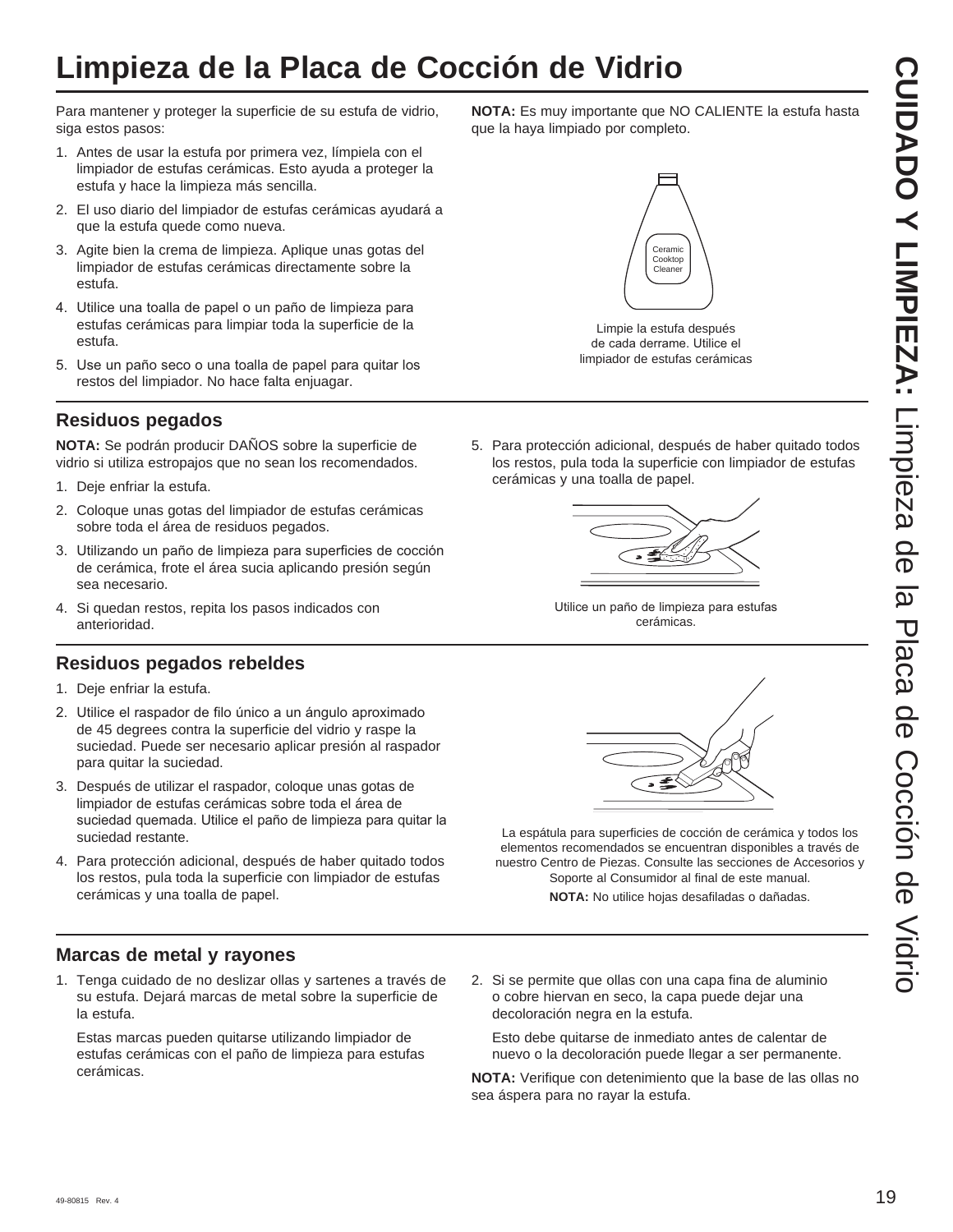# Limpieza de la Placa de Cocción de Vidrio

Para mantener y proteger la superficie de su estufa de vidrio, siga estos pasos:

1. Antes de usar la estufa por primera vez, límpiela con el limpiador de estufas cerámicas. Esto ayuda a proteger la estufa y hace la limpieza más sencilla.
2. El uso diario del limpiador de estufas cerámicas ayudará a que la estufa quede como nueva.
3. Agite bien la crema de limpieza. Aplique unas gotas del limpiador de estufas cerámicas directamente sobre la estufa.
4. Utilice una toalla de papel o un paño de limpieza para estufas cerámicas para limpiar toda la superficie de la estufa.
5. Use un paño seco o una toalla de papel para quitar los restos del limpiador. No hace falta enjuagar.

**NOTA:** Es muy importante que NO CALIENTE la estufa hasta que la haya limpiado por completo.

Ceramic Cooktop Cleaner

Limpie la estufa después de cada derrame. Utilice el limpiador de estufas cerámicas

## Residuos pegados

**NOTA:** Se podrán producir DAÑOS sobre la superficie de vidrio si utiliza estropajos que no sean los recomendados.

1. Deje enfriar la estufa.
2. Coloque unas gotas del limpiador de estufas cerámicas sobre toda el área de residuos pegados.
3. Utilizando un paño de limpieza para superficies de cocción de cerámica, frote el área sucia aplicando presión según sea necesario.
4. Si quedan restos, repita los pasos indicados con anterioridad.
5. Para protección adicional, después de haber quitado todos los restos, pula toda la superficie con limpiador de estufas cerámicas y una toalla de papel.

Utilice un paño de limpieza para estufas cerámicas.

## Residuos pegados rebeldes

1. Deje enfriar la estufa.
2. Utilice el raspador de filo único a un ángulo aproximado de 45 degrees contra la superficie del vidrio y raspe la suciedad. Puede ser necesario aplicar presión al raspador para quitar la suciedad.
3. Después de utilizar el raspador, coloque unas gotas de limpiador de estufas cerámicas sobre toda el área de suciedad quemada. Utilice el paño de limpieza para quitar la suciedad restante.
4. Para protección adicional, después de haber quitado todos los restos, pula toda la superficie con limpiador de estufas cerámicas y una toalla de papel.

La espátula para superficies de cocción de cerámica y todos los elementos recomendados se encuentran disponibles a través de nuestro Centro de Piezas. Consulte las secciones de Accesorios y Soporte al Consumidor al final de este manual.

**NOTA:** No utilice hojas desafiladas o dañadas.

## Marcas de metal y rayones

1. Tenga cuidado de no deslizar ollas y sartenes a través de su estufa. Dejará marcas de metal sobre la superficie de la estufa.

   Estas marcas pueden quitarse utilizando limpiador de estufas cerámicas con el paño de limpieza para estufas cerámicas.

2. Si se permite que ollas con una capa fina de aluminio o cobre hiervan en seco, la capa puede dejar una decoloración negra en la estufa.

   Esto debe quitarse de inmediato antes de calentar de nuevo o la decoloración puede llegar a ser permanente.

**NOTA:** Verifique con detenimiento que la base de las ollas no sea áspera para no rayar la estufa.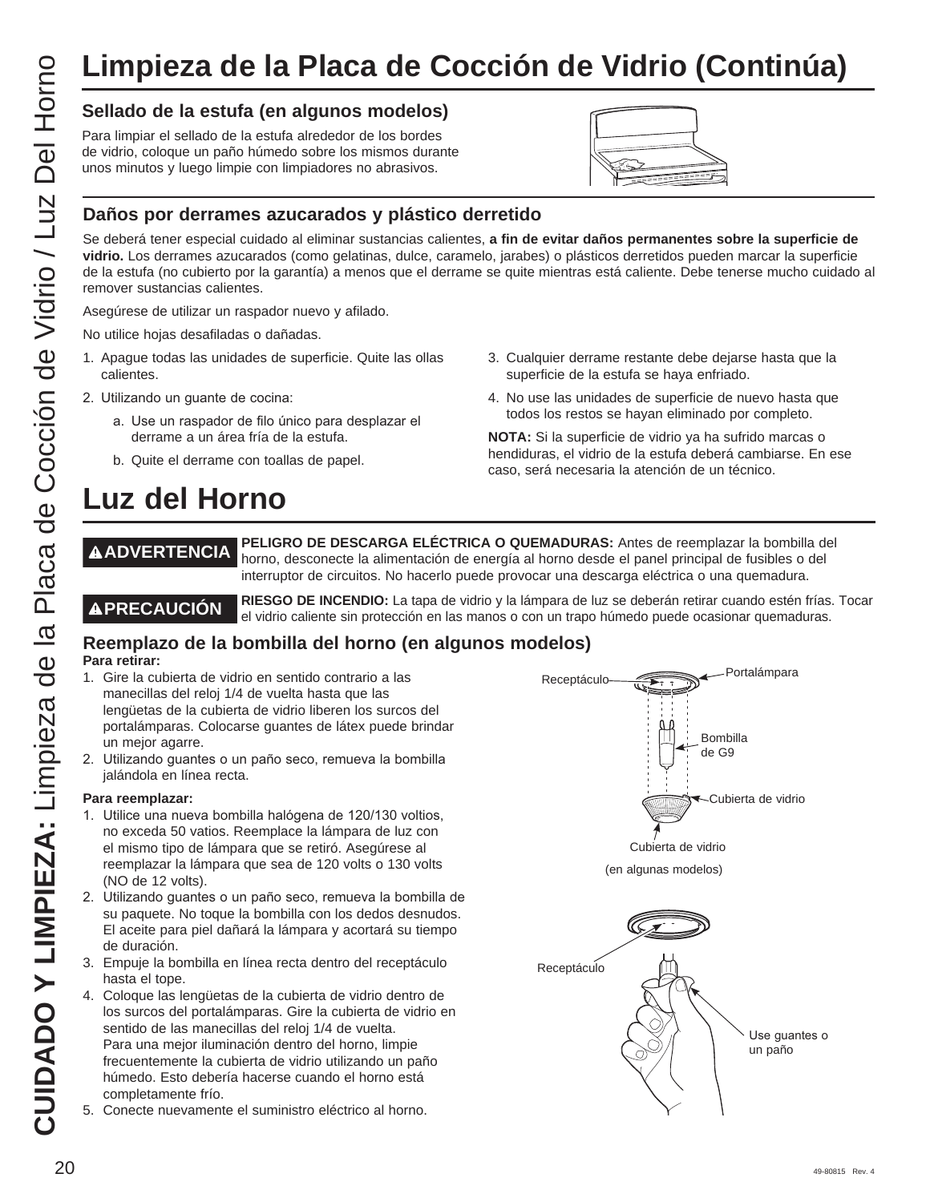# Limpieza de la Placa de Cocción de Vidrio (Continúa)

### Sellado de la estufa (en algunos modelos)

Para limpiar el sellado de la estufa alrededor de los bordes de vidrio, coloque un paño húmedo sobre los mismos durante unos minutos y luego limpie con limpiadores no abrasivos.

### Daños por derrames azucarados y plástico derretido

Se deberá tener especial cuidado al eliminar sustancias calientes, **a fin de evitar daños permanentes sobre la superficie de vidrio.** Los derrames azucarados (como gelatinas, dulce, caramelo, jarabes) o plásticos derretidos pueden marcar la superficie de la estufa (no cubierto por la garantía) a menos que el derrame se quite mientras está caliente. Debe tenerse mucho cuidado al remover sustancias calientes.

Asegúrese de utilizar un raspador nuevo y afilado.

No utilice hojas desafiladas o dañadas.

1. Apague todas las unidades de superficie. Quite las ollas calientes.
2. Utilizando un guante de cocina:
   a. Use un raspador de filo único para desplazar el derrame a un área fría de la estufa.
   b. Quite el derrame con toallas de papel.
3. Cualquier derrame restante debe dejarse hasta que la superficie de la estufa se haya enfriado.
4. No use las unidades de superficie de nuevo hasta que todos los restos se hayan eliminado por completo.

**NOTA:** Si la superficie de vidrio ya ha sufrido marcas o hendiduras, el vidrio de la estufa deberá cambiarse. En ese caso, será necesaria la atención de un técnico.

# Luz del Horno

**⚠ADVERTENCIA** **PELIGRO DE DESCARGA ELÉCTRICA O QUEMADURAS:** Antes de reemplazar la bombilla del horno, desconecte la alimentación de energía al horno desde el panel principal de fusibles o del interruptor de circuitos. No hacerlo puede provocar una descarga eléctrica o una quemadura.

**⚠PRECAUCIÓN** **RIESGO DE INCENDIO:** La tapa de vidrio y la lámpara de luz se deberán retirar cuando estén frías. Tocar el vidrio caliente sin protección en las manos o con un trapo húmedo puede ocasionar quemaduras.

### Reemplazo de la bombilla del horno (en algunos modelos)

**Para retirar:**

1. Gire la cubierta de vidrio en sentido contrario a las manecillas del reloj 1/4 de vuelta hasta que las lengüetas de la cubierta de vidrio liberen los surcos del portalámparas. Colocarse guantes de látex puede brindar un mejor agarre.
2. Utilizando guantes o un paño seco, remueva la bombilla jalándola en línea recta.

**Para reemplazar:**

1. Utilice una nueva bombilla halógena de 120/130 voltios, no exceda 50 vatios. Reemplace la lámpara de luz con el mismo tipo de lámpara que se retiró. Asegúrese al reemplazar la lámpara que sea de 120 volts o 130 volts (NO de 12 volts).
2. Utilizando guantes o un paño seco, remueva la bombilla de su paquete. No toque la bombilla con los dedos desnudos. El aceite para piel dañará la lámpara y acortará su tiempo de duración.
3. Empuje la bombilla en línea recta dentro del receptáculo hasta el tope.
4. Coloque las lengüetas de la cubierta de vidrio dentro de los surcos del portalámparas. Gire la cubierta de vidrio en sentido de las manecillas del reloj 1/4 de vuelta.
   Para una mejor iluminación dentro del horno, limpie frecuentemente la cubierta de vidrio utilizando un paño húmedo. Esto debería hacerse cuando el horno está completamente frío.
5. Conecte nuevamente el suministro eléctrico al horno.

Receptáculo — Portalámpara — Bombilla de G9 — Cubierta de vidrio

Cubierta de vidrio

(en algunas modelos)

Receptáculo — Use guantes o un paño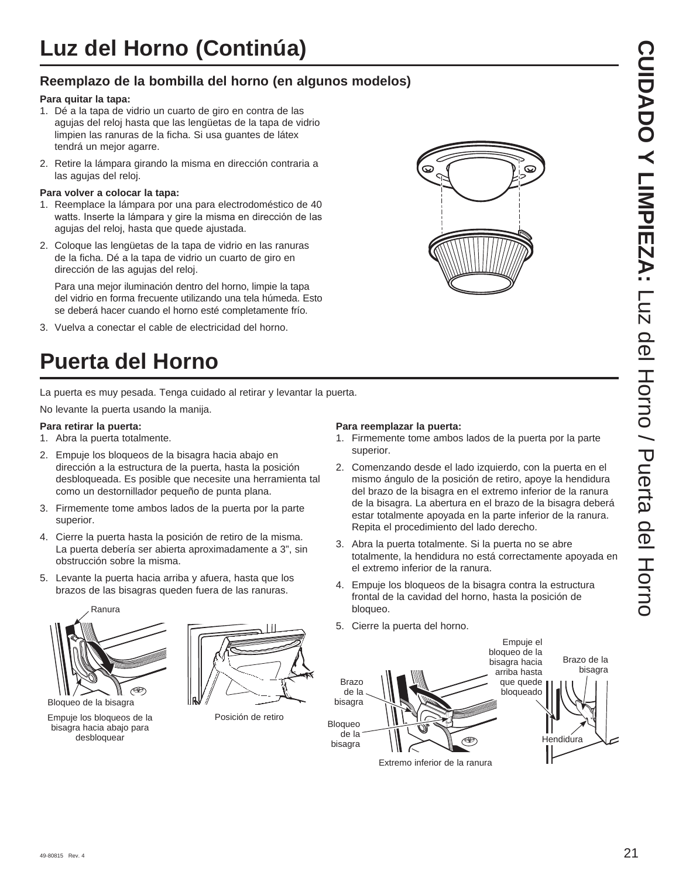# Luz del Horno (Continúa)

## Reemplazo de la bombilla del horno (en algunos modelos)

**Para quitar la tapa:**

1. Dé a la tapa de vidrio un cuarto de giro en contra de las agujas del reloj hasta que las lengüetas de la tapa de vidrio limpien las ranuras de la ficha. Si usa guantes de látex tendrá un mejor agarre.
2. Retire la lámpara girando la misma en dirección contraria a las agujas del reloj.

**Para volver a colocar la tapa:**

1. Reemplace la lámpara por una para electrodoméstico de 40 watts. Inserte la lámpara y gire la misma en dirección de las agujas del reloj, hasta que quede ajustada.
2. Coloque las lengüetas de la tapa de vidrio en las ranuras de la ficha. Dé a la tapa de vidrio un cuarto de giro en dirección de las agujas del reloj.

   Para una mejor iluminación dentro del horno, limpie la tapa del vidrio en forma frecuente utilizando una tela húmeda. Esto se deberá hacer cuando el horno esté completamente frío.
3. Vuelva a conectar el cable de electricidad del horno.

# Puerta del Horno

La puerta es muy pesada. Tenga cuidado al retirar y levantar la puerta.

No levante la puerta usando la manija.

**Para retirar la puerta:**

1. Abra la puerta totalmente.
2. Empuje los bloqueos de la bisagra hacia abajo en dirección a la estructura de la puerta, hasta la posición desbloqueada. Es posible que necesite una herramienta tal como un destornillador pequeño de punta plana.
3. Firmemente tome ambos lados de la puerta por la parte superior.
4. Cierre la puerta hasta la posición de retiro de la misma. La puerta debería ser abierta aproximadamente a 3", sin obstrucción sobre la misma.
5. Levante la puerta hacia arriba y afuera, hasta que los brazos de las bisagras queden fuera de las ranuras.

Ranura

Bloqueo de la bisagra

Empuje los bloqueos de la bisagra hacia abajo para desbloquear

Posición de retiro

**Para reemplazar la puerta:**

1. Firmemente tome ambos lados de la puerta por la parte superior.
2. Comenzando desde el lado izquierdo, con la puerta en el mismo ángulo de la posición de retiro, apoye la hendidura del brazo de la bisagra en el extremo inferior de la ranura de la bisagra. La abertura en el brazo de la bisagra deberá estar totalmente apoyada en la parte inferior de la ranura. Repita el procedimiento del lado derecho.
3. Abra la puerta totalmente. Si la puerta no se abre totalmente, la hendidura no está correctamente apoyada en el extremo inferior de la ranura.
4. Empuje los bloqueos de la bisagra contra la estructura frontal de la cavidad del horno, hasta la posición de bloqueo.
5. Cierre la puerta del horno.

Brazo de la bisagra

Bloqueo de la bisagra

Extremo inferior de la ranura

Empuje el bloqueo de la bisagra hacia arriba hasta que quede bloqueado

Brazo de la bisagra

Hendidura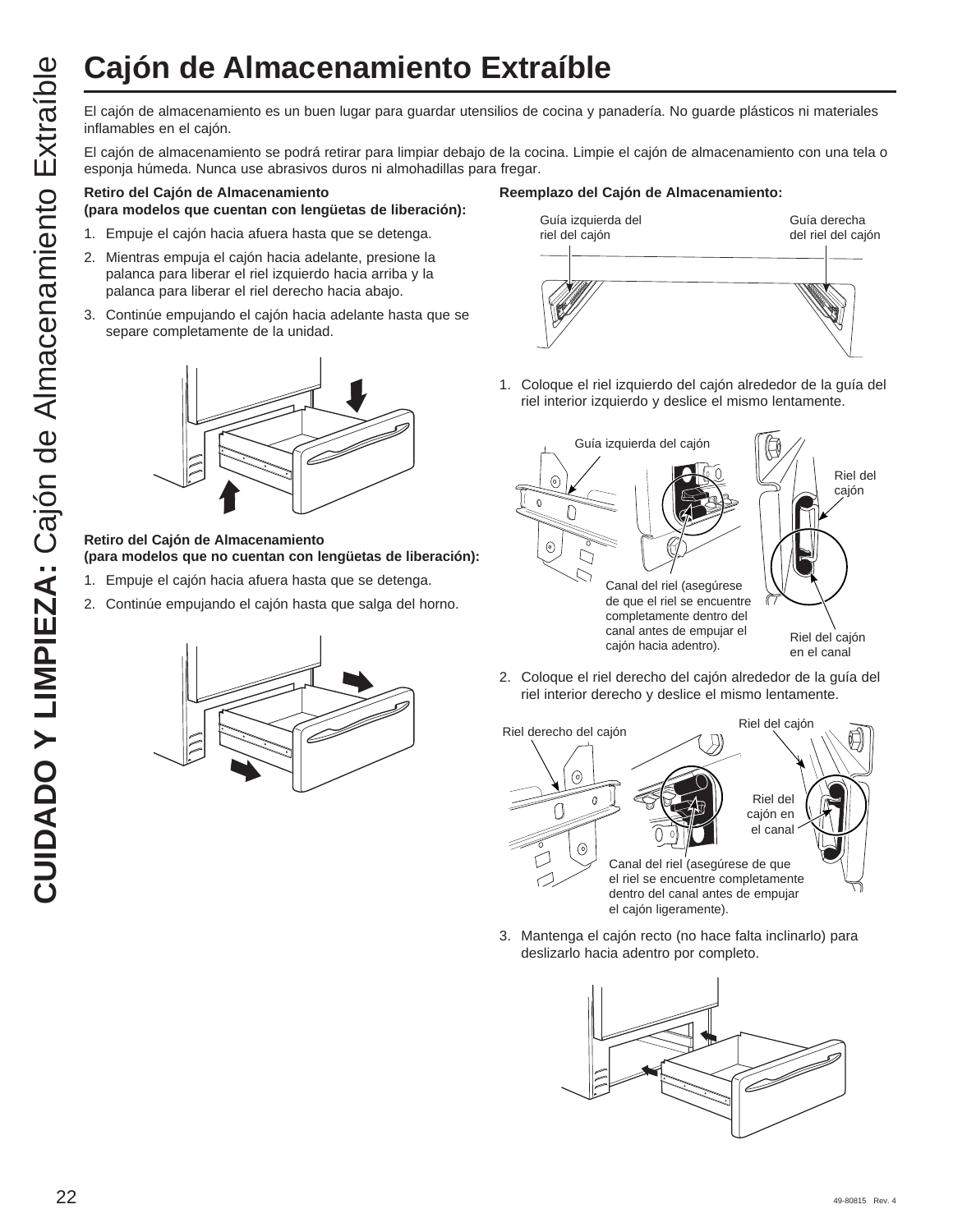# Cajón de Almacenamiento Extraíble

El cajón de almacenamiento es un buen lugar para guardar utensilios de cocina y panadería. No guarde plásticos ni materiales inflamables en el cajón.

El cajón de almacenamiento se podrá retirar para limpiar debajo de la cocina. Limpie el cajón de almacenamiento con una tela o esponja húmeda. Nunca use abrasivos duros ni almohadillas para fregar.

**Retiro del Cajón de Almacenamiento (para modelos que cuentan con lengüetas de liberación):**

1. Empuje el cajón hacia afuera hasta que se detenga.
2. Mientras empuja el cajón hacia adelante, presione la palanca para liberar el riel izquierdo hacia arriba y la palanca para liberar el riel derecho hacia abajo.
3. Continúe empujando el cajón hacia adelante hasta que se separe completamente de la unidad.

**Retiro del Cajón de Almacenamiento (para modelos que no cuentan con lengüetas de liberación):**

1. Empuje el cajón hacia afuera hasta que se detenga.
2. Continúe empujando el cajón hasta que salga del horno.

**Reemplazo del Cajón de Almacenamiento:**

Guía izquierda del riel del cajón

Guía derecha del riel del cajón

1. Coloque el riel izquierdo del cajón alrededor de la guía del riel interior izquierdo y deslice el mismo lentamente.

Guía izquierda del cajón

Riel del cajón

Canal del riel (asegúrese de que el riel se encuentre completamente dentro del canal antes de empujar el cajón hacia adentro).

Riel del cajón en el canal

2. Coloque el riel derecho del cajón alrededor de la guía del riel interior derecho y deslice el mismo lentamente.

Riel derecho del cajón

Riel del cajón

Riel del cajón en el canal

Canal del riel (asegúrese de que el riel se encuentre completamente dentro del canal antes de empujar el cajón ligeramente).

3. Mantenga el cajón recto (no hace falta inclinarlo) para deslizarlo hacia adentro por completo.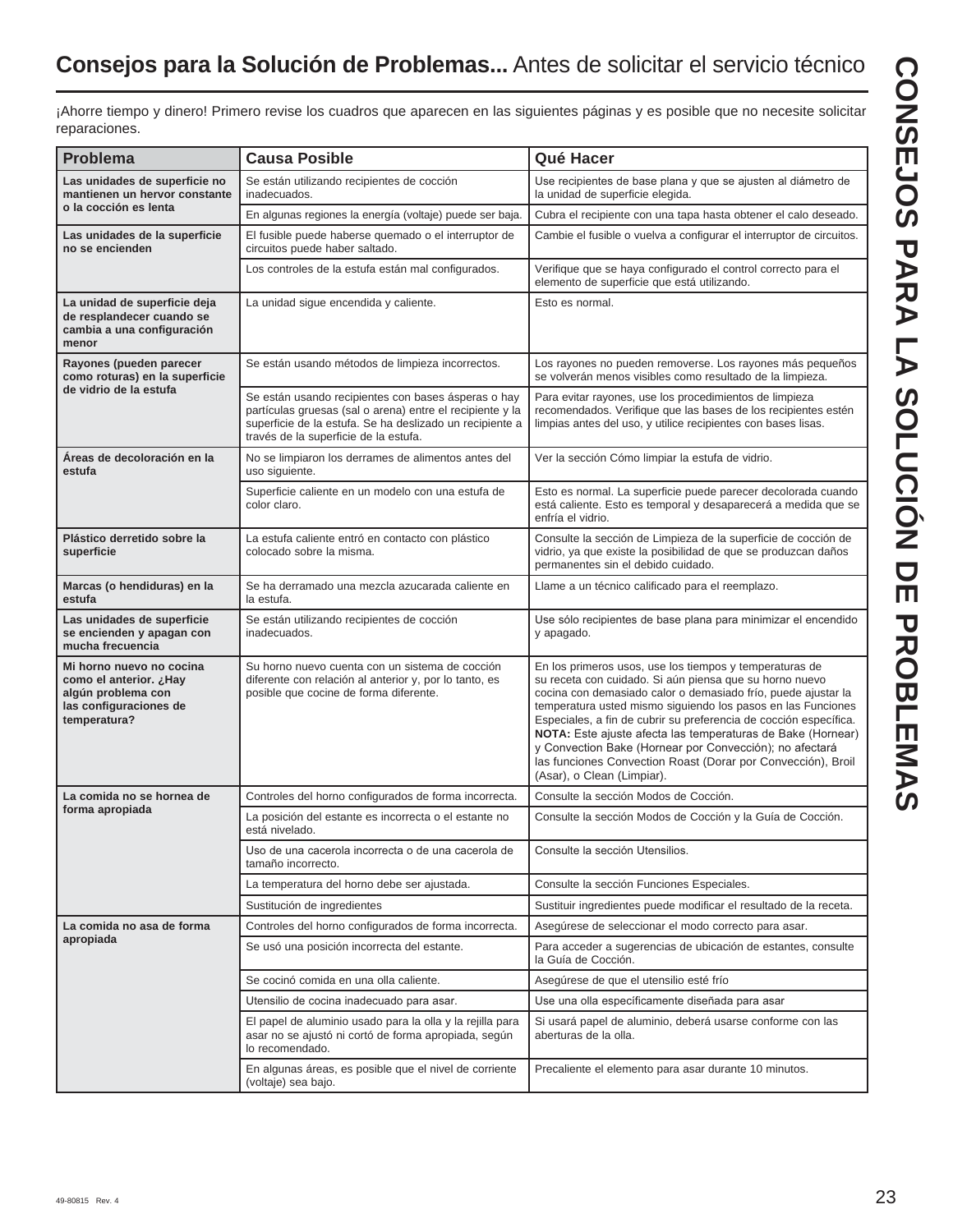## **Consejos para la Solución de Problemas...** Antes de solicitar el servicio técnico

¡Ahorre tiempo y dinero! Primero revise los cuadros que aparecen en las siguientes páginas y es posible que no necesite solicitar reparaciones.

| Problema | Causa Posible | Qué Hacer |
|---|---|---|
| **Las unidades de superficie no mantienen un hervor constante o la cocción es lenta** | Se están utilizando recipientes de cocción inadecuados. | Use recipientes de base plana y que se ajusten al diámetro de la unidad de superficie elegida. |
| | En algunas regiones la energía (voltaje) puede ser baja. | Cubra el recipiente con una tapa hasta obtener el calo deseado. |
| **Las unidades de la superficie no se encienden** | El fusible puede haberse quemado o el interruptor de circuitos puede haber saltado. | Cambie el fusible o vuelva a configurar el interruptor de circuitos. |
| | Los controles de la estufa están mal configurados. | Verifique que se haya configurado el control correcto para el elemento de superficie que está utilizando. |
| **La unidad de superficie deja de resplandecer cuando se cambia a una configuración menor** | La unidad sigue encendida y caliente. | Esto es normal. |
| **Rayones (pueden parecer como roturas) en la superficie de vidrio de la estufa** | Se están usando métodos de limpieza incorrectos. | Los rayones no pueden removerse. Los rayones más pequeños se volverán menos visibles como resultado de la limpieza. |
| | Se están usando recipientes con bases ásperas o hay partículas gruesas (sal o arena) entre el recipiente y la superficie de la estufa. Se ha deslizado un recipiente a través de la superficie de la estufa. | Para evitar rayones, use los procedimientos de limpieza recomendados. Verifique que las bases de los recipientes estén limpias antes del uso, y utilice recipientes con bases lisas. |
| **Áreas de decoloración en la estufa** | No se limpiaron los derrames de alimentos antes del uso siguiente. | Ver la sección Cómo limpiar la estufa de vidrio. |
| | Superficie caliente en un modelo con una estufa de color claro. | Esto es normal. La superficie puede parecer decolorada cuando está caliente. Esto es temporal y desaparecerá a medida que se enfría el vidrio. |
| **Plástico derretido sobre la superficie** | La estufa caliente entró en contacto con plástico colocado sobre la misma. | Consulte la sección de Limpieza de la superficie de cocción de vidrio, ya que existe la posibilidad de que se produzcan daños permanentes sin el debido cuidado. |
| **Marcas (o hendiduras) en la estufa** | Se ha derramado una mezcla azucarada caliente en la estufa. | Llame a un técnico calificado para el reemplazo. |
| **Las unidades de superficie se encienden y apagan con mucha frecuencia** | Se están utilizando recipientes de cocción inadecuados. | Use sólo recipientes de base plana para minimizar el encendido y apagado. |
| **Mi horno nuevo no cocina como el anterior. ¿Hay algún problema con las configuraciones de temperatura?** | Su horno nuevo cuenta con un sistema de cocción diferente con relación al anterior y, por lo tanto, es posible que cocine de forma diferente. | En los primeros usos, use los tiempos y temperaturas de su receta con cuidado. Si aún piensa que su horno nuevo cocina con demasiado calor o demasiado frío, puede ajustar la temperatura usted mismo siguiendo los pasos en las Funciones Especiales, a fin de cubrir su preferencia de cocción específica. **NOTA:** Este ajuste afecta las temperaturas de Bake (Hornear) y Convection Bake (Hornear por Convección); no afectará las funciones Convection Roast (Dorar por Convección), Broil (Asar), o Clean (Limpiar). |
| **La comida no se hornea de forma apropiada** | Controles del horno configurados de forma incorrecta. | Consulte la sección Modos de Cocción. |
| | La posición del estante es incorrecta o el estante no está nivelado. | Consulte la sección Modos de Cocción y la Guía de Cocción. |
| | Uso de una cacerola incorrecta o de una cacerola de tamaño incorrecto. | Consulte la sección Utensilios. |
| | La temperatura del horno debe ser ajustada. | Consulte la sección Funciones Especiales. |
| | Sustitución de ingredientes | Sustituir ingredientes puede modificar el resultado de la receta. |
| **La comida no asa de forma apropiada** | Controles del horno configurados de forma incorrecta. | Asegúrese de seleccionar el modo correcto para asar. |
| | Se usó una posición incorrecta del estante. | Para acceder a sugerencias de ubicación de estantes, consulte la Guía de Cocción. |
| | Se cocinó comida en una olla caliente. | Asegúrese de que el utensilio esté frío |
| | Utensilio de cocina inadecuado para asar. | Use una olla específicamente diseñada para asar |
| | El papel de aluminio usado para la olla y la rejilla para asar no se ajustó ni cortó de forma apropiada, según lo recomendado. | Si usará papel de aluminio, deberá usarse conforme con las aberturas de la olla. |
| | En algunas áreas, es posible que el nivel de corriente (voltaje) sea bajo. | Precaliente el elemento para asar durante 10 minutos. |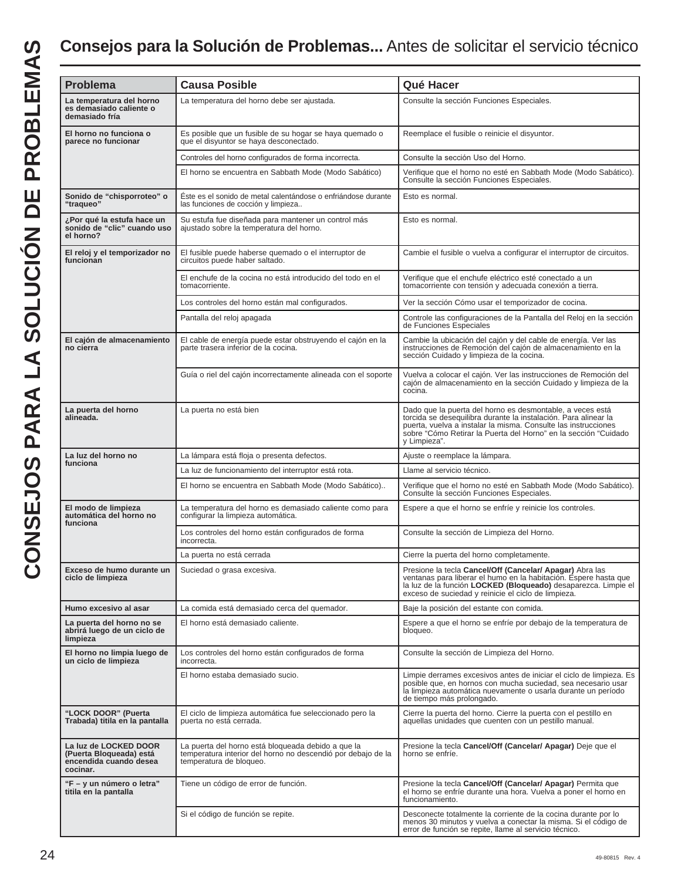# Consejos para la Solución de Problemas... Antes de solicitar el servicio técnico

| Problema | Causa Posible | Qué Hacer |
|---|---|---|
| **La temperatura del horno es demasiado caliente o demasiado fría** | La temperatura del horno debe ser ajustada. | Consulte la sección Funciones Especiales. |
| **El horno no funciona o parece no funcionar** | Es posible que un fusible de su hogar se haya quemado o que el disyuntor se haya desconectado. | Reemplace el fusible o reinicie el disyuntor. |
| | Controles del horno configurados de forma incorrecta. | Consulte la sección Uso del Horno. |
| | El horno se encuentra en Sabbath Mode (Modo Sabático) | Verifique que el horno no esté en Sabbath Mode (Modo Sabático). Consulte la sección Funciones Especiales. |
| **Sonido de "chisporroteo" o "traqueo"** | Éste es el sonido de metal calentándose o enfriándose durante las funciones de cocción y limpieza.. | Esto es normal. |
| **¿Por qué la estufa hace un sonido de "clic" cuando uso el horno?** | Su estufa fue diseñada para mantener un control más ajustado sobre la temperatura del horno. | Esto es normal. |
| **El reloj y el temporizador no funcionan** | El fusible puede haberse quemado o el interruptor de circuitos puede haber saltado. | Cambie el fusible o vuelva a configurar el interruptor de circuitos. |
| | El enchufe de la cocina no está introducido del todo en el tomacorriente. | Verifique que el enchufe eléctrico esté conectado a un tomacorriente con tensión y adecuada conexión a tierra. |
| | Los controles del horno están mal configurados. | Ver la sección Cómo usar el temporizador de cocina. |
| | Pantalla del reloj apagada | Controle las configuraciones de la Pantalla del Reloj en la sección de Funciones Especiales |
| **El cajón de almacenamiento no cierra** | El cable de energía puede estar obstruyendo el cajón en la parte trasera inferior de la cocina. | Cambie la ubicación del cajón y del cable de energía. Ver las instrucciones de Remoción del cajón de almacenamiento en la sección Cuidado y limpieza de la cocina. |
| | Guía o riel del cajón incorrectamente alineada con el soporte | Vuelva a colocar el cajón. Ver las instrucciones de Remoción del cajón de almacenamiento en la sección Cuidado y limpieza de la cocina. |
| **La puerta del horno alineada.** | La puerta no está bien | Dado que la puerta del horno es desmontable, a veces está torcida se desequilibra durante la instalación. Para alinear la puerta, vuelva a instalar la misma. Consulte las instrucciones sobre "Cómo Retirar la Puerta del Horno" en la sección "Cuidado y Limpieza". |
| **La luz del horno no funciona** | La lámpara está floja o presenta defectos. | Ajuste o reemplace la lámpara. |
| | La luz de funcionamiento del interruptor está rota. | Llame al servicio técnico. |
| | El horno se encuentra en Sabbath Mode (Modo Sabático).. | Verifique que el horno no esté en Sabbath Mode (Modo Sabático). Consulte la sección Funciones Especiales. |
| **El modo de limpieza automática del horno no funciona** | La temperatura del horno es demasiado caliente como para configurar la limpieza automática. | Espere a que el horno se enfríe y reinicie los controles. |
| | Los controles del horno están configurados de forma incorrecta. | Consulte la sección de Limpieza del Horno. |
| | La puerta no está cerrada | Cierre la puerta del horno completamente. |
| **Exceso de humo durante un ciclo de limpieza** | Suciedad o grasa excesiva. | Presione la tecla **Cancel/Off (Cancelar/ Apagar)** Abra las ventanas para liberar el humo en la habitación. Espere hasta que la luz de la función **LOCKED (Bloqueado)** desaparezca. Limpie el exceso de suciedad y reinicie el ciclo de limpieza. |
| **Humo excesivo al asar** | La comida está demasiado cerca del quemador. | Baje la posición del estante con comida. |
| **La puerta del horno no se abrirá luego de un ciclo de limpieza** | El horno está demasiado caliente. | Espere a que el horno se enfríe por debajo de la temperatura de bloqueo. |
| **El horno no limpia luego de un ciclo de limpieza** | Los controles del horno están configurados de forma incorrecta. | Consulte la sección de Limpieza del Horno. |
| | El horno estaba demasiado sucio. | Limpie derrames excesivos antes de iniciar el ciclo de limpieza. Es posible que, en hornos con mucha suciedad, sea necesario usar la limpieza automática nuevamente o usarla durante un período de tiempo más prolongado. |
| **"LOCK DOOR" (Puerta Trabada) titila en la pantalla** | El ciclo de limpieza automática fue seleccionado pero la puerta no está cerrada. | Cierre la puerta del horno. Cierre la puerta con el pestillo en aquellas unidades que cuenten con un pestillo manual. |
| **La luz de LOCKED DOOR (Puerta Bloqueada) está encendida cuando desea cocinar.** | La puerta del horno está bloqueada debido a que la temperatura interior del horno no descendió por debajo de la temperatura de bloqueo. | Presione la tecla **Cancel/Off (Cancelar/ Apagar)** Deje que el horno se enfríe. |
| **"F – y un número o letra" titila en la pantalla** | Tiene un código de error de función. | Presione la tecla **Cancel/Off (Cancelar/ Apagar)** Permita que el horno se enfríe durante una hora. Vuelva a poner el horno en funcionamiento. |
| | Si el código de función se repite. | Desconecte totalmente la corriente de la cocina durante por lo menos 30 minutos y vuelva a conectar la misma. Si el código de error de función se repite, llame al servicio técnico. |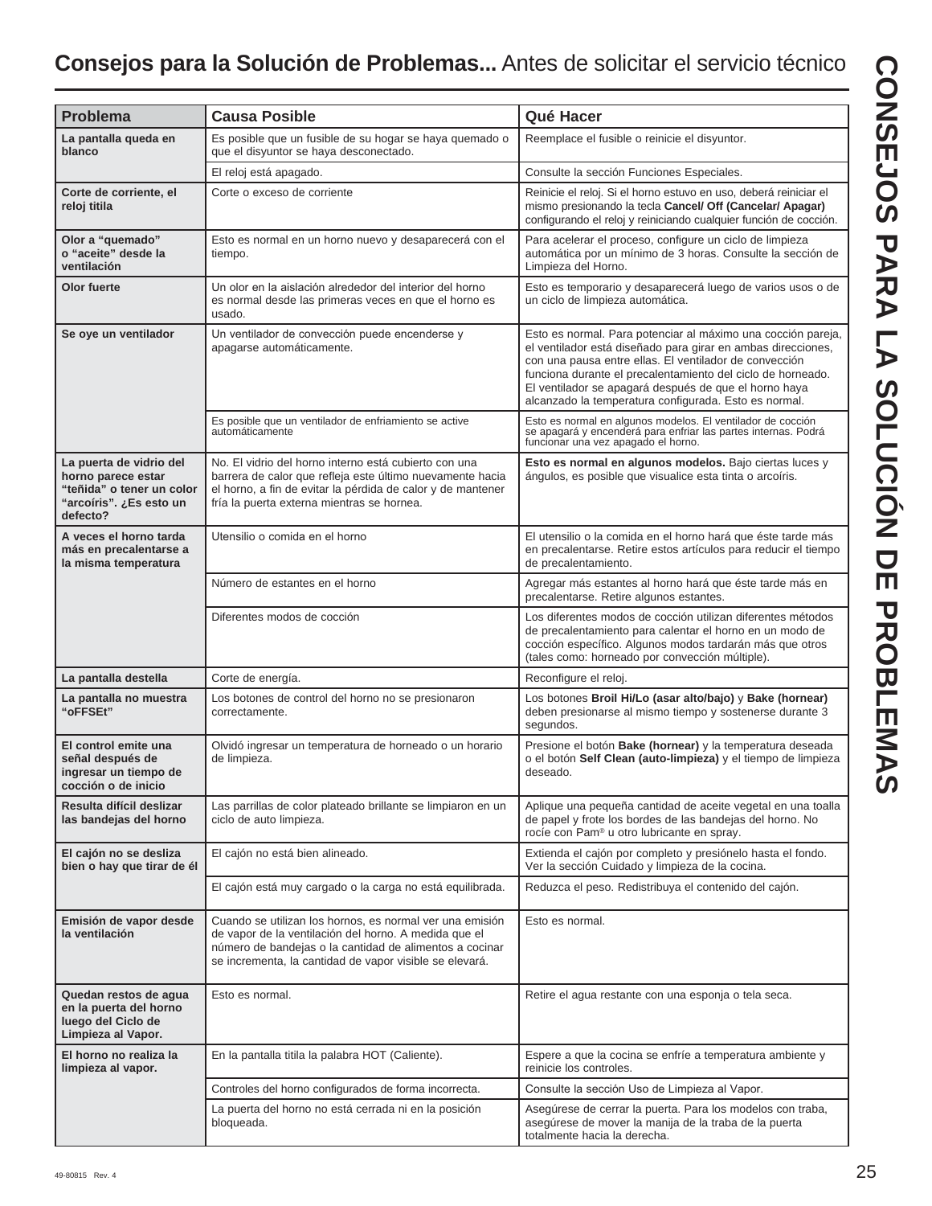## **Consejos para la Solución de Problemas...** Antes de solicitar el servicio técnico

| Problema | Causa Posible | Qué Hacer |
|---|---|---|
| **La pantalla queda en blanco** | Es posible que un fusible de su hogar se haya quemado o que el disyuntor se haya desconectado. | Reemplace el fusible o reinicie el disyuntor. |
| | El reloj está apagado. | Consulte la sección Funciones Especiales. |
| **Corte de corriente, el reloj titila** | Corte o exceso de corriente | Reinicie el reloj. Si el horno estuvo en uso, deberá reiniciar el mismo presionando la tecla **Cancel/ Off (Cancelar/ Apagar)** configurando el reloj y reiniciando cualquier función de cocción. |
| **Olor a "quemado" o "aceite" desde la ventilación** | Esto es normal en un horno nuevo y desaparecerá con el tiempo. | Para acelerar el proceso, configure un ciclo de limpieza automática por un mínimo de 3 horas. Consulte la sección de Limpieza del Horno. |
| **Olor fuerte** | Un olor en la aislación alrededor del interior del horno es normal desde las primeras veces en que el horno es usado. | Esto es temporario y desaparecerá luego de varios usos o de un ciclo de limpieza automática. |
| **Se oye un ventilador** | Un ventilador de convección puede encenderse y apagarse automáticamente. | Esto es normal. Para potenciar al máximo una cocción pareja, el ventilador está diseñado para girar en ambas direcciones, con una pausa entre ellas. El ventilador de convección funciona durante el precalentamiento del ciclo de horneado. El ventilador se apagará después de que el horno haya alcanzado la temperatura configurada. Esto es normal. |
| | Es posible que un ventilador de enfriamiento se active automáticamente | Esto es normal en algunos modelos. El ventilador de cocción se apagará y encenderá para enfriar las partes internas. Podrá funcionar una vez apagado el horno. |
| **La puerta de vidrio del horno parece estar "teñida" o tener un color "arcoíris". ¿Es esto un defecto?** | No. El vidrio del horno interno está cubierto con una barrera de calor que refleja este último nuevamente hacia el horno, a fin de evitar la pérdida de calor y de mantener fría la puerta externa mientras se hornea. | **Esto es normal en algunos modelos.** Bajo ciertas luces y ángulos, es posible que visualice esta tinta o arcoíris. |
| **A veces el horno tarda más en precalentarse a la misma temperatura** | Utensilio o comida en el horno | El utensilio o la comida en el horno hará que éste tarde más en precalentarse. Retire estos artículos para reducir el tiempo de precalentamiento. |
| | Número de estantes en el horno | Agregar más estantes al horno hará que éste tarde más en precalentarse. Retire algunos estantes. |
| | Diferentes modos de cocción | Los diferentes modos de cocción utilizan diferentes métodos de precalentamiento para calentar el horno en un modo de cocción específico. Algunos modos tardarán más que otros (tales como: horneado por convección múltiple). |
| **La pantalla destella** | Corte de energía. | Reconfigure el reloj. |
| **La pantalla no muestra "oFFSEt"** | Los botones de control del horno no se presionaron correctamente. | Los botones **Broil Hi/Lo (asar alto/bajo)** y **Bake (hornear)** deben presionarse al mismo tiempo y sostenerse durante 3 segundos. |
| **El control emite una señal después de ingresar un tiempo de cocción o de inicio** | Olvidó ingresar un temperatura de horneado o un horario de limpieza. | Presione el botón **Bake (hornear)** y la temperatura deseada o el botón **Self Clean (auto-limpieza)** y el tiempo de limpieza deseado. |
| **Resulta difícil deslizar las bandejas del horno** | Las parrillas de color plateado brillante se limpiaron en un ciclo de auto limpieza. | Aplique una pequeña cantidad de aceite vegetal en una toalla de papel y frote los bordes de las bandejas del horno. No rocíe con Pam® u otro lubricante en spray. |
| **El cajón no se desliza bien o hay que tirar de él** | El cajón no está bien alineado. | Extienda el cajón por completo y presiónelo hasta el fondo. Ver la sección Cuidado y limpieza de la cocina. |
| | El cajón está muy cargado o la carga no está equilibrada. | Reduzca el peso. Redistribuya el contenido del cajón. |
| **Emisión de vapor desde la ventilación** | Cuando se utilizan los hornos, es normal ver una emisión de vapor de la ventilación del horno. A medida que el número de bandejas o la cantidad de alimentos a cocinar se incrementa, la cantidad de vapor visible se elevará. | Esto es normal. |
| **Quedan restos de agua en la puerta del horno luego del Ciclo de Limpieza al Vapor.** | Esto es normal. | Retire el agua restante con una esponja o tela seca. |
| **El horno no realiza la limpieza al vapor.** | En la pantalla titila la palabra HOT (Caliente). | Espere a que la cocina se enfríe a temperatura ambiente y reinicie los controles. |
| | Controles del horno configurados de forma incorrecta. | Consulte la sección Uso de Limpieza al Vapor. |
| | La puerta del horno no está cerrada ni en la posición bloqueada. | Asegúrese de cerrar la puerta. Para los modelos con traba, asegúrese de mover la manija de la traba de la puerta totalmente hacia la derecha. |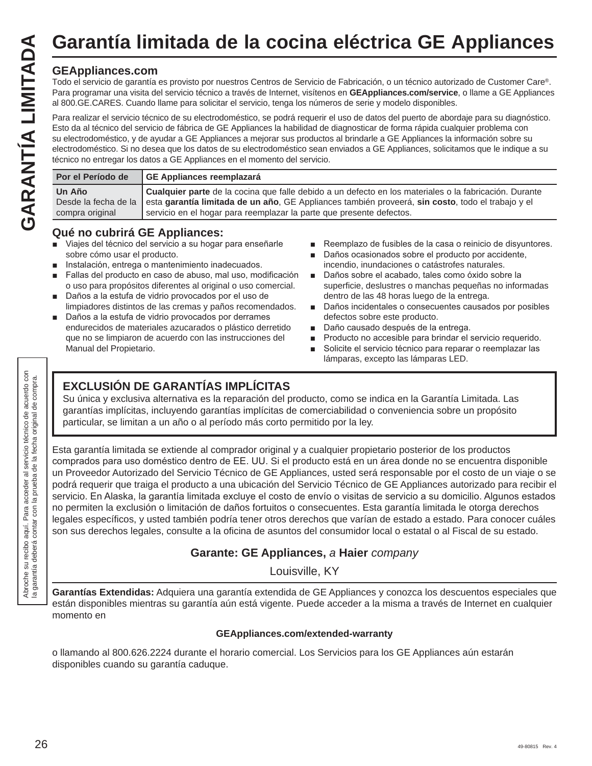# Garantía limitada de la cocina eléctrica GE Appliances

### GEAppliances.com

Todo el servicio de garantía es provisto por nuestros Centros de Servicio de Fabricación, o un técnico autorizado de Customer Care®. Para programar una visita del servicio técnico a través de Internet, visítenos en **GEAppliances.com/service**, o llame a GE Appliances al 800.GE.CARES. Cuando llame para solicitar el servicio, tenga los números de serie y modelo disponibles.

Para realizar el servicio técnico de su electrodoméstico, se podrá requerir el uso de datos del puerto de abordaje para su diagnóstico. Esto da al técnico del servicio de fábrica de GE Appliances la habilidad de diagnosticar de forma rápida cualquier problema con su electrodoméstico, y de ayudar a GE Appliances a mejorar sus productos al brindarle a GE Appliances la información sobre su electrodoméstico. Si no desea que los datos de su electrodoméstico sean enviados a GE Appliances, solicitamos que le indique a su técnico no entregar los datos a GE Appliances en el momento del servicio.

| Por el Período de | GE Appliances reemplazará |
|---|---|
| **Un Año** Desde la fecha de la compra original | **Cualquier parte** de la cocina que falle debido a un defecto en los materiales o la fabricación. Durante esta **garantía limitada de un año**, GE Appliances también proveerá, **sin costo**, todo el trabajo y el servicio en el hogar para reemplazar la parte que presente defectos. |

### Qué no cubrirá GE Appliances:

- Viajes del técnico del servicio a su hogar para enseñarle sobre cómo usar el producto.
- Instalación, entrega o mantenimiento inadecuados.
- Fallas del producto en caso de abuso, mal uso, modificación o uso para propósitos diferentes al original o uso comercial.
- Daños a la estufa de vidrio provocados por el uso de limpiadores distintos de las cremas y paños recomendados.
- Daños a la estufa de vidrio provocados por derrames endurecidos de materiales azucarados o plástico derretido que no se limpiaron de acuerdo con las instrucciones del Manual del Propietario.
- Reemplazo de fusibles de la casa o reinicio de disyuntores.
- Daños ocasionados sobre el producto por accidente, incendio, inundaciones o catástrofes naturales.
- Daños sobre el acabado, tales como óxido sobre la superficie, deslustres o manchas pequeñas no informadas dentro de las 48 horas luego de la entrega.
- Daños incidentales o consecuentes causados por posibles defectos sobre este producto.
- Daño causado después de la entrega.
- Producto no accesible para brindar el servicio requerido.
- Solicite el servicio técnico para reparar o reemplazar las lámparas, excepto las lámparas LED.

### EXCLUSIÓN DE GARANTÍAS IMPLÍCITAS

Su única y exclusiva alternativa es la reparación del producto, como se indica en la Garantía Limitada. Las garantías implícitas, incluyendo garantías implícitas de comerciabilidad o conveniencia sobre un propósito particular, se limitan a un año o al período más corto permitido por la ley.

Esta garantía limitada se extiende al comprador original y a cualquier propietario posterior de los productos comprados para uso doméstico dentro de EE. UU. Si el producto está en un área donde no se encuentra disponible un Proveedor Autorizado del Servicio Técnico de GE Appliances, usted será responsable por el costo de un viaje o se podrá requerir que traiga el producto a una ubicación del Servicio Técnico de GE Appliances autorizado para recibir el servicio. En Alaska, la garantía limitada excluye el costo de envío o visitas de servicio a su domicilio. Algunos estados no permiten la exclusión o limitación de daños fortuitos o consecuentes. Esta garantía limitada le otorga derechos legales específicos, y usted también podría tener otros derechos que varían de estado a estado. Para conocer cuáles son sus derechos legales, consulte a la oficina de asuntos del consumidor local o estatal o al Fiscal de su estado.

**Garante: GE Appliances,** *a* **Haier** *company*

Louisville, KY

**Garantías Extendidas:** Adquiera una garantía extendida de GE Appliances y conozca los descuentos especiales que están disponibles mientras su garantía aún está vigente. Puede acceder a la misma a través de Internet en cualquier momento en

**GEAppliances.com/extended-warranty**

o llamando al 800.626.2224 durante el horario comercial. Los Servicios para los GE Appliances aún estarán disponibles cuando su garantía caduque.

Abroche su recibo aquí. Para acceder al servicio técnico de acuerdo con la garantía deberá contar con la prueba de la fecha original de compra.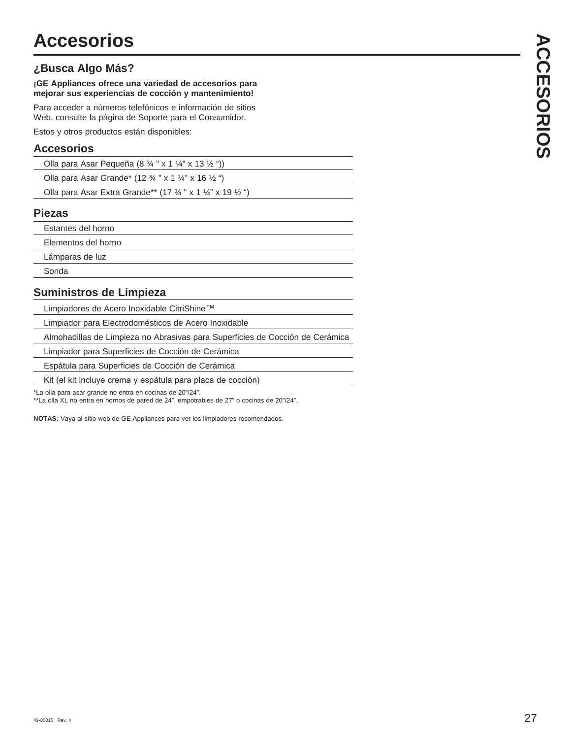# Accesorios

## ¿Busca Algo Más?

**¡GE Appliances ofrece una variedad de accesorios para mejorar sus experiencias de cocción y mantenimiento!**

Para acceder a números telefónicos e información de sitios Web, consulte la página de Soporte para el Consumidor.

Estos y otros productos están disponibles:

### Accesorios

- Olla para Asar Pequeña (8 ¾ " x 1 ¼" x 13 ½ "))
- Olla para Asar Grande* (12 ¾ " x 1 ¼" x 16 ½ ")
- Olla para Asar Extra Grande** (17 ¾ " x 1 ¼" x 19 ½ ")

### Piezas

- Estantes del horno
- Elementos del horno
- Lámparas de luz
- Sonda

### Suministros de Limpieza

- Limpiadores de Acero Inoxidable CitriShine™
- Limpiador para Electrodomésticos de Acero Inoxidable
- Almohadillas de Limpieza no Abrasivas para Superficies de Cocción de Cerámica
- Limpiador para Superficies de Cocción de Cerámica
- Espátula para Superficies de Cocción de Cerámica
- Kit (el kit incluye crema y espátula para placa de cocción)

*La olla para asar grande no entra en cocinas de 20"/24".
**La olla XL no entra en hornos de pared de 24", empotrables de 27" o cocinas de 20"/24".

**NOTAS:** Vaya al sitio web de GE Appliances para ver los limpiadores recomendados.

49-80815 Rev. 4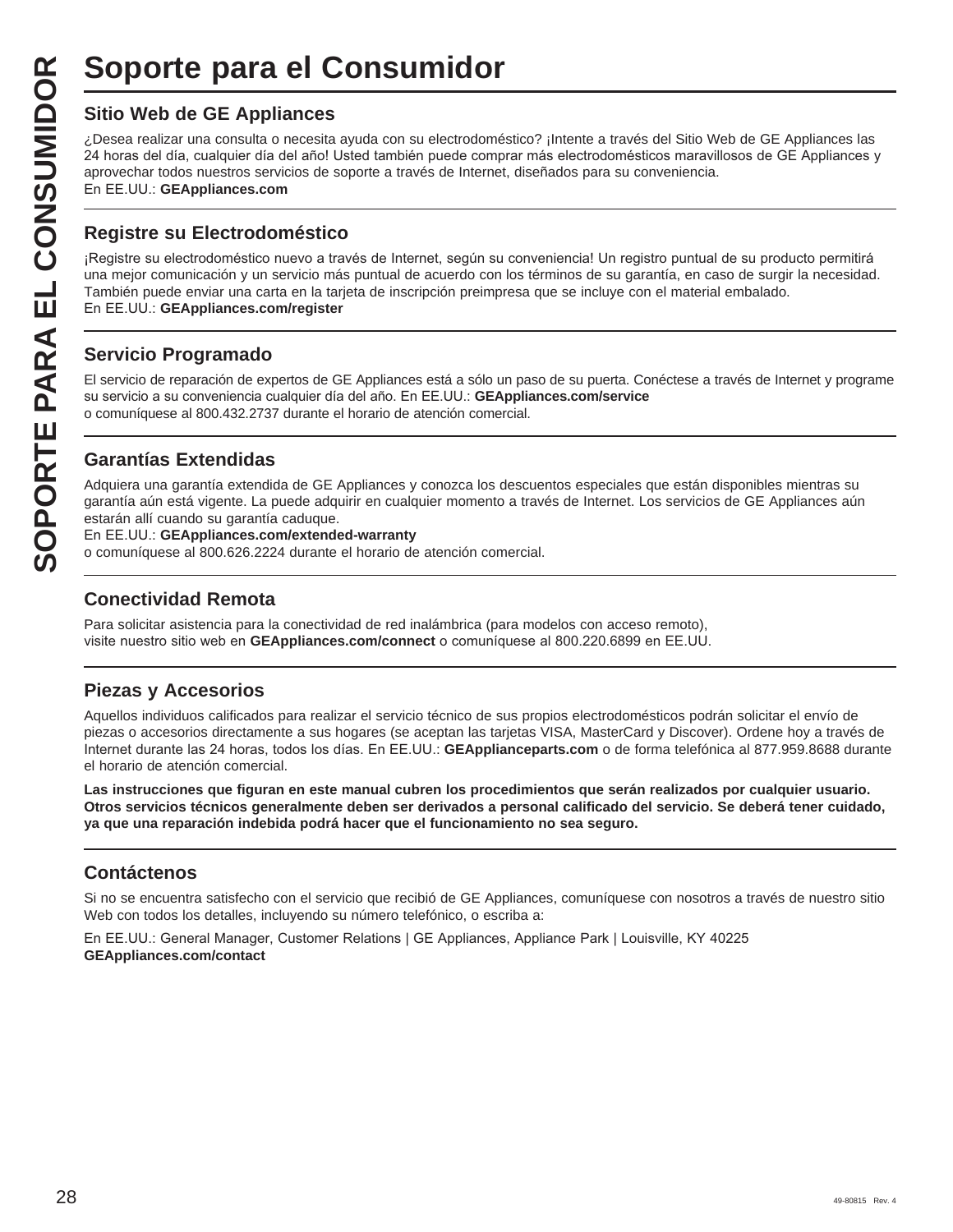# Soporte para el Consumidor

## Sitio Web de GE Appliances

¿Desea realizar una consulta o necesita ayuda con su electrodoméstico? ¡Intente a través del Sitio Web de GE Appliances las 24 horas del día, cualquier día del año! Usted también puede comprar más electrodomésticos maravillosos de GE Appliances y aprovechar todos nuestros servicios de soporte a través de Internet, diseñados para su conveniencia.
En EE.UU.: **GEAppliances.com**

## Registre su Electrodoméstico

¡Registre su electrodoméstico nuevo a través de Internet, según su conveniencia! Un registro puntual de su producto permitirá una mejor comunicación y un servicio más puntual de acuerdo con los términos de su garantía, en caso de surgir la necesidad. También puede enviar una carta en la tarjeta de inscripción preimpresa que se incluye con el material embalado.
En EE.UU.: **GEAppliances.com/register**

## Servicio Programado

El servicio de reparación de expertos de GE Appliances está a sólo un paso de su puerta. Conéctese a través de Internet y programe su servicio a su conveniencia cualquier día del año. En EE.UU.: **GEAppliances.com/service**
o comuníquese al 800.432.2737 durante el horario de atención comercial.

## Garantías Extendidas

Adquiera una garantía extendida de GE Appliances y conozca los descuentos especiales que están disponibles mientras su garantía aún está vigente. La puede adquirir en cualquier momento a través de Internet. Los servicios de GE Appliances aún estarán allí cuando su garantía caduque.
En EE.UU.: **GEAppliances.com/extended-warranty**
o comuníquese al 800.626.2224 durante el horario de atención comercial.

## Conectividad Remota

Para solicitar asistencia para la conectividad de red inalámbrica (para modelos con acceso remoto), visite nuestro sitio web en **GEAppliances.com/connect** o comuníquese al 800.220.6899 en EE.UU.

## Piezas y Accesorios

Aquellos individuos calificados para realizar el servicio técnico de sus propios electrodomésticos podrán solicitar el envío de piezas o accesorios directamente a sus hogares (se aceptan las tarjetas VISA, MasterCard y Discover). Ordene hoy a través de Internet durante las 24 horas, todos los días. En EE.UU.: **GEApplianceparts.com** o de forma telefónica al 877.959.8688 durante el horario de atención comercial.

**Las instrucciones que figuran en este manual cubren los procedimientos que serán realizados por cualquier usuario. Otros servicios técnicos generalmente deben ser derivados a personal calificado del servicio. Se deberá tener cuidado, ya que una reparación indebida podrá hacer que el funcionamiento no sea seguro.**

## Contáctenos

Si no se encuentra satisfecho con el servicio que recibió de GE Appliances, comuníquese con nosotros a través de nuestro sitio Web con todos los detalles, incluyendo su número telefónico, o escriba a:

En EE.UU.: General Manager, Customer Relations | GE Appliances, Appliance Park | Louisville, KY 40225
**GEAppliances.com/contact**